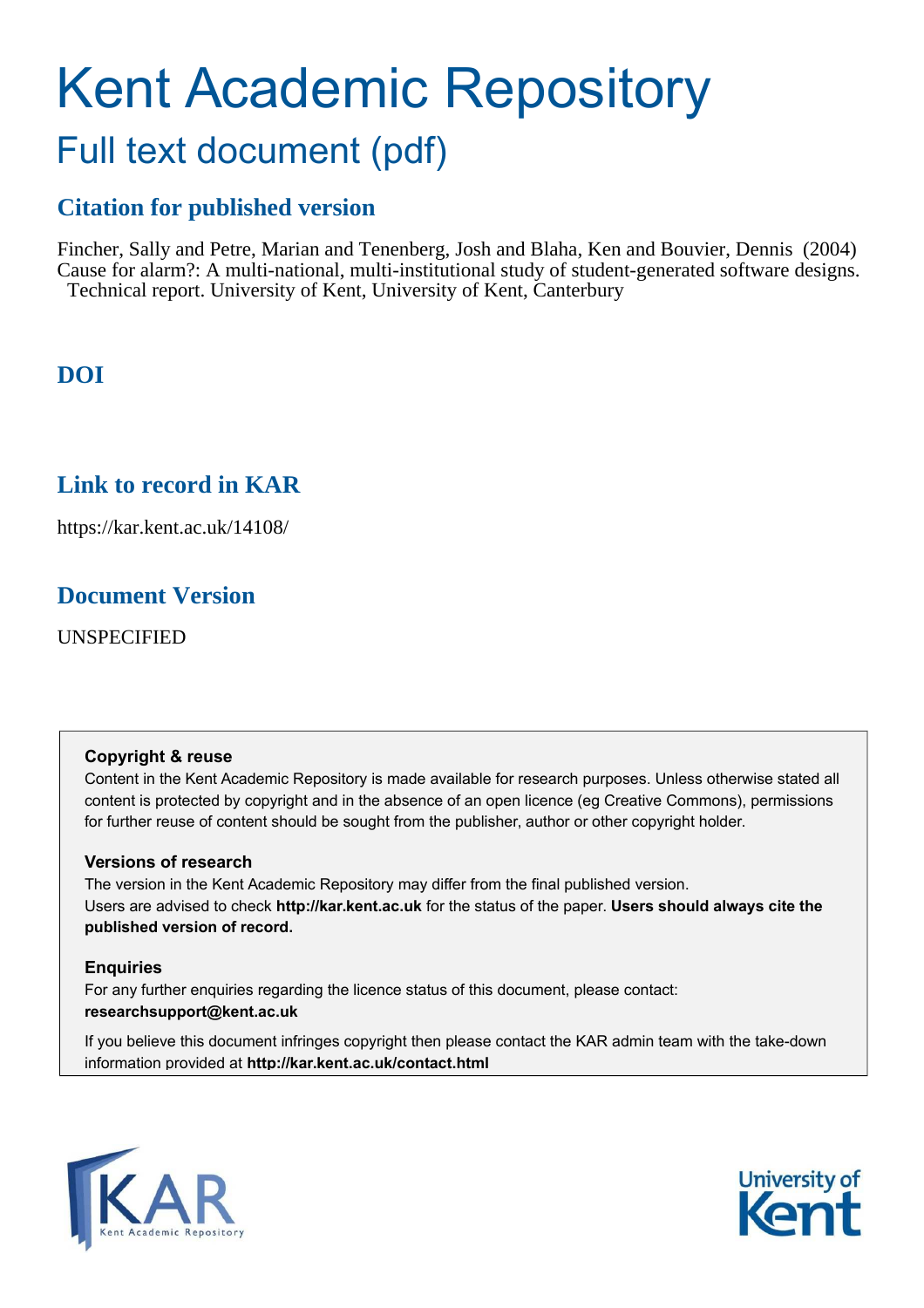# Kent Academic Repository

## Full text document (pdf)

## Citation for published version

Fincher, Sally and Petre, Marian and Tenenberg, Josh and Blaha, Ken and Bouvier, Dennis (2004) Cause for alarm?: A multi-national, multi-institutional study of student-generated software designs. Technical report. University of Kent, University of Kent, Canterbury

## DOI

## Link to record in KAR

https://kar.kent.ac.uk/14108/

## Document Version

UNSPECIFIED

**Copyright & reuse**

Content in the Kent Academic Repository is made available for research purposes. Unless otherwise stated all content is protected by copyright and in the absence of an open licence (eg Creative Commons), permissions for further reuse of content should be sought from the publisher, author or other copyright holder.

**Versions of research**

The version in the Kent Academic Repository may differ from the final published version. Users are advised to check **http://kar.kent.ac.uk** for the status of the paper. **Users should always cite the published version of record.**

**Enquiries**

For any further enquiries regarding the licence status of this document, please contact: **researchsupport@kent.ac.uk**

If you believe this document infringes copyright then please contact the KAR admin team with the take-down information provided at **http://kar.kent.ac.uk/contact.html**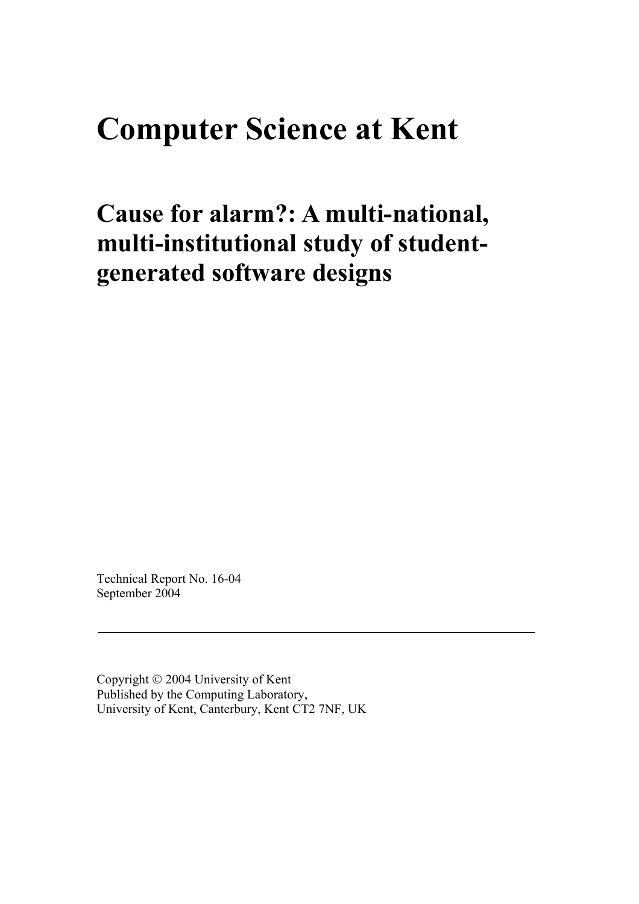# Computer Science at Kent

## Cause for alarm?: A multi-national, multi-institutional study of student-generated software designs

Technical Report No. 16-04
September 2004

---

Copyright © 2004 University of Kent
Published by the Computing Laboratory,
University of Kent, Canterbury, Kent CT2 7NF, UK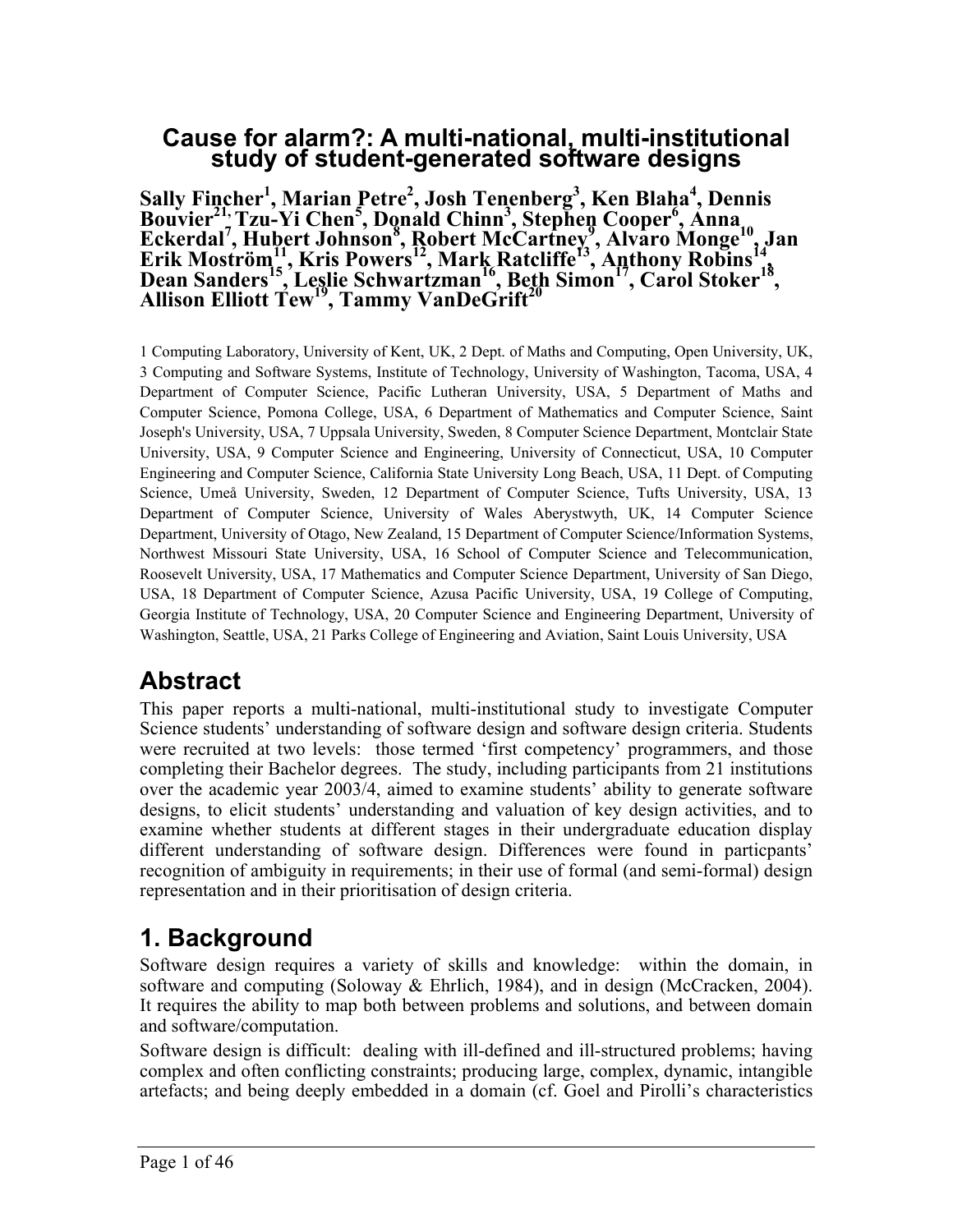# Cause for alarm?: A multi-national, multi-institutional study of student-generated software designs

**Sally Fincher[1], Marian Petre[2], Josh Tenenberg[3], Ken Blaha[4], Dennis Bouvier[21], Tzu-Yi Chen[5], Donald Chinn[3], Stephen Cooper[6], Anna Eckerdal[7], Hubert Johnson[8], Robert McCartney[9], Alvaro Monge[10], Jan Erik Moström[11], Kris Powers[12], Mark Ratcliffe[13], Anthony Robins[14], Dean Sanders[15], Leslie Schwartzman[16], Beth Simon[17], Carol Stoker[18], Allison Elliott Tew[19], Tammy VanDeGrift[20]**

1 Computing Laboratory, University of Kent, UK, 2 Dept. of Maths and Computing, Open University, UK, 3 Computing and Software Systems, Institute of Technology, University of Washington, Tacoma, USA, 4 Department of Computer Science, Pacific Lutheran University, USA, 5 Department of Maths and Computer Science, Pomona College, USA, 6 Department of Mathematics and Computer Science, Saint Joseph's University, USA, 7 Uppsala University, Sweden, 8 Computer Science Department, Montclair State University, USA, 9 Computer Science and Engineering, University of Connecticut, USA, 10 Computer Engineering and Computer Science, California State University Long Beach, USA, 11 Dept. of Computing Science, Umeå University, Sweden, 12 Department of Computer Science, Tufts University, USA, 13 Department of Computer Science, University of Wales Aberystwyth, UK, 14 Computer Science Department, University of Otago, New Zealand, 15 Department of Computer Science/Information Systems, Northwest Missouri State University, USA, 16 School of Computer Science and Telecommunication, Roosevelt University, USA, 17 Mathematics and Computer Science Department, University of San Diego, USA, 18 Department of Computer Science, Azusa Pacific University, USA, 19 College of Computing, Georgia Institute of Technology, USA, 20 Computer Science and Engineering Department, University of Washington, Seattle, USA, 21 Parks College of Engineering and Aviation, Saint Louis University, USA

## Abstract

This paper reports a multi-national, multi-institutional study to investigate Computer Science students' understanding of software design and software design criteria. Students were recruited at two levels: those termed 'first competency' programmers, and those completing their Bachelor degrees. The study, including participants from 21 institutions over the academic year 2003/4, aimed to examine students' ability to generate software designs, to elicit students' understanding and valuation of key design activities, and to examine whether students at different stages in their undergraduate education display different understanding of software design. Differences were found in particpants' recognition of ambiguity in requirements; in their use of formal (and semi-formal) design representation and in their prioritisation of design criteria.

## 1. Background

Software design requires a variety of skills and knowledge: within the domain, in software and computing (Soloway & Ehrlich, 1984), and in design (McCracken, 2004). It requires the ability to map both between problems and solutions, and between domain and software/computation.

Software design is difficult: dealing with ill-defined and ill-structured problems; having complex and often conflicting constraints; producing large, complex, dynamic, intangible artefacts; and being deeply embedded in a domain (cf. Goel and Pirolli's characteristics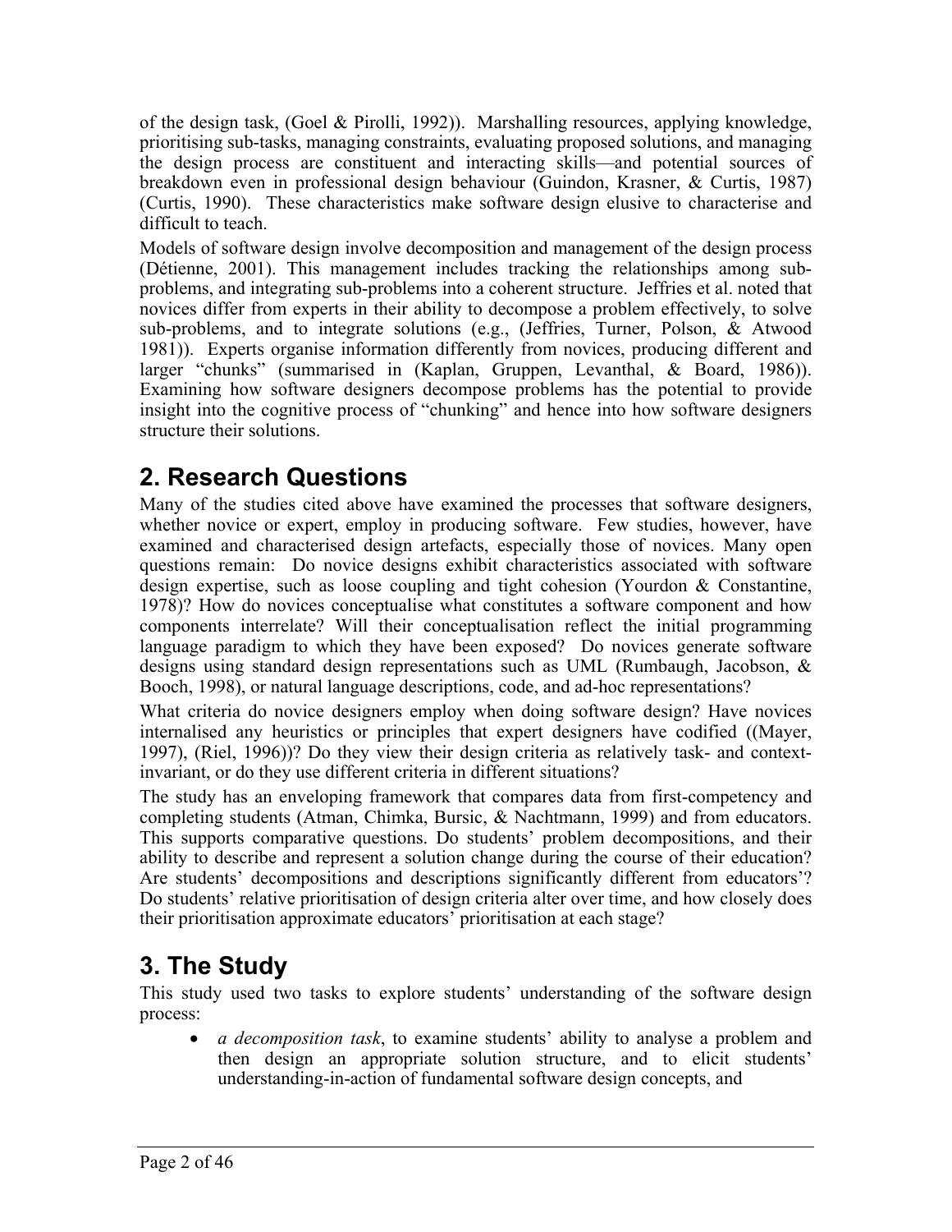of the design task, (Goel & Pirolli, 1992)). Marshalling resources, applying knowledge, prioritising sub-tasks, managing constraints, evaluating proposed solutions, and managing the design process are constituent and interacting skills—and potential sources of breakdown even in professional design behaviour (Guindon, Krasner, & Curtis, 1987) (Curtis, 1990). These characteristics make software design elusive to characterise and difficult to teach.

Models of software design involve decomposition and management of the design process (Détienne, 2001). This management includes tracking the relationships among sub-problems, and integrating sub-problems into a coherent structure. Jeffries et al. noted that novices differ from experts in their ability to decompose a problem effectively, to solve sub-problems, and to integrate solutions (e.g., (Jeffries, Turner, Polson, & Atwood 1981)). Experts organise information differently from novices, producing different and larger "chunks" (summarised in (Kaplan, Gruppen, Levanthal, & Board, 1986)). Examining how software designers decompose problems has the potential to provide insight into the cognitive process of "chunking" and hence into how software designers structure their solutions.

# 2. Research Questions

Many of the studies cited above have examined the processes that software designers, whether novice or expert, employ in producing software. Few studies, however, have examined and characterised design artefacts, especially those of novices. Many open questions remain: Do novice designs exhibit characteristics associated with software design expertise, such as loose coupling and tight cohesion (Yourdon & Constantine, 1978)? How do novices conceptualise what constitutes a software component and how components interrelate? Will their conceptualisation reflect the initial programming language paradigm to which they have been exposed? Do novices generate software designs using standard design representations such as UML (Rumbaugh, Jacobson, & Booch, 1998), or natural language descriptions, code, and ad-hoc representations?

What criteria do novice designers employ when doing software design? Have novices internalised any heuristics or principles that expert designers have codified ((Mayer, 1997), (Riel, 1996))? Do they view their design criteria as relatively task- and context-invariant, or do they use different criteria in different situations?

The study has an enveloping framework that compares data from first-competency and completing students (Atman, Chimka, Bursic, & Nachtmann, 1999) and from educators. This supports comparative questions. Do students' problem decompositions, and their ability to describe and represent a solution change during the course of their education? Are students' decompositions and descriptions significantly different from educators'? Do students' relative prioritisation of design criteria alter over time, and how closely does their prioritisation approximate educators' prioritisation at each stage?

# 3. The Study

This study used two tasks to explore students' understanding of the software design process:

- *a decomposition task*, to examine students' ability to analyse a problem and then design an appropriate solution structure, and to elicit students' understanding-in-action of fundamental software design concepts, and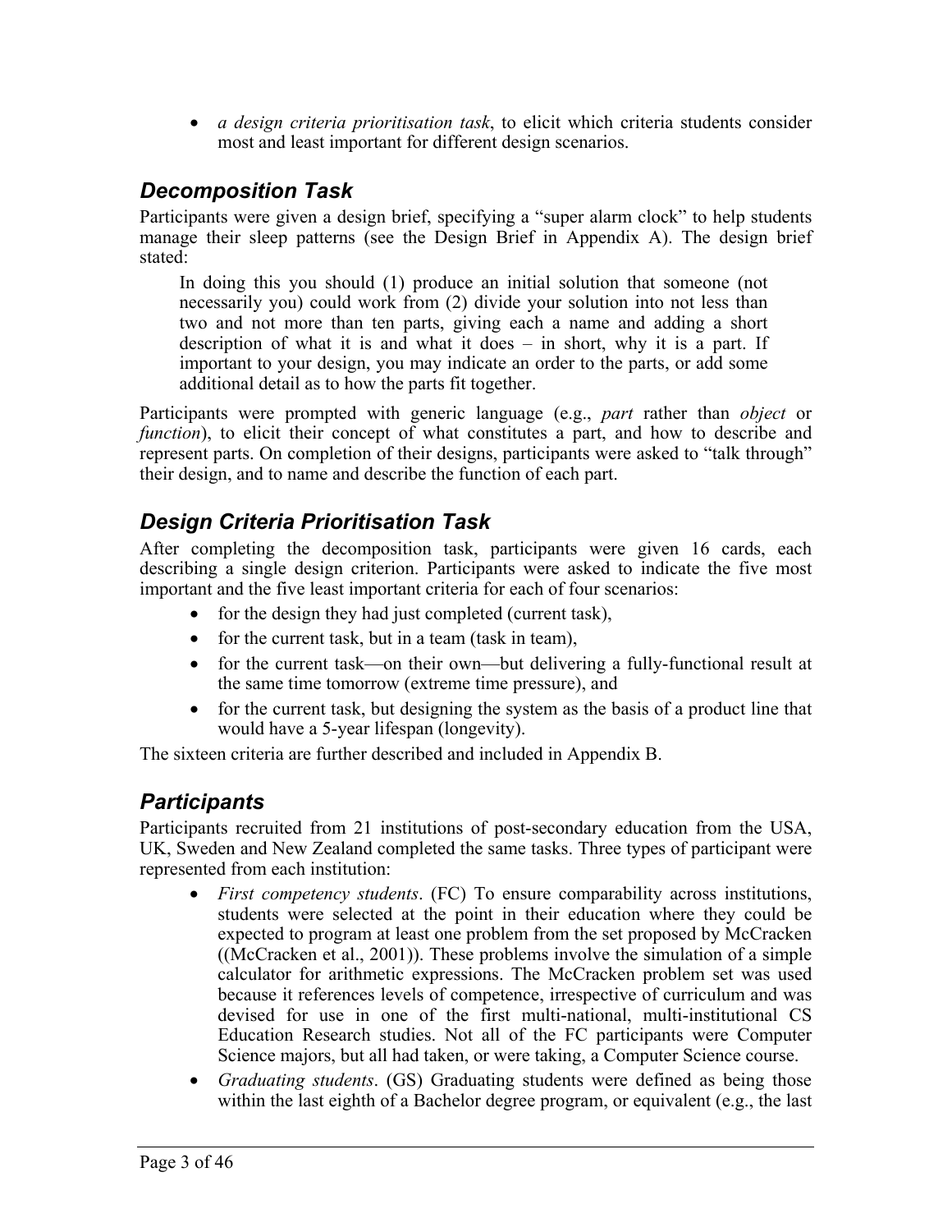- *a design criteria prioritisation task*, to elicit which criteria students consider most and least important for different design scenarios.

## Decomposition Task

Participants were given a design brief, specifying a "super alarm clock" to help students manage their sleep patterns (see the Design Brief in Appendix A). The design brief stated:

> In doing this you should (1) produce an initial solution that someone (not necessarily you) could work from (2) divide your solution into not less than two and not more than ten parts, giving each a name and adding a short description of what it is and what it does – in short, why it is a part. If important to your design, you may indicate an order to the parts, or add some additional detail as to how the parts fit together.

Participants were prompted with generic language (e.g., *part* rather than *object* or *function*), to elicit their concept of what constitutes a part, and how to describe and represent parts. On completion of their designs, participants were asked to "talk through" their design, and to name and describe the function of each part.

## Design Criteria Prioritisation Task

After completing the decomposition task, participants were given 16 cards, each describing a single design criterion. Participants were asked to indicate the five most important and the five least important criteria for each of four scenarios:

- for the design they had just completed (current task),
- for the current task, but in a team (task in team),
- for the current task—on their own—but delivering a fully-functional result at the same time tomorrow (extreme time pressure), and
- for the current task, but designing the system as the basis of a product line that would have a 5-year lifespan (longevity).

The sixteen criteria are further described and included in Appendix B.

## Participants

Participants recruited from 21 institutions of post-secondary education from the USA, UK, Sweden and New Zealand completed the same tasks. Three types of participant were represented from each institution:

- *First competency students*. (FC) To ensure comparability across institutions, students were selected at the point in their education where they could be expected to program at least one problem from the set proposed by McCracken ((McCracken et al., 2001)). These problems involve the simulation of a simple calculator for arithmetic expressions. The McCracken problem set was used because it references levels of competence, irrespective of curriculum and was devised for use in one of the first multi-national, multi-institutional CS Education Research studies. Not all of the FC participants were Computer Science majors, but all had taken, or were taking, a Computer Science course.
- *Graduating students*. (GS) Graduating students were defined as being those within the last eighth of a Bachelor degree program, or equivalent (e.g., the last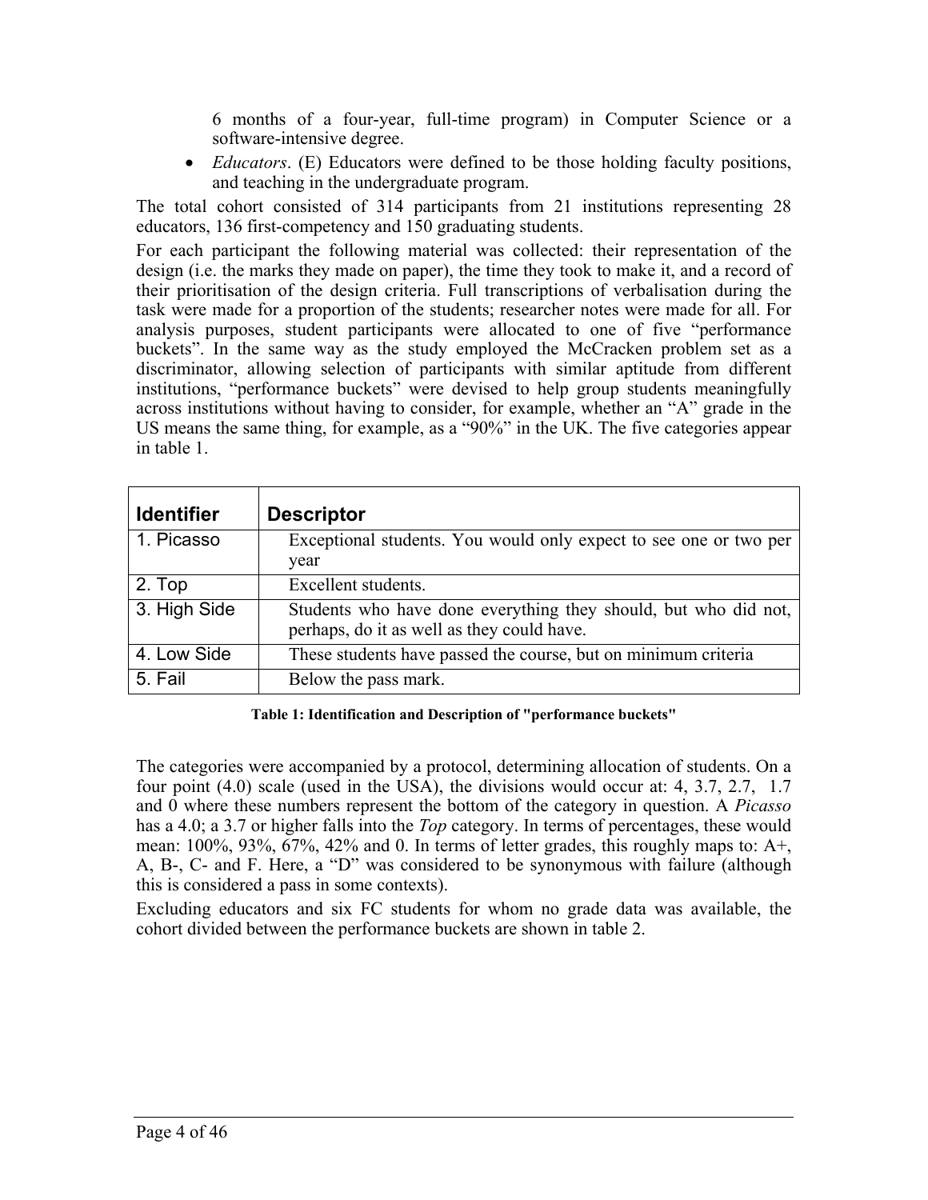6 months of a four-year, full-time program) in Computer Science or a software-intensive degree.

- *Educators*. (E) Educators were defined to be those holding faculty positions, and teaching in the undergraduate program.

The total cohort consisted of 314 participants from 21 institutions representing 28 educators, 136 first-competency and 150 graduating students.

For each participant the following material was collected: their representation of the design (i.e. the marks they made on paper), the time they took to make it, and a record of their prioritisation of the design criteria. Full transcriptions of verbalisation during the task were made for a proportion of the students; researcher notes were made for all. For analysis purposes, student participants were allocated to one of five "performance buckets". In the same way as the study employed the McCracken problem set as a discriminator, allowing selection of participants with similar aptitude from different institutions, "performance buckets" were devised to help group students meaningfully across institutions without having to consider, for example, whether an "A" grade in the US means the same thing, for example, as a "90%" in the UK. The five categories appear in table 1.

| Identifier | Descriptor |
|---|---|
| 1. Picasso | Exceptional students. You would only expect to see one or two per year |
| 2. Top | Excellent students. |
| 3. High Side | Students who have done everything they should, but who did not, perhaps, do it as well as they could have. |
| 4. Low Side | These students have passed the course, but on minimum criteria |
| 5. Fail | Below the pass mark. |

**Table 1: Identification and Description of "performance buckets"**

The categories were accompanied by a protocol, determining allocation of students. On a four point (4.0) scale (used in the USA), the divisions would occur at: 4, 3.7, 2.7, 1.7 and 0 where these numbers represent the bottom of the category in question. A *Picasso* has a 4.0; a 3.7 or higher falls into the *Top* category. In terms of percentages, these would mean: 100%, 93%, 67%, 42% and 0. In terms of letter grades, this roughly maps to: A+, A, B-, C- and F. Here, a "D" was considered to be synonymous with failure (although this is considered a pass in some contexts).

Excluding educators and six FC students for whom no grade data was available, the cohort divided between the performance buckets are shown in table 2.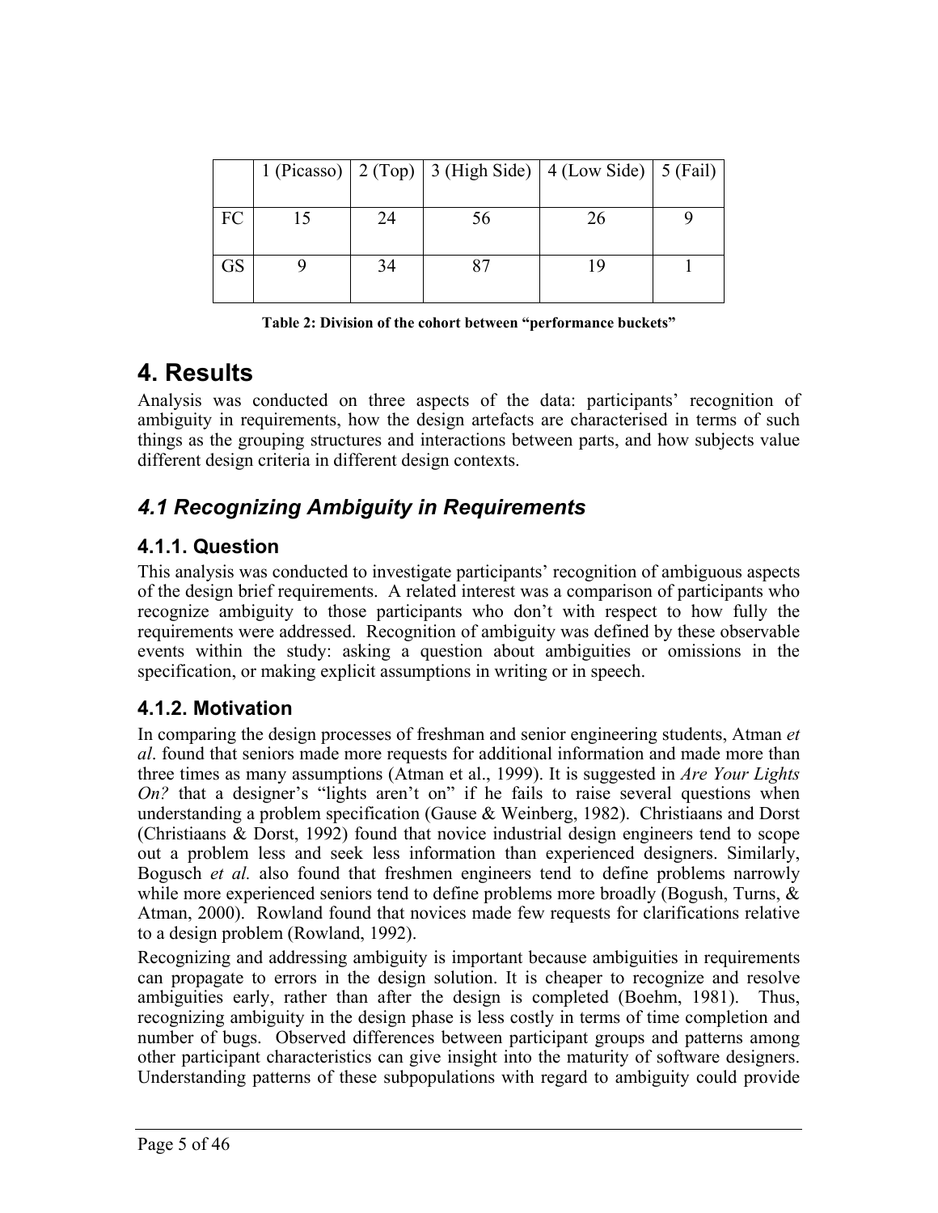| | 1 (Picasso) | 2 (Top) | 3 (High Side) | 4 (Low Side) | 5 (Fail) |
|---|---|---|---|---|---|
| FC | 15 | 24 | 56 | 26 | 9 |
| GS | 9 | 34 | 87 | 19 | 1 |

**Table 2: Division of the cohort between "performance buckets"**

# 4. Results

Analysis was conducted on three aspects of the data: participants' recognition of ambiguity in requirements, how the design artefacts are characterised in terms of such things as the grouping structures and interactions between parts, and how subjects value different design criteria in different design contexts.

## *4.1 Recognizing Ambiguity in Requirements*

### 4.1.1. Question

This analysis was conducted to investigate participants' recognition of ambiguous aspects of the design brief requirements. A related interest was a comparison of participants who recognize ambiguity to those participants who don't with respect to how fully the requirements were addressed. Recognition of ambiguity was defined by these observable events within the study: asking a question about ambiguities or omissions in the specification, or making explicit assumptions in writing or in speech.

### 4.1.2. Motivation

In comparing the design processes of freshman and senior engineering students, Atman *et al*. found that seniors made more requests for additional information and made more than three times as many assumptions (Atman et al., 1999). It is suggested in *Are Your Lights On?* that a designer's "lights aren't on" if he fails to raise several questions when understanding a problem specification (Gause & Weinberg, 1982). Christiaans and Dorst (Christiaans & Dorst, 1992) found that novice industrial design engineers tend to scope out a problem less and seek less information than experienced designers. Similarly, Bogusch *et al.* also found that freshmen engineers tend to define problems narrowly while more experienced seniors tend to define problems more broadly (Bogush, Turns, & Atman, 2000). Rowland found that novices made few requests for clarifications relative to a design problem (Rowland, 1992).

Recognizing and addressing ambiguity is important because ambiguities in requirements can propagate to errors in the design solution. It is cheaper to recognize and resolve ambiguities early, rather than after the design is completed (Boehm, 1981). Thus, recognizing ambiguity in the design phase is less costly in terms of time completion and number of bugs. Observed differences between participant groups and patterns among other participant characteristics can give insight into the maturity of software designers. Understanding patterns of these subpopulations with regard to ambiguity could provide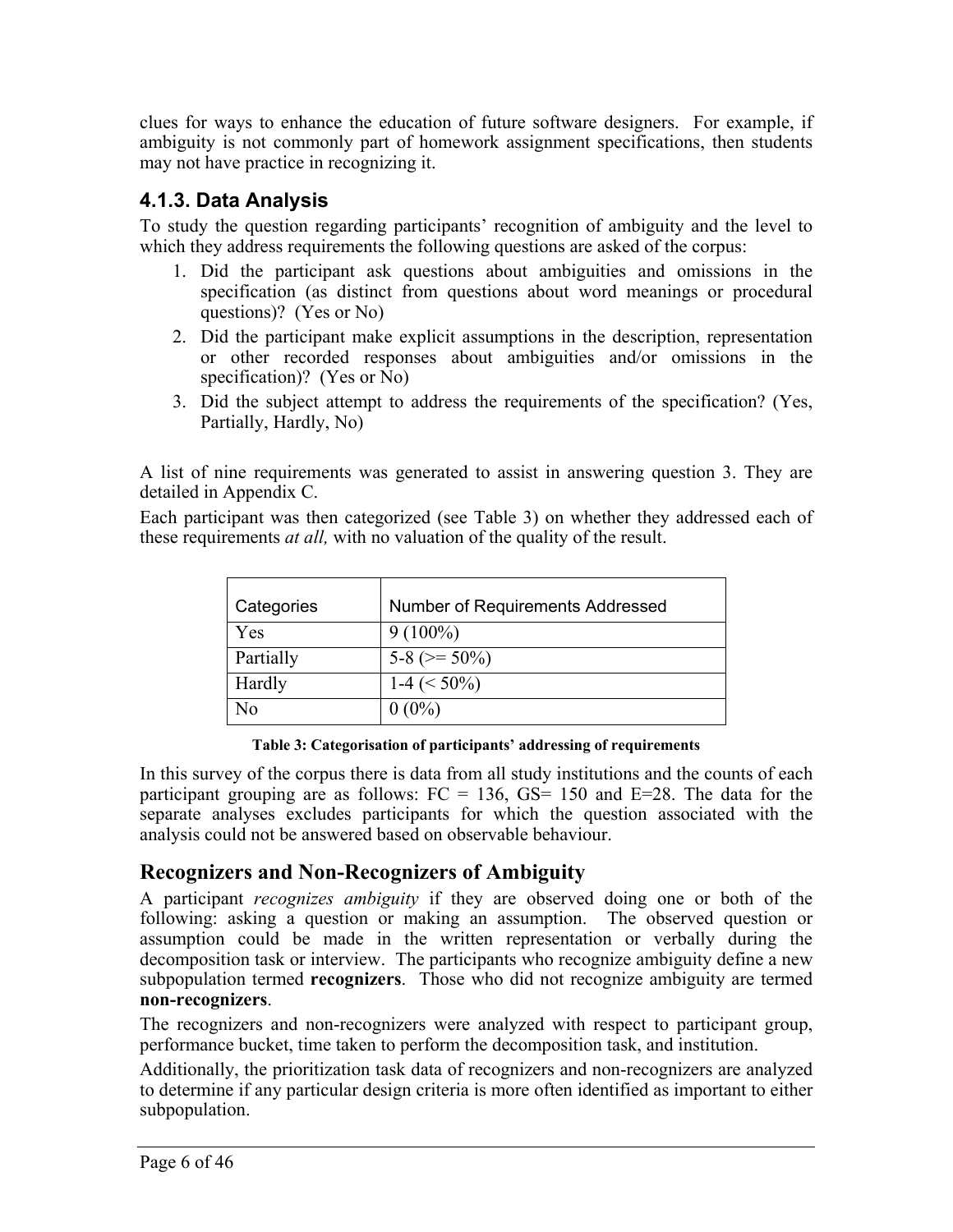clues for ways to enhance the education of future software designers. For example, if ambiguity is not commonly part of homework assignment specifications, then students may not have practice in recognizing it.

### 4.1.3. Data Analysis

To study the question regarding participants' recognition of ambiguity and the level to which they address requirements the following questions are asked of the corpus:

1. Did the participant ask questions about ambiguities and omissions in the specification (as distinct from questions about word meanings or procedural questions)? (Yes or No)
2. Did the participant make explicit assumptions in the description, representation or other recorded responses about ambiguities and/or omissions in the specification)? (Yes or No)
3. Did the subject attempt to address the requirements of the specification? (Yes, Partially, Hardly, No)

A list of nine requirements was generated to assist in answering question 3. They are detailed in Appendix C.

Each participant was then categorized (see Table 3) on whether they addressed each of these requirements *at all,* with no valuation of the quality of the result.

| Categories | Number of Requirements Addressed |
|---|---|
| Yes | 9 (100%) |
| Partially | 5-8 (>= 50%) |
| Hardly | 1-4 (< 50%) |
| No | 0 (0%) |

**Table 3: Categorisation of participants' addressing of requirements**

In this survey of the corpus there is data from all study institutions and the counts of each participant grouping are as follows: FC = 136, GS= 150 and E=28. The data for the separate analyses excludes participants for which the question associated with the analysis could not be answered based on observable behaviour.

## Recognizers and Non-Recognizers of Ambiguity

A participant *recognizes ambiguity* if they are observed doing one or both of the following: asking a question or making an assumption. The observed question or assumption could be made in the written representation or verbally during the decomposition task or interview. The participants who recognize ambiguity define a new subpopulation termed **recognizers**. Those who did not recognize ambiguity are termed **non-recognizers**.

The recognizers and non-recognizers were analyzed with respect to participant group, performance bucket, time taken to perform the decomposition task, and institution.

Additionally, the prioritization task data of recognizers and non-recognizers are analyzed to determine if any particular design criteria is more often identified as important to either subpopulation.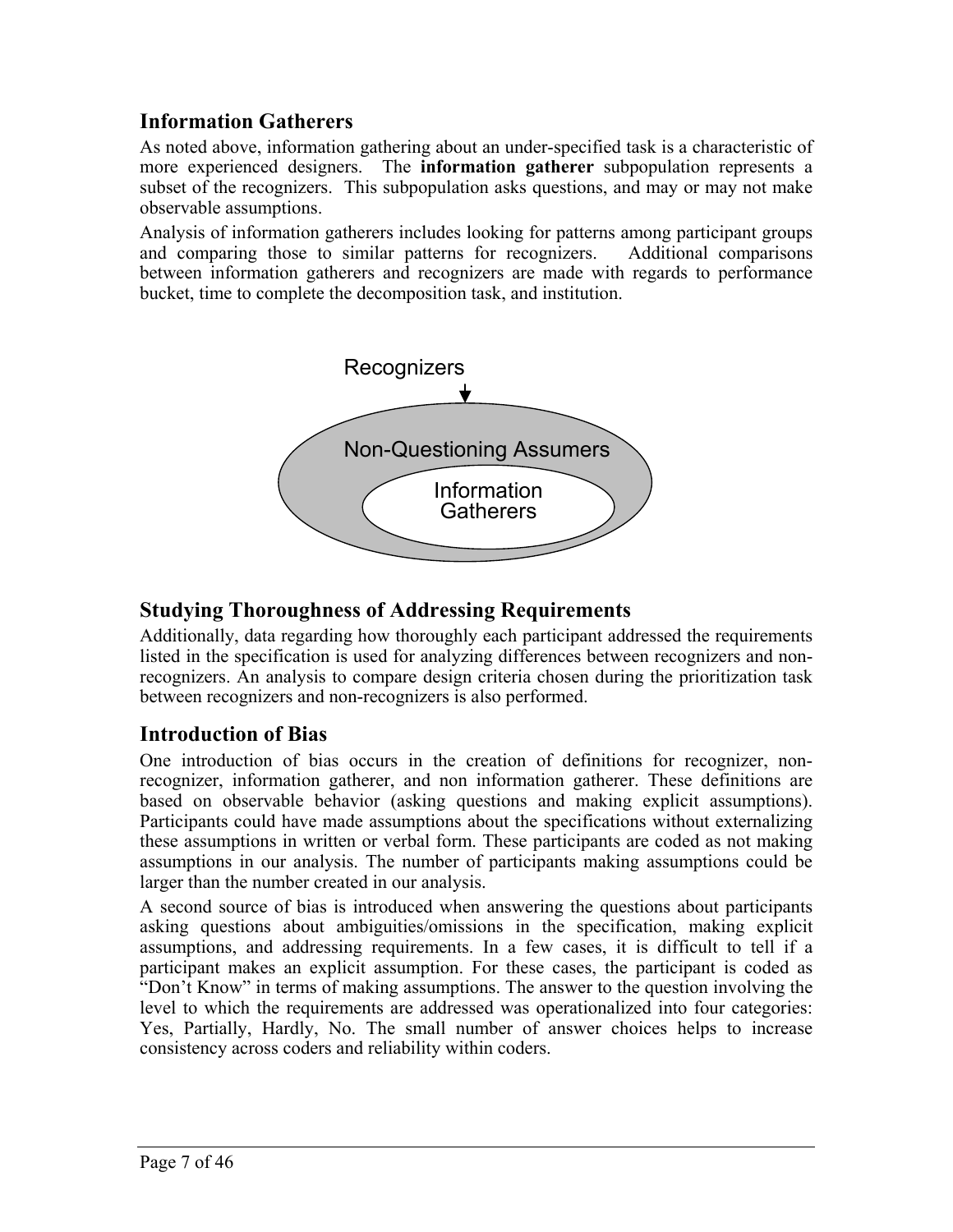## Information Gatherers

As noted above, information gathering about an under-specified task is a characteristic of more experienced designers. The **information gatherer** subpopulation represents a subset of the recognizers. This subpopulation asks questions, and may or may not make observable assumptions.

Analysis of information gatherers includes looking for patterns among participant groups and comparing those to similar patterns for recognizers. Additional comparisons between information gatherers and recognizers are made with regards to performance bucket, time to complete the decomposition task, and institution.

Recognizers

Non-Questioning Assumers

Information Gatherers

## Studying Thoroughness of Addressing Requirements

Additionally, data regarding how thoroughly each participant addressed the requirements listed in the specification is used for analyzing differences between recognizers and non-recognizers. An analysis to compare design criteria chosen during the prioritization task between recognizers and non-recognizers is also performed.

## Introduction of Bias

One introduction of bias occurs in the creation of definitions for recognizer, non-recognizer, information gatherer, and non information gatherer. These definitions are based on observable behavior (asking questions and making explicit assumptions). Participants could have made assumptions about the specifications without externalizing these assumptions in written or verbal form. These participants are coded as not making assumptions in our analysis. The number of participants making assumptions could be larger than the number created in our analysis.

A second source of bias is introduced when answering the questions about participants asking questions about ambiguities/omissions in the specification, making explicit assumptions, and addressing requirements. In a few cases, it is difficult to tell if a participant makes an explicit assumption. For these cases, the participant is coded as "Don't Know" in terms of making assumptions. The answer to the question involving the level to which the requirements are addressed was operationalized into four categories: Yes, Partially, Hardly, No. The small number of answer choices helps to increase consistency across coders and reliability within coders.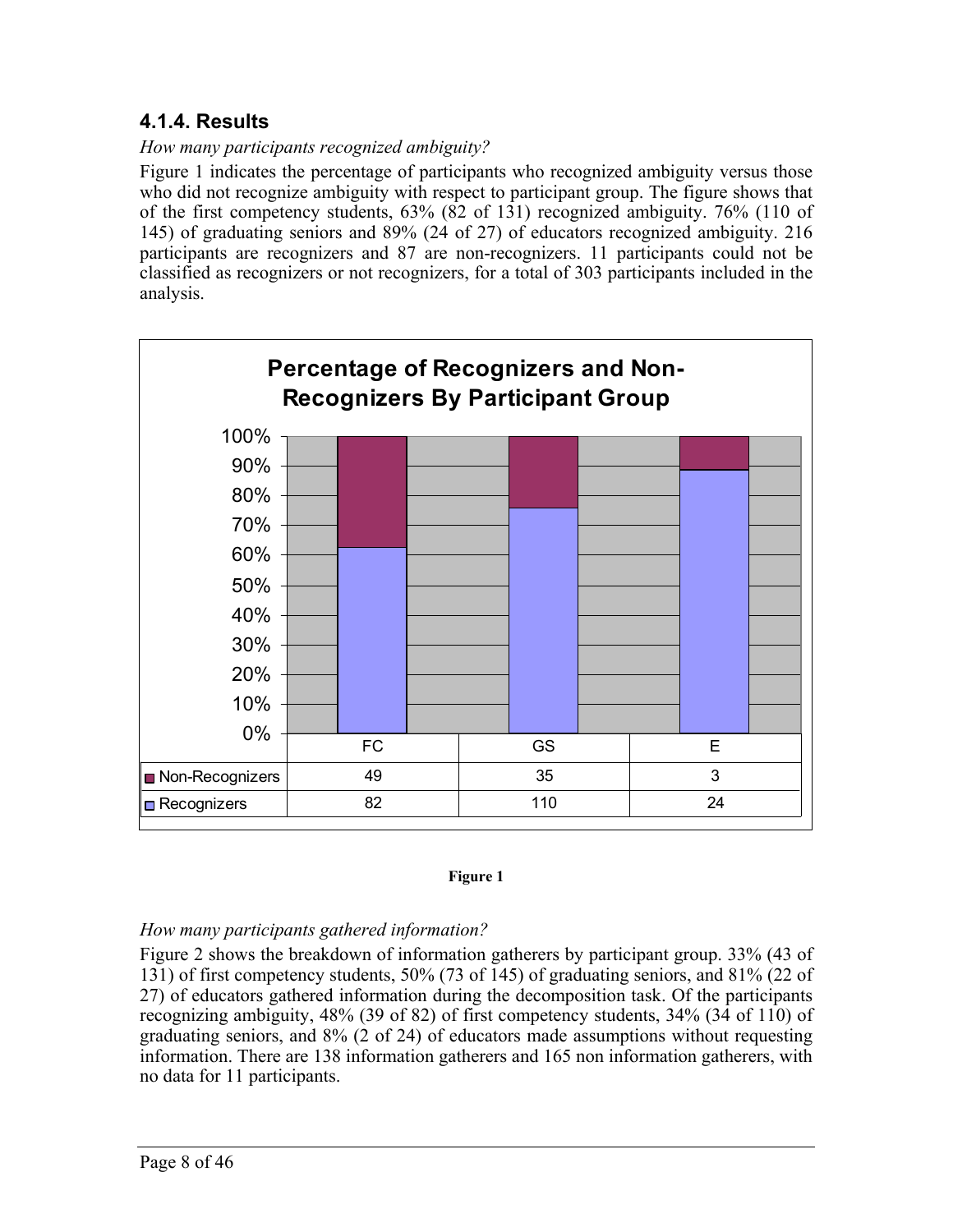### 4.1.4. Results

*How many participants recognized ambiguity?*

Figure 1 indicates the percentage of participants who recognized ambiguity versus those who did not recognize ambiguity with respect to participant group. The figure shows that of the first competency students, 63% (82 of 131) recognized ambiguity. 76% (110 of 145) of graduating seniors and 89% (24 of 27) of educators recognized ambiguity. 216 participants are recognizers and 87 are non-recognizers. 11 participants could not be classified as recognizers or not recognizers, for a total of 303 participants included in the analysis.

**Percentage of Recognizers and Non-Recognizers By Participant Group**

| | FC | GS | E |
|---|---|---|---|
| Non-Recognizers | 49 | 35 | 3 |
| Recognizers | 82 | 110 | 24 |

**Figure 1**

*How many participants gathered information?*

Figure 2 shows the breakdown of information gatherers by participant group. 33% (43 of 131) of first competency students, 50% (73 of 145) of graduating seniors, and 81% (22 of 27) of educators gathered information during the decomposition task. Of the participants recognizing ambiguity, 48% (39 of 82) of first competency students, 34% (34 of 110) of graduating seniors, and 8% (2 of 24) of educators made assumptions without requesting information. There are 138 information gatherers and 165 non information gatherers, with no data for 11 participants.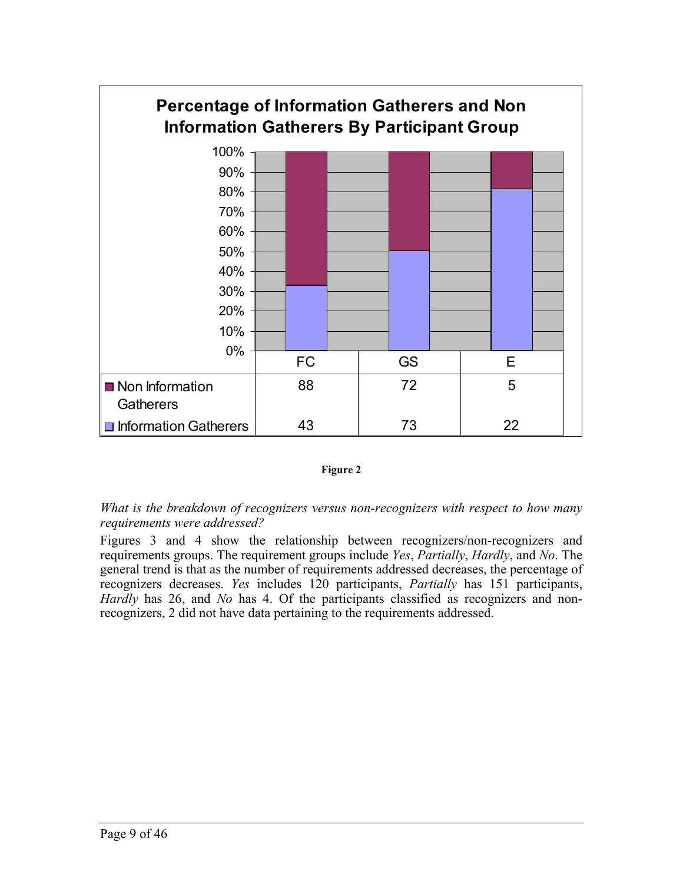**Percentage of Information Gatherers and Non Information Gatherers By Participant Group**

| | FC | GS | E |
|---|---|---|---|
| Non Information Gatherers | 88 | 72 | 5 |
| Information Gatherers | 43 | 73 | 22 |

**Figure 2**

*What is the breakdown of recognizers versus non-recognizers with respect to how many requirements were addressed?*

Figures 3 and 4 show the relationship between recognizers/non-recognizers and requirements groups. The requirement groups include *Yes*, *Partially*, *Hardly*, and *No*. The general trend is that as the number of requirements addressed decreases, the percentage of recognizers decreases. *Yes* includes 120 participants, *Partially* has 151 participants, *Hardly* has 26, and *No* has 4. Of the participants classified as recognizers and non-recognizers, 2 did not have data pertaining to the requirements addressed.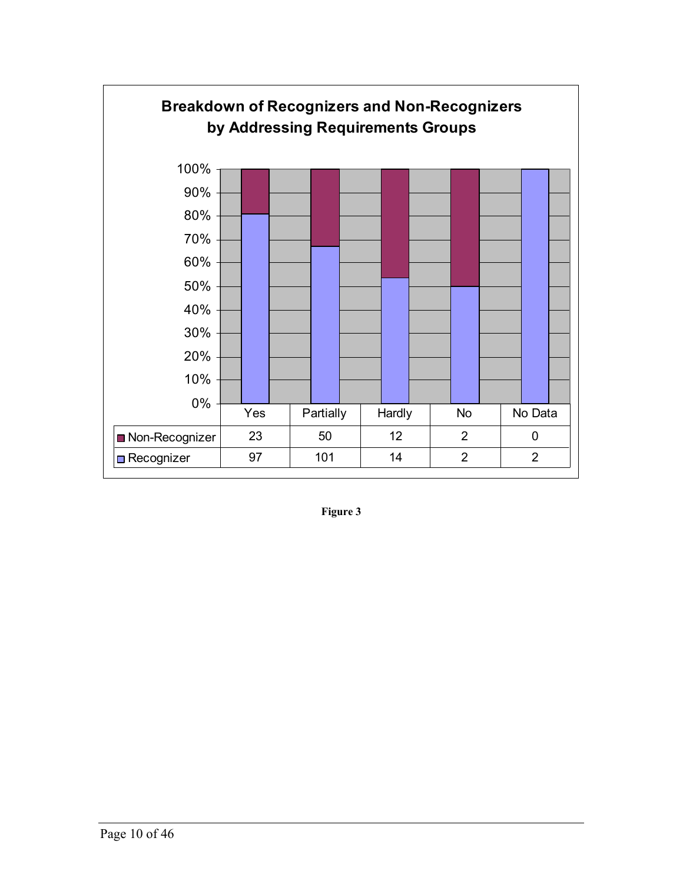**Breakdown of Recognizers and Non-Recognizers by Addressing Requirements Groups**

| | Yes | Partially | Hardly | No | No Data |
|---|---|---|---|---|---|
| Non-Recognizer | 23 | 50 | 12 | 2 | 0 |
| Recognizer | 97 | 101 | 14 | 2 | 2 |

**Figure 3**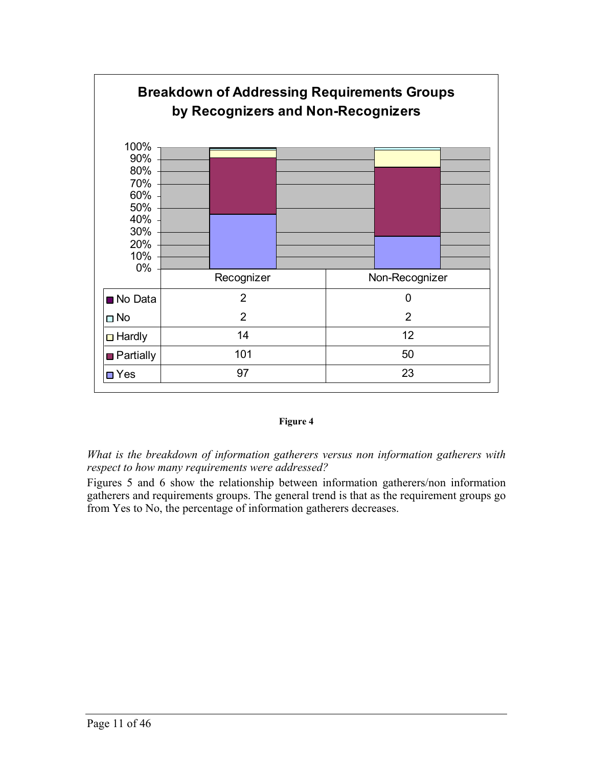**Breakdown of Addressing Requirements Groups by Recognizers and Non-Recognizers**

| | Recognizer | Non-Recognizer |
|---|---|---|
| No Data | 2 | 0 |
| No | 2 | 2 |
| Hardly | 14 | 12 |
| Partially | 101 | 50 |
| Yes | 97 | 23 |

**Figure 4**

*What is the breakdown of information gatherers versus non information gatherers with respect to how many requirements were addressed?*

Figures 5 and 6 show the relationship between information gatherers/non information gatherers and requirements groups. The general trend is that as the requirement groups go from Yes to No, the percentage of information gatherers decreases.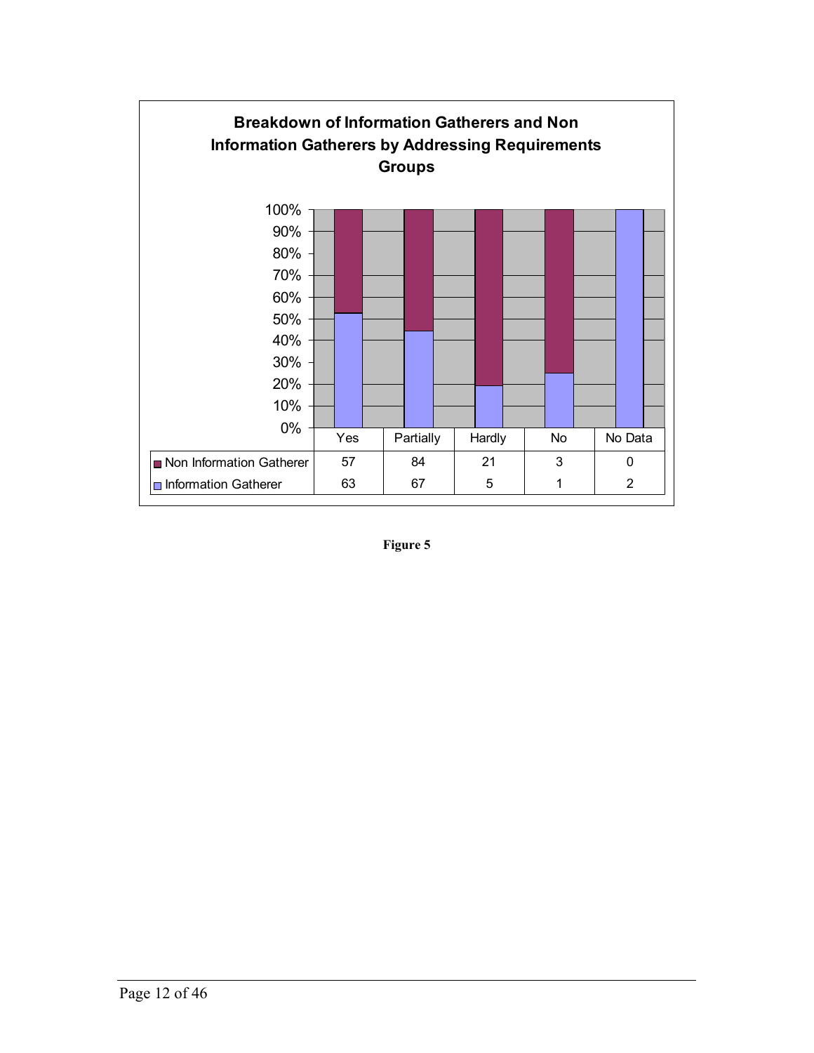**Breakdown of Information Gatherers and Non Information Gatherers by Addressing Requirements Groups**

| | Yes | Partially | Hardly | No | No Data |
|---|---|---|---|---|---|
| Non Information Gatherer | 57 | 84 | 21 | 3 | 0 |
| Information Gatherer | 63 | 67 | 5 | 1 | 2 |

**Figure 5**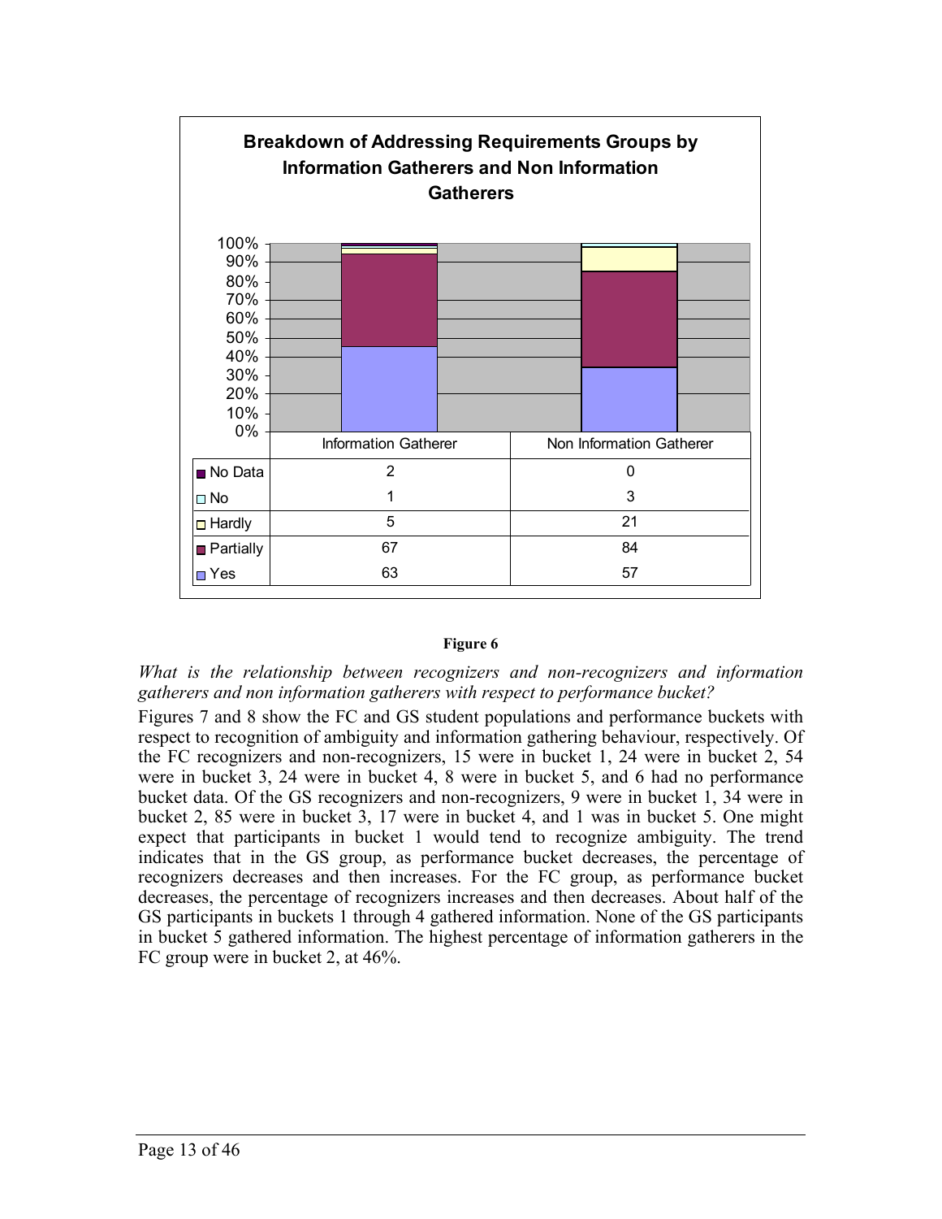**Breakdown of Addressing Requirements Groups by Information Gatherers and Non Information Gatherers**

| | Information Gatherer | Non Information Gatherer |
|---|---|---|
| No Data | 2 | 0 |
| No | 1 | 3 |
| Hardly | 5 | 21 |
| Partially | 67 | 84 |
| Yes | 63 | 57 |

**Figure 6**

*What is the relationship between recognizers and non-recognizers and information gatherers and non information gatherers with respect to performance bucket?*

Figures 7 and 8 show the FC and GS student populations and performance buckets with respect to recognition of ambiguity and information gathering behaviour, respectively. Of the FC recognizers and non-recognizers, 15 were in bucket 1, 24 were in bucket 2, 54 were in bucket 3, 24 were in bucket 4, 8 were in bucket 5, and 6 had no performance bucket data. Of the GS recognizers and non-recognizers, 9 were in bucket 1, 34 were in bucket 2, 85 were in bucket 3, 17 were in bucket 4, and 1 was in bucket 5. One might expect that participants in bucket 1 would tend to recognize ambiguity. The trend indicates that in the GS group, as performance bucket decreases, the percentage of recognizers decreases and then increases. For the FC group, as performance bucket decreases, the percentage of recognizers increases and then decreases. About half of the GS participants in buckets 1 through 4 gathered information. None of the GS participants in bucket 5 gathered information. The highest percentage of information gatherers in the FC group were in bucket 2, at 46%.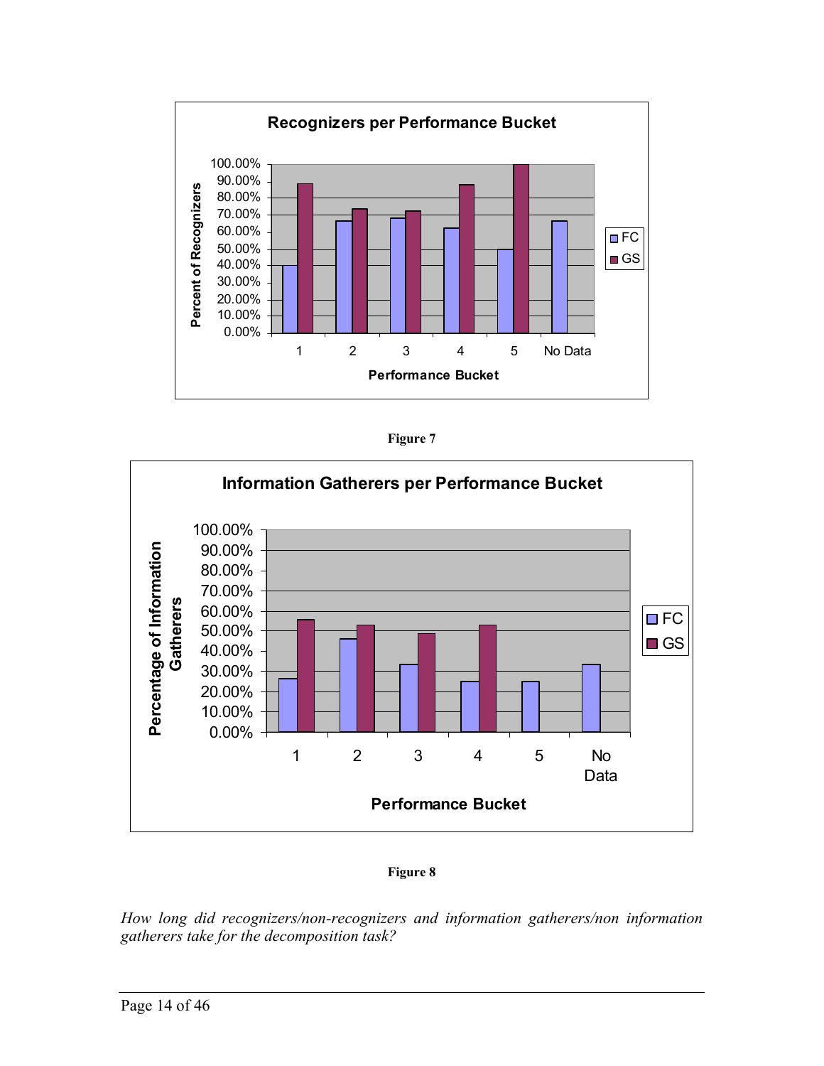**Figure 7**

**Figure 8**

*How long did recognizers/non-recognizers and information gatherers/non information gatherers take for the decomposition task?*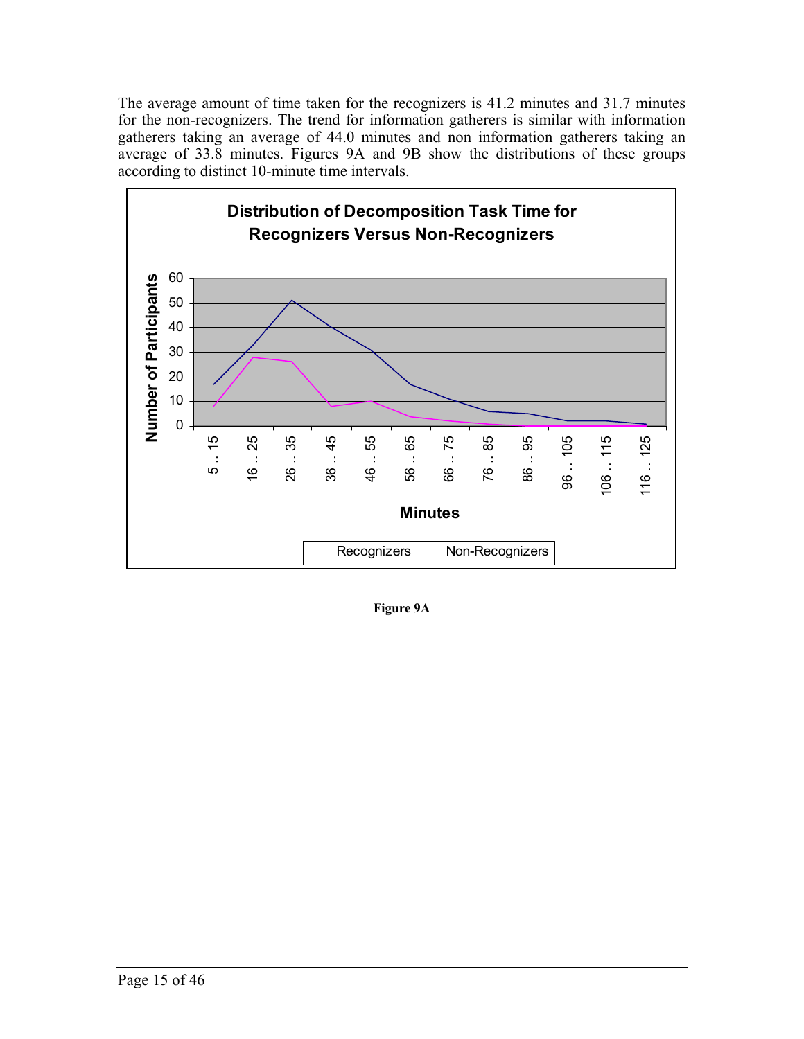The average amount of time taken for the recognizers is 41.2 minutes and 31.7 minutes for the non-recognizers. The trend for information gatherers is similar with information gatherers taking an average of 44.0 minutes and non information gatherers taking an average of 33.8 minutes. Figures 9A and 9B show the distributions of these groups according to distinct 10-minute time intervals.

**Figure 9A**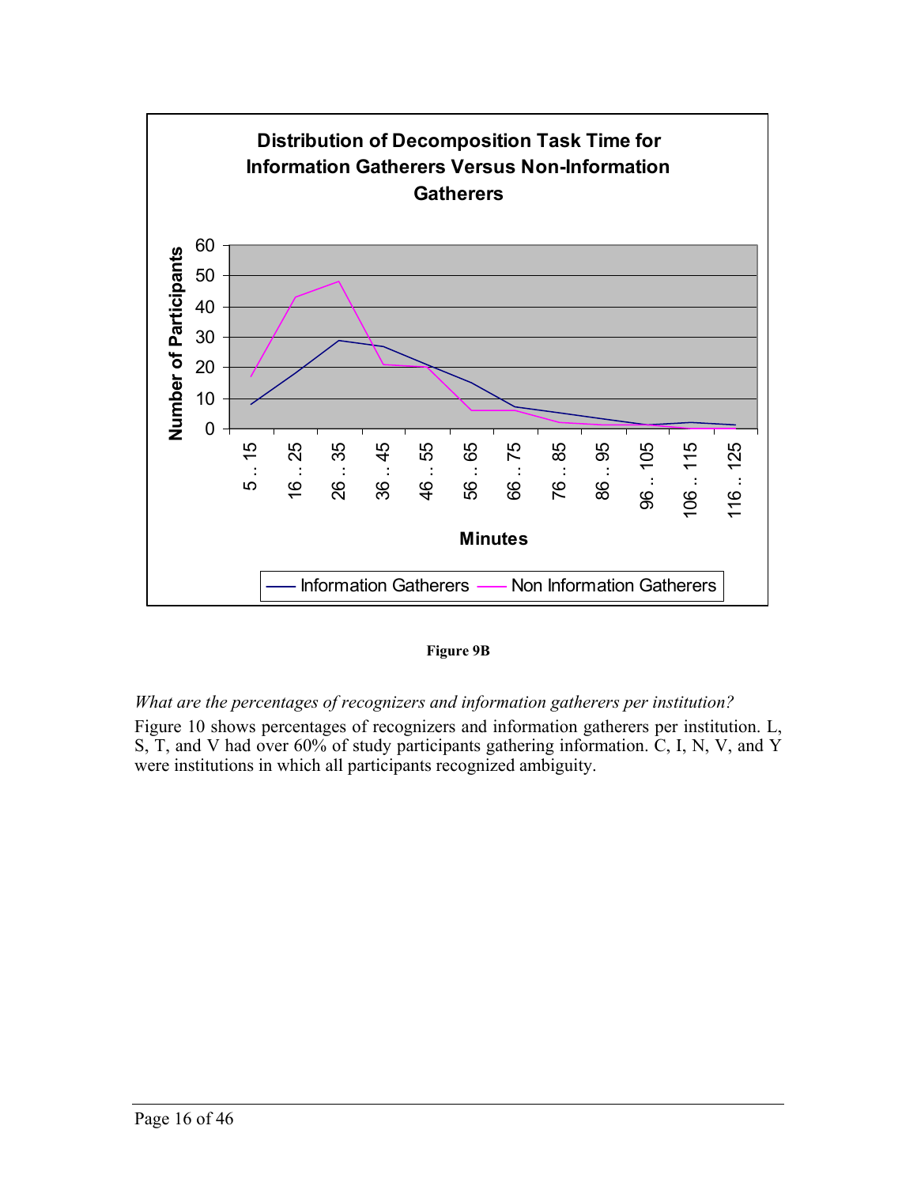Figure 9B

*What are the percentages of recognizers and information gatherers per institution?*

Figure 10 shows percentages of recognizers and information gatherers per institution. L, S, T, and V had over 60% of study participants gathering information. C, I, N, V, and Y were institutions in which all participants recognized ambiguity.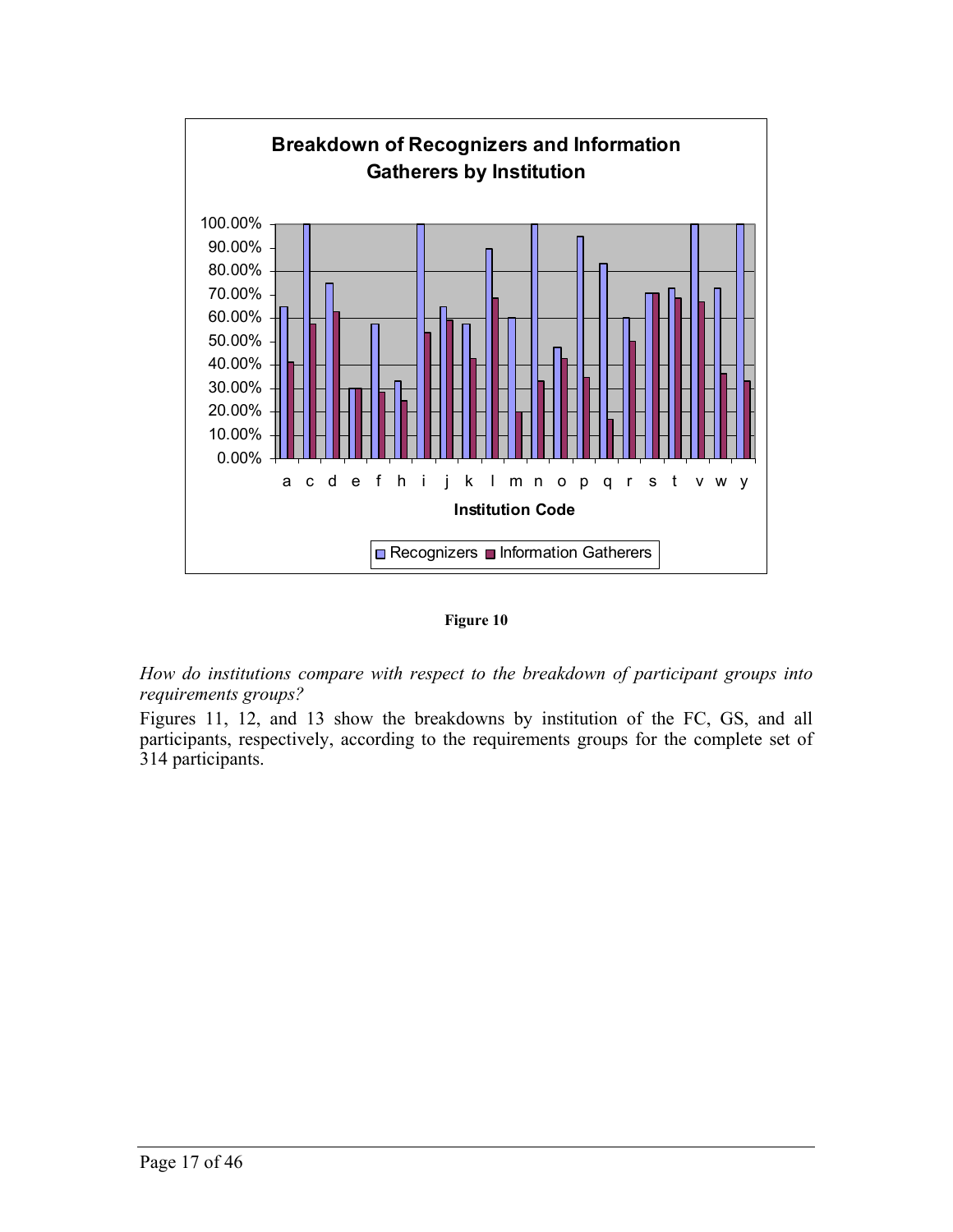**Figure 10**

*How do institutions compare with respect to the breakdown of participant groups into requirements groups?*

Figures 11, 12, and 13 show the breakdowns by institution of the FC, GS, and all participants, respectively, according to the requirements groups for the complete set of 314 participants.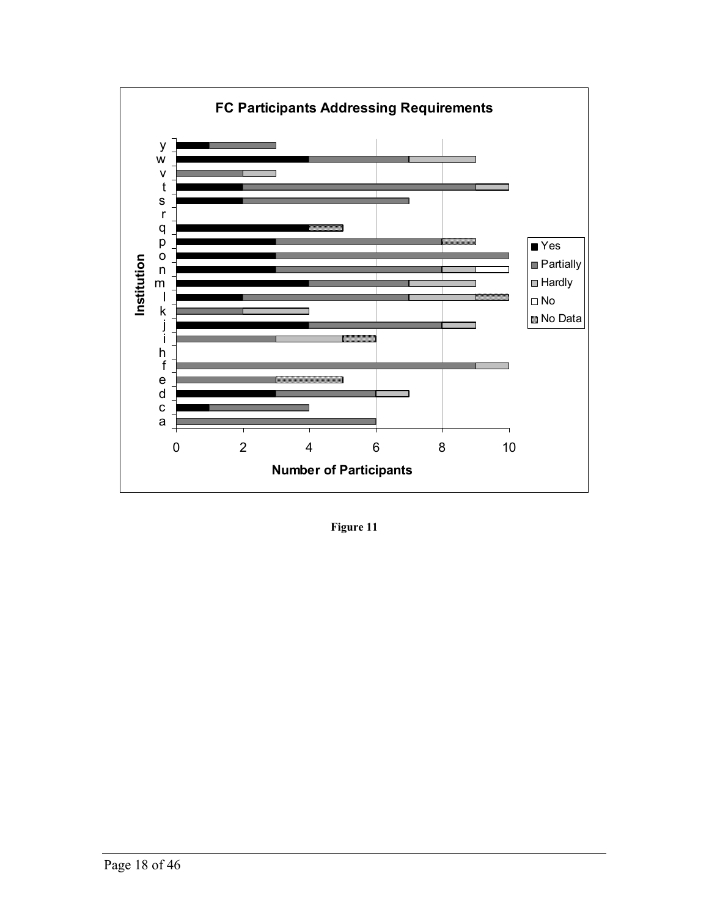**FC Participants Addressing Requirements**

**Figure 11**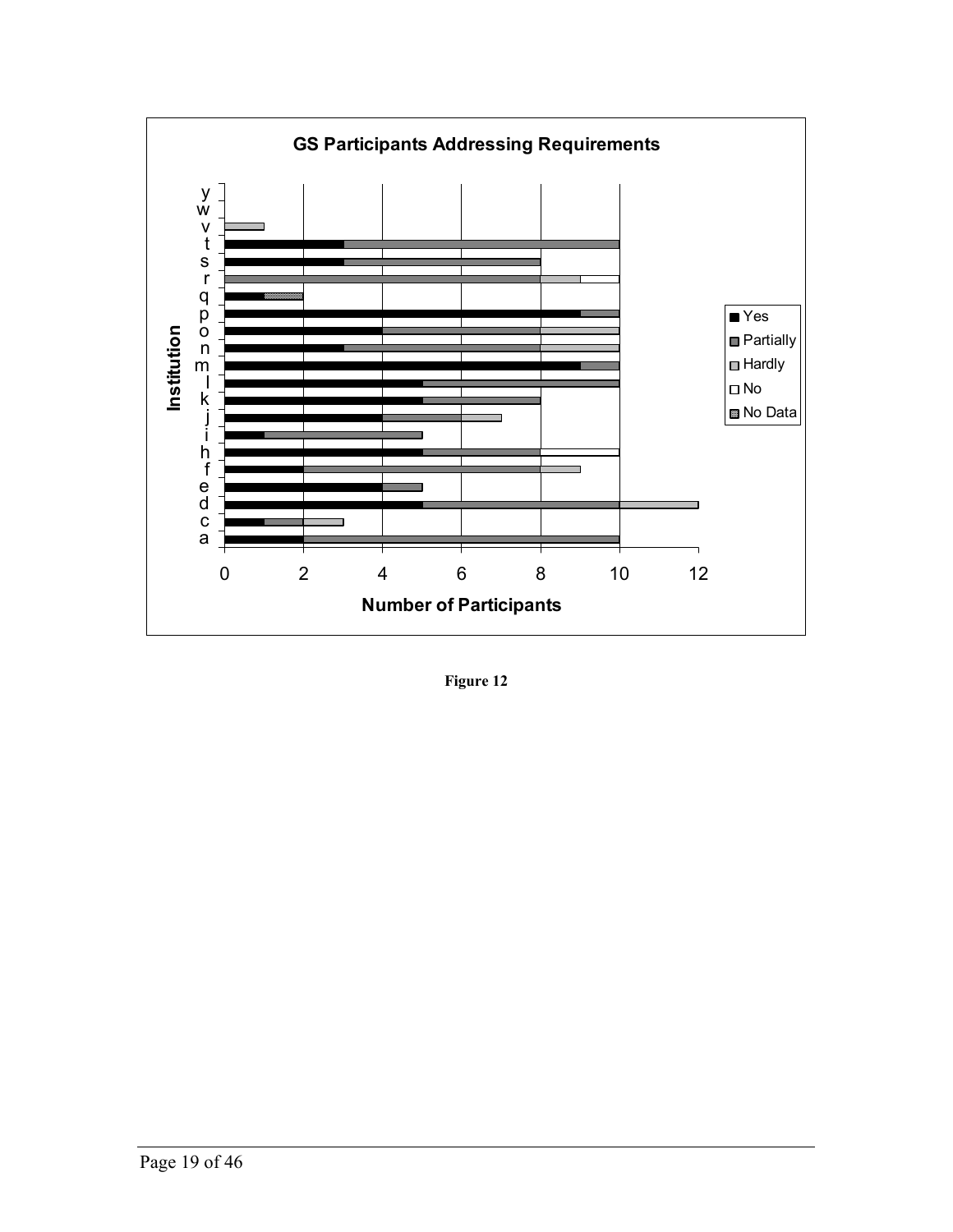**GS Participants Addressing Requirements**

| Institution | Yes | Partially | Hardly | No | No Data |
|---|---|---|---|---|---|
| y | | | | | |
| w | | | | | |
| v | | | 1 | | |
| t | 3 | 7 | | | |
| s | 3 | 5 | | | |
| r | | 8 | 1 | 1 | |
| q | 1 | | | | 1 |
| p | 9 | 1 | | | |
| o | 4 | 4 | 2 | | |
| n | 3 | 5 | 2 | | |
| m | 9 | 1 | | | |
| l | 5 | 5 | | | |
| k | 5 | 3 | | | |
| j | 4 | 2 | 1 | | |
| i | 1 | 4 | | | |
| h | 5 | 3 | | 2 | |
| f | 2 | 6 | 1 | | |
| e | 4 | 1 | | | |
| d | 5 | 5 | 2 | | |
| c | 1 | 1 | 1 | | |
| a | 2 | 8 | | | |

Number of Participants

**Figure 12**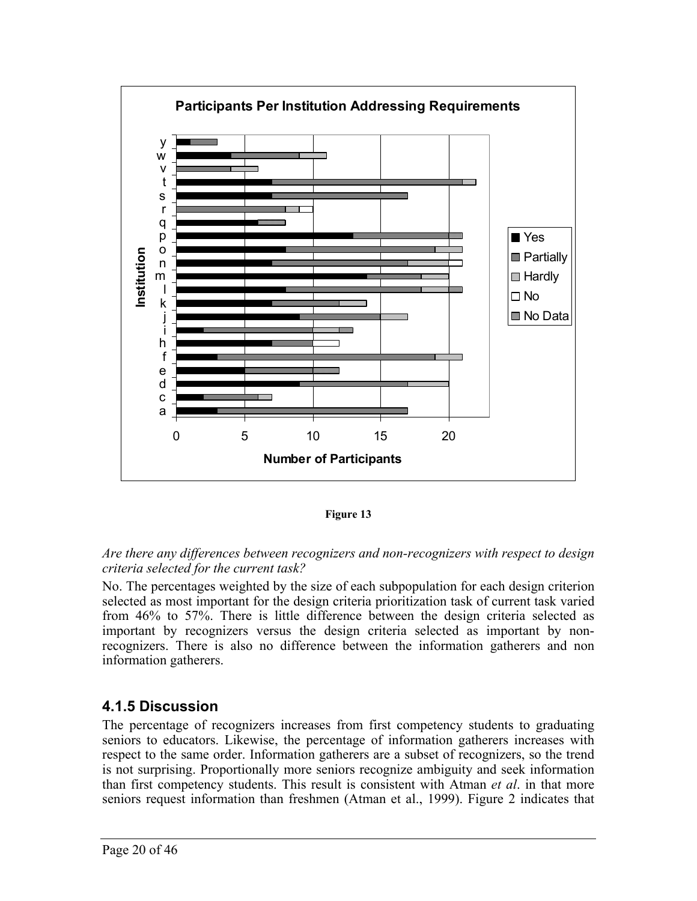Figure 13

*Are there any differences between recognizers and non-recognizers with respect to design criteria selected for the current task?*

No. The percentages weighted by the size of each subpopulation for each design criterion selected as most important for the design criteria prioritization task of current task varied from 46% to 57%. There is little difference between the design criteria selected as important by recognizers versus the design criteria selected as important by non-recognizers. There is also no difference between the information gatherers and non information gatherers.

## 4.1.5 Discussion

The percentage of recognizers increases from first competency students to graduating seniors to educators. Likewise, the percentage of information gatherers increases with respect to the same order. Information gatherers are a subset of recognizers, so the trend is not surprising. Proportionally more seniors recognize ambiguity and seek information than first competency students. This result is consistent with Atman *et al*. in that more seniors request information than freshmen (Atman et al., 1999). Figure 2 indicates that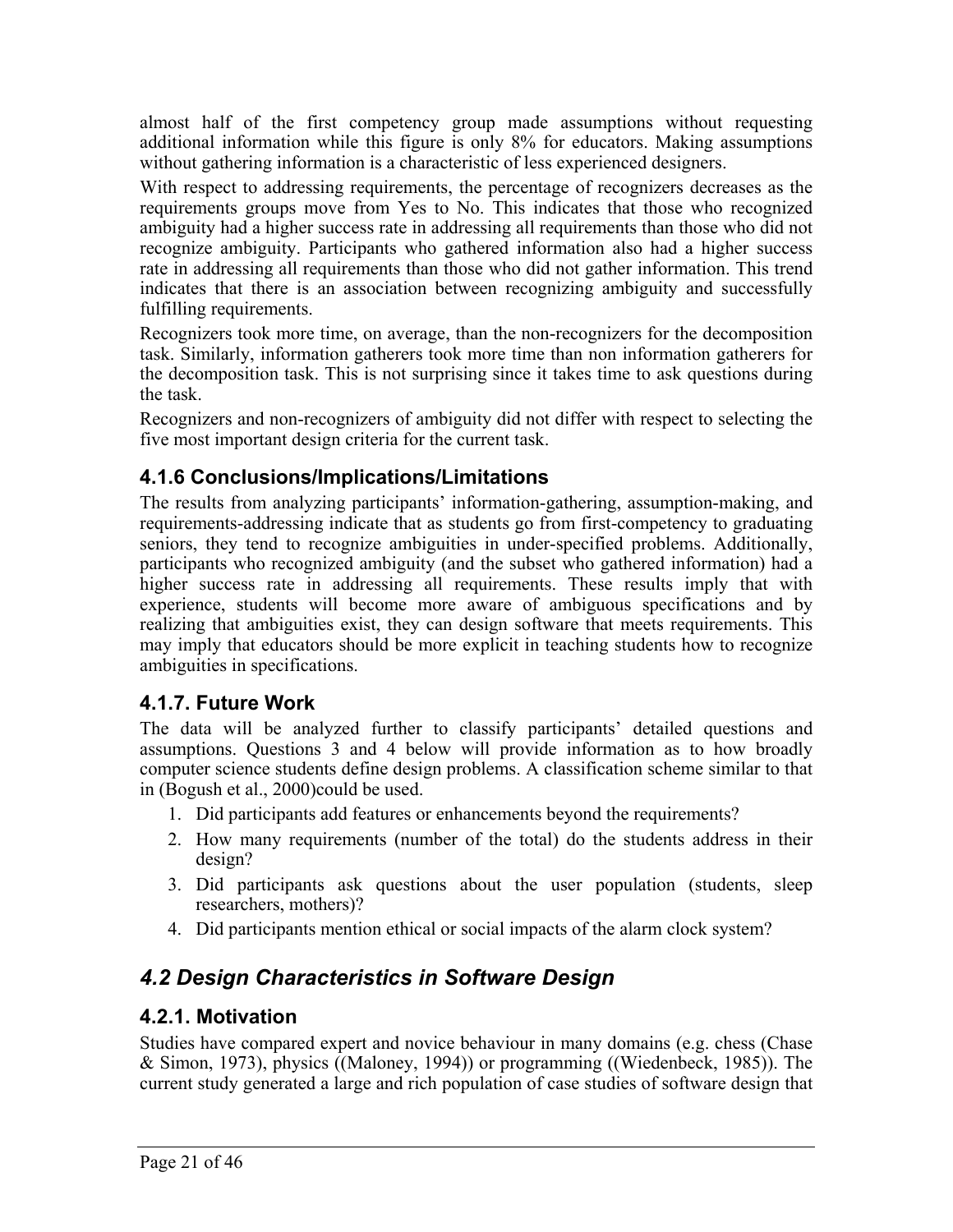almost half of the first competency group made assumptions without requesting additional information while this figure is only 8% for educators. Making assumptions without gathering information is a characteristic of less experienced designers.

With respect to addressing requirements, the percentage of recognizers decreases as the requirements groups move from Yes to No. This indicates that those who recognized ambiguity had a higher success rate in addressing all requirements than those who did not recognize ambiguity. Participants who gathered information also had a higher success rate in addressing all requirements than those who did not gather information. This trend indicates that there is an association between recognizing ambiguity and successfully fulfilling requirements.

Recognizers took more time, on average, than the non-recognizers for the decomposition task. Similarly, information gatherers took more time than non information gatherers for the decomposition task. This is not surprising since it takes time to ask questions during the task.

Recognizers and non-recognizers of ambiguity did not differ with respect to selecting the five most important design criteria for the current task.

### 4.1.6 Conclusions/Implications/Limitations

The results from analyzing participants' information-gathering, assumption-making, and requirements-addressing indicate that as students go from first-competency to graduating seniors, they tend to recognize ambiguities in under-specified problems. Additionally, participants who recognized ambiguity (and the subset who gathered information) had a higher success rate in addressing all requirements. These results imply that with experience, students will become more aware of ambiguous specifications and by realizing that ambiguities exist, they can design software that meets requirements. This may imply that educators should be more explicit in teaching students how to recognize ambiguities in specifications.

### 4.1.7. Future Work

The data will be analyzed further to classify participants' detailed questions and assumptions. Questions 3 and 4 below will provide information as to how broadly computer science students define design problems. A classification scheme similar to that in (Bogush et al., 2000)could be used.

1. Did participants add features or enhancements beyond the requirements?
2. How many requirements (number of the total) do the students address in their design?
3. Did participants ask questions about the user population (students, sleep researchers, mothers)?
4. Did participants mention ethical or social impacts of the alarm clock system?

## *4.2 Design Characteristics in Software Design*

### 4.2.1. Motivation

Studies have compared expert and novice behaviour in many domains (e.g. chess (Chase & Simon, 1973), physics ((Maloney, 1994)) or programming ((Wiedenbeck, 1985)). The current study generated a large and rich population of case studies of software design that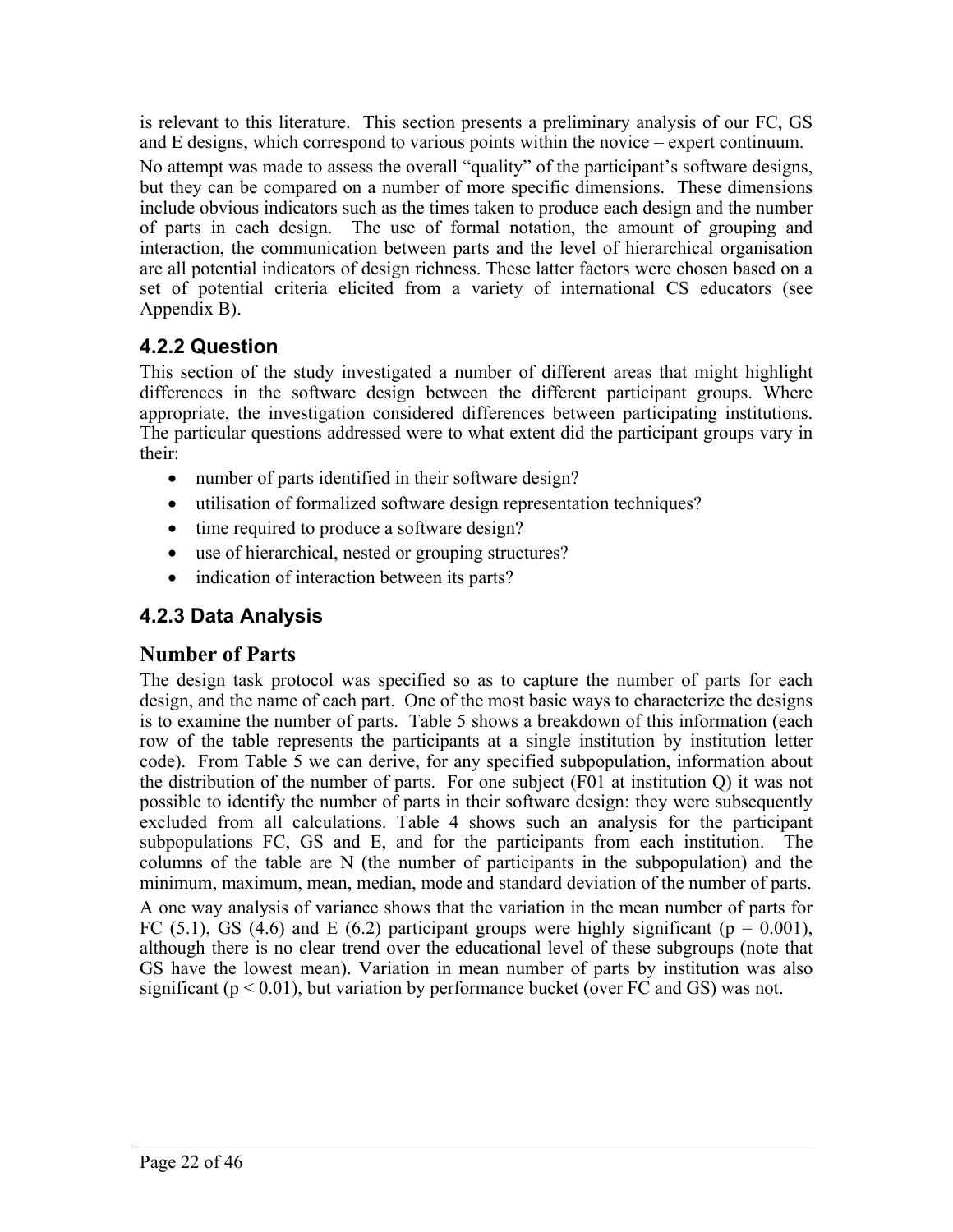is relevant to this literature. This section presents a preliminary analysis of our FC, GS and E designs, which correspond to various points within the novice – expert continuum.

No attempt was made to assess the overall "quality" of the participant's software designs, but they can be compared on a number of more specific dimensions. These dimensions include obvious indicators such as the times taken to produce each design and the number of parts in each design. The use of formal notation, the amount of grouping and interaction, the communication between parts and the level of hierarchical organisation are all potential indicators of design richness. These latter factors were chosen based on a set of potential criteria elicited from a variety of international CS educators (see Appendix B).

### 4.2.2 Question

This section of the study investigated a number of different areas that might highlight differences in the software design between the different participant groups. Where appropriate, the investigation considered differences between participating institutions. The particular questions addressed were to what extent did the participant groups vary in their:

- number of parts identified in their software design?
- utilisation of formalized software design representation techniques?
- time required to produce a software design?
- use of hierarchical, nested or grouping structures?
- indication of interaction between its parts?

### 4.2.3 Data Analysis

## Number of Parts

The design task protocol was specified so as to capture the number of parts for each design, and the name of each part. One of the most basic ways to characterize the designs is to examine the number of parts. Table 5 shows a breakdown of this information (each row of the table represents the participants at a single institution by institution letter code). From Table 5 we can derive, for any specified subpopulation, information about the distribution of the number of parts. For one subject (F01 at institution Q) it was not possible to identify the number of parts in their software design: they were subsequently excluded from all calculations. Table 4 shows such an analysis for the participant subpopulations FC, GS and E, and for the participants from each institution. The columns of the table are N (the number of participants in the subpopulation) and the minimum, maximum, mean, median, mode and standard deviation of the number of parts.

A one way analysis of variance shows that the variation in the mean number of parts for FC (5.1), GS (4.6) and E (6.2) participant groups were highly significant ($p = 0.001$), although there is no clear trend over the educational level of these subgroups (note that GS have the lowest mean). Variation in mean number of parts by institution was also significant ($p < 0.01$), but variation by performance bucket (over FC and GS) was not.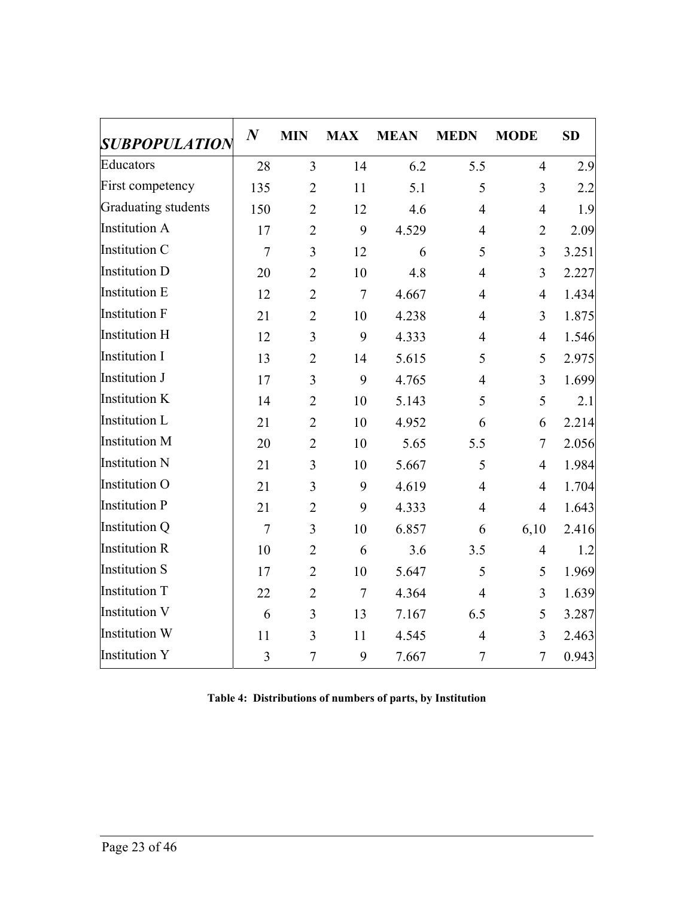| *SUBPOPULATION* | *N* | MIN | MAX | MEAN | MEDN | MODE | SD |
|---|---|---|---|---|---|---|---|
| Educators | 28 | 3 | 14 | 6.2 | 5.5 | 4 | 2.9 |
| First competency | 135 | 2 | 11 | 5.1 | 5 | 3 | 2.2 |
| Graduating students | 150 | 2 | 12 | 4.6 | 4 | 4 | 1.9 |
| Institution A | 17 | 2 | 9 | 4.529 | 4 | 2 | 2.09 |
| Institution C | 7 | 3 | 12 | 6 | 5 | 3 | 3.251 |
| Institution D | 20 | 2 | 10 | 4.8 | 4 | 3 | 2.227 |
| Institution E | 12 | 2 | 7 | 4.667 | 4 | 4 | 1.434 |
| Institution F | 21 | 2 | 10 | 4.238 | 4 | 3 | 1.875 |
| Institution H | 12 | 3 | 9 | 4.333 | 4 | 4 | 1.546 |
| Institution I | 13 | 2 | 14 | 5.615 | 5 | 5 | 2.975 |
| Institution J | 17 | 3 | 9 | 4.765 | 4 | 3 | 1.699 |
| Institution K | 14 | 2 | 10 | 5.143 | 5 | 5 | 2.1 |
| Institution L | 21 | 2 | 10 | 4.952 | 6 | 6 | 2.214 |
| Institution M | 20 | 2 | 10 | 5.65 | 5.5 | 7 | 2.056 |
| Institution N | 21 | 3 | 10 | 5.667 | 5 | 4 | 1.984 |
| Institution O | 21 | 3 | 9 | 4.619 | 4 | 4 | 1.704 |
| Institution P | 21 | 2 | 9 | 4.333 | 4 | 4 | 1.643 |
| Institution Q | 7 | 3 | 10 | 6.857 | 6 | 6,10 | 2.416 |
| Institution R | 10 | 2 | 6 | 3.6 | 3.5 | 4 | 1.2 |
| Institution S | 17 | 2 | 10 | 5.647 | 5 | 5 | 1.969 |
| Institution T | 22 | 2 | 7 | 4.364 | 4 | 3 | 1.639 |
| Institution V | 6 | 3 | 13 | 7.167 | 6.5 | 5 | 3.287 |
| Institution W | 11 | 3 | 11 | 4.545 | 4 | 3 | 2.463 |
| Institution Y | 3 | 7 | 9 | 7.667 | 7 | 7 | 0.943 |

**Table 4: Distributions of numbers of parts, by Institution**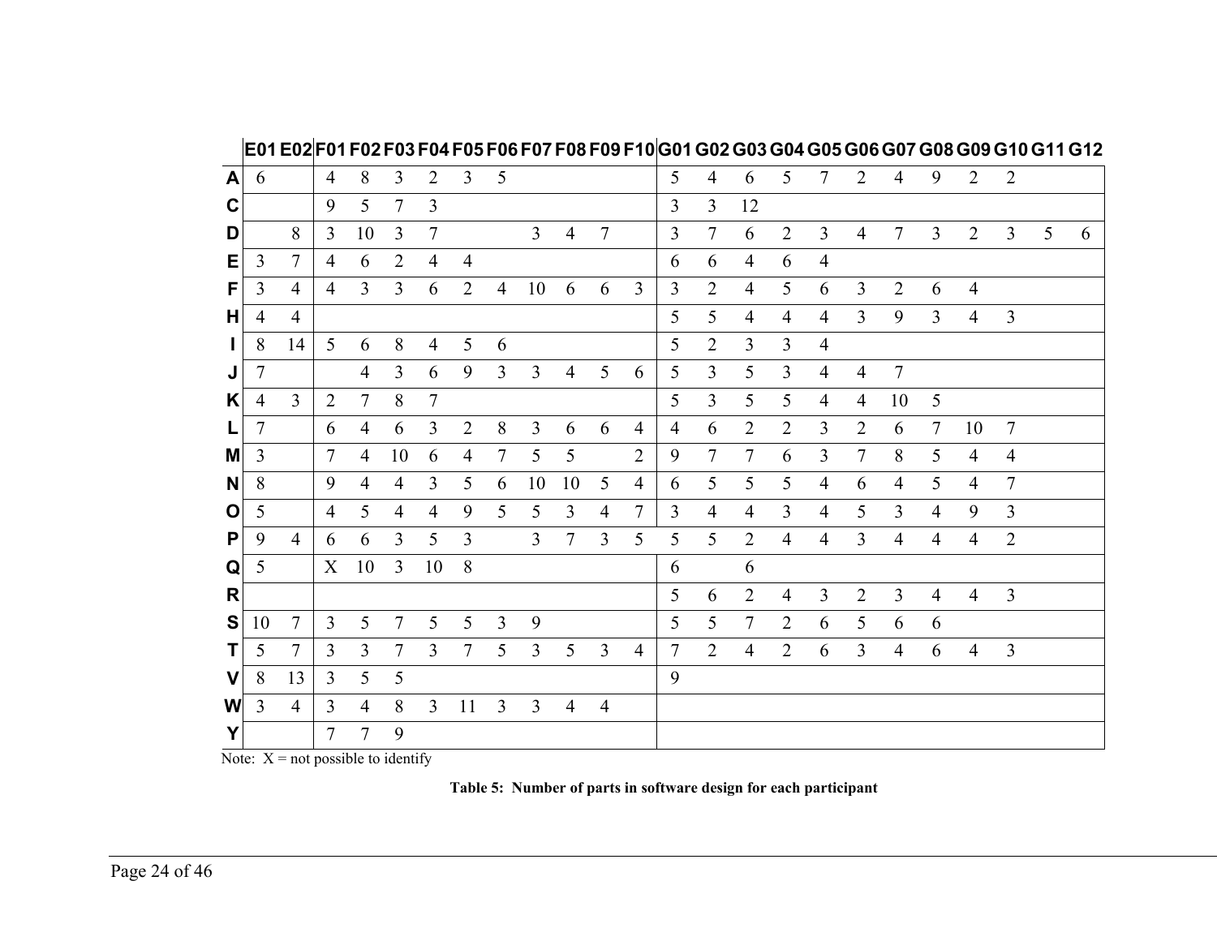| | E01 | E02 | F01 | F02 | F03 | F04 | F05 | F06 | F07 | F08 | F09 | F10 | G01 | G02 | G03 | G04 | G05 | G06 | G07 | G08 | G09 | G10 | G11 | G12 |
|---|---|---|---|---|---|---|---|---|---|---|---|---|---|---|---|---|---|---|---|---|---|---|---|---|
| **A** | 6 | | 4 | 8 | 3 | 2 | 3 | 5 | | | | | 5 | 4 | 6 | 5 | 7 | 2 | 4 | 9 | 2 | 2 | | |
| **C** | | | 9 | 5 | 7 | 3 | | | | | | | 3 | 3 | 12 | | | | | | | | | |
| **D** | | 8 | 3 | 10 | 3 | 7 | | | 3 | 4 | 7 | | 3 | 7 | 6 | 2 | 3 | 4 | 7 | 3 | 2 | 3 | 5 | 6 |
| **E** | 3 | 7 | 4 | 6 | 2 | 4 | 4 | | | | | | 6 | 6 | 4 | 6 | 4 | | | | | | | |
| **F** | 3 | 4 | 4 | 3 | 3 | 6 | 2 | 4 | 10 | 6 | 6 | 3 | 3 | 2 | 4 | 5 | 6 | 3 | 2 | 6 | 4 | | | |
| **H** | 4 | 4 | | | | | | | | | | | 5 | 5 | 4 | 4 | 4 | 3 | 9 | 3 | 4 | 3 | | |
| **I** | 8 | 14 | 5 | 6 | 8 | 4 | 5 | 6 | | | | | 5 | 2 | 3 | 3 | 4 | | | | | | | |
| **J** | 7 | | | 4 | 3 | 6 | 9 | 3 | 3 | 4 | 5 | 6 | 5 | 3 | 5 | 3 | 4 | 4 | 7 | | | | | |
| **K** | 4 | 3 | 2 | 7 | 8 | 7 | | | | | | | 5 | 3 | 5 | 5 | 4 | 4 | 10 | 5 | | | | |
| **L** | 7 | | 6 | 4 | 6 | 3 | 2 | 8 | 3 | 6 | 6 | 4 | 4 | 6 | 2 | 2 | 3 | 2 | 6 | 7 | 10 | 7 | | |
| **M** | 3 | | 7 | 4 | 10 | 6 | 4 | 7 | 5 | 5 | | 2 | 9 | 7 | 7 | 6 | 3 | 7 | 8 | 5 | 4 | 4 | | |
| **N** | 8 | | 9 | 4 | 4 | 3 | 5 | 6 | 10 | 10 | 5 | 4 | 6 | 5 | 5 | 5 | 4 | 6 | 4 | 5 | 4 | 7 | | |
| **O** | 5 | | 4 | 5 | 4 | 4 | 9 | 5 | 5 | 3 | 4 | 7 | 3 | 4 | 4 | 3 | 4 | 5 | 3 | 4 | 9 | 3 | | |
| **P** | 9 | 4 | 6 | 6 | 3 | 5 | 3 | | 3 | 7 | 3 | 5 | 5 | 5 | 2 | 4 | 4 | 3 | 4 | 4 | 4 | 2 | | |
| **Q** | 5 | | X | 10 | 3 | 10 | 8 | | | | | | 6 | | 6 | | | | | | | | | |
| **R** | | | | | | | | | | | | | 5 | 6 | 2 | 4 | 3 | 2 | 3 | 4 | 4 | 3 | | |
| **S** | 10 | 7 | 3 | 5 | 7 | 5 | 5 | 3 | 9 | | | | 5 | 5 | 7 | 2 | 6 | 5 | 6 | 6 | | | | |
| **T** | 5 | 7 | 3 | 3 | 7 | 3 | 7 | 5 | 3 | 5 | 3 | 4 | 7 | 2 | 4 | 2 | 6 | 3 | 4 | 6 | 4 | 3 | | |
| **V** | 8 | 13 | 3 | 5 | 5 | | | | | | | | 9 | | | | | | | | | | | |
| **W** | 3 | 4 | 3 | 4 | 8 | 3 | 11 | 3 | 3 | 4 | 4 | | | | | | | | | | | | | |
| **Y** | | | 7 | 7 | 9 | | | | | | | | | | | | | | | | | | | |

Note: X = not possible to identify

**Table 5: Number of parts in software design for each participant**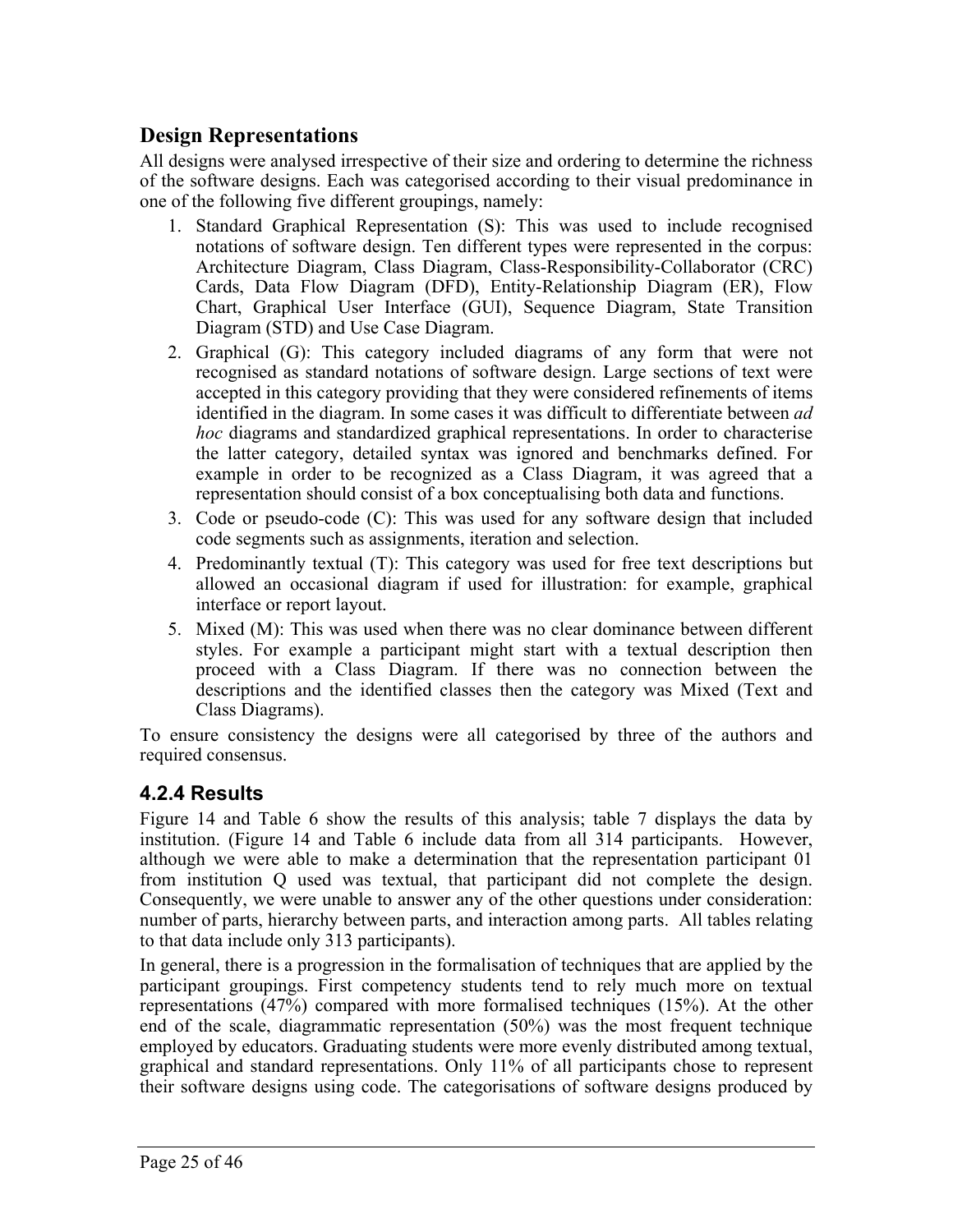## Design Representations

All designs were analysed irrespective of their size and ordering to determine the richness of the software designs. Each was categorised according to their visual predominance in one of the following five different groupings, namely:

1. Standard Graphical Representation (S): This was used to include recognised notations of software design. Ten different types were represented in the corpus: Architecture Diagram, Class Diagram, Class-Responsibility-Collaborator (CRC) Cards, Data Flow Diagram (DFD), Entity-Relationship Diagram (ER), Flow Chart, Graphical User Interface (GUI), Sequence Diagram, State Transition Diagram (STD) and Use Case Diagram.
2. Graphical (G): This category included diagrams of any form that were not recognised as standard notations of software design. Large sections of text were accepted in this category providing that they were considered refinements of items identified in the diagram. In some cases it was difficult to differentiate between *ad hoc* diagrams and standardized graphical representations. In order to characterise the latter category, detailed syntax was ignored and benchmarks defined. For example in order to be recognized as a Class Diagram, it was agreed that a representation should consist of a box conceptualising both data and functions.
3. Code or pseudo-code (C): This was used for any software design that included code segments such as assignments, iteration and selection.
4. Predominantly textual (T): This category was used for free text descriptions but allowed an occasional diagram if used for illustration: for example, graphical interface or report layout.
5. Mixed (M): This was used when there was no clear dominance between different styles. For example a participant might start with a textual description then proceed with a Class Diagram. If there was no connection between the descriptions and the identified classes then the category was Mixed (Text and Class Diagrams).

To ensure consistency the designs were all categorised by three of the authors and required consensus.

### 4.2.4 Results

Figure 14 and Table 6 show the results of this analysis; table 7 displays the data by institution. (Figure 14 and Table 6 include data from all 314 participants. However, although we were able to make a determination that the representation participant 01 from institution Q used was textual, that participant did not complete the design. Consequently, we were unable to answer any of the other questions under consideration: number of parts, hierarchy between parts, and interaction among parts. All tables relating to that data include only 313 participants).

In general, there is a progression in the formalisation of techniques that are applied by the participant groupings. First competency students tend to rely much more on textual representations (47%) compared with more formalised techniques (15%). At the other end of the scale, diagrammatic representation (50%) was the most frequent technique employed by educators. Graduating students were more evenly distributed among textual, graphical and standard representations. Only 11% of all participants chose to represent their software designs using code. The categorisations of software designs produced by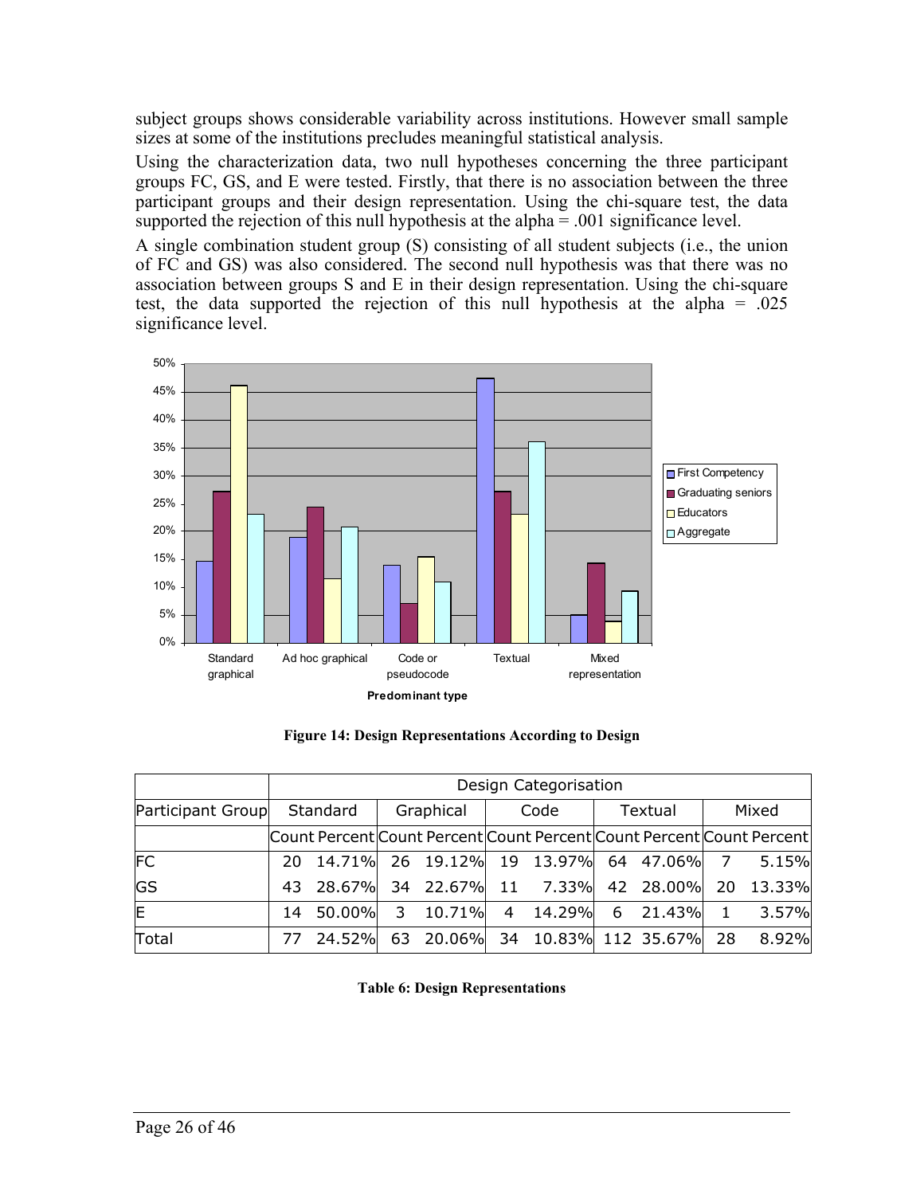subject groups shows considerable variability across institutions. However small sample sizes at some of the institutions precludes meaningful statistical analysis.

Using the characterization data, two null hypotheses concerning the three participant groups FC, GS, and E were tested. Firstly, that there is no association between the three participant groups and their design representation. Using the chi-square test, the data supported the rejection of this null hypothesis at the alpha = .001 significance level.

A single combination student group (S) consisting of all student subjects (i.e., the union of FC and GS) was also considered. The second null hypothesis was that there was no association between groups S and E in their design representation. Using the chi-square test, the data supported the rejection of this null hypothesis at the alpha = .025 significance level.

**Figure 14: Design Representations According to Design**

| | Design Categorisation | | | | | | | | | |
|---|---|---|---|---|---|---|---|---|---|---|
| Participant Group | Standard | | Graphical | | Code | | Textual | | Mixed | |
| | Count | Percent | Count | Percent | Count | Percent | Count | Percent | Count | Percent |
| FC | 20 | 14.71% | 26 | 19.12% | 19 | 13.97% | 64 | 47.06% | 7 | 5.15% |
| GS | 43 | 28.67% | 34 | 22.67% | 11 | 7.33% | 42 | 28.00% | 20 | 13.33% |
| E | 14 | 50.00% | 3 | 10.71% | 4 | 14.29% | 6 | 21.43% | 1 | 3.57% |
| Total | 77 | 24.52% | 63 | 20.06% | 34 | 10.83% | 112 | 35.67% | 28 | 8.92% |

**Table 6: Design Representations**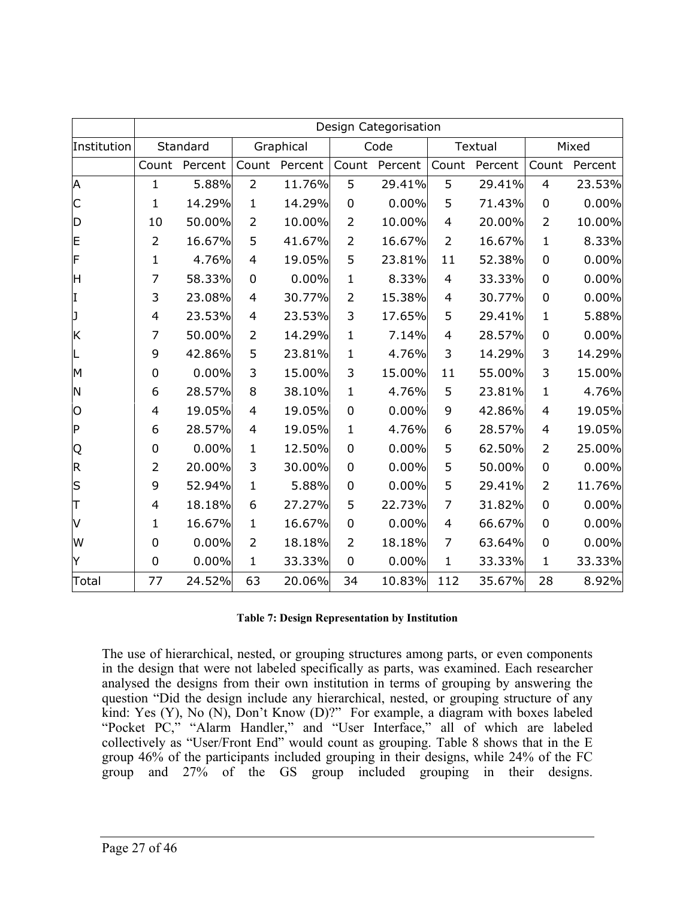| | Design Categorisation | | | | | | | | | |
|---|---|---|---|---|---|---|---|---|---|---|
| Institution | Standard | | Graphical | | Code | | Textual | | Mixed | |
| | Count | Percent | Count | Percent | Count | Percent | Count | Percent | Count | Percent |
| A | 1 | 5.88% | 2 | 11.76% | 5 | 29.41% | 5 | 29.41% | 4 | 23.53% |
| C | 1 | 14.29% | 1 | 14.29% | 0 | 0.00% | 5 | 71.43% | 0 | 0.00% |
| D | 10 | 50.00% | 2 | 10.00% | 2 | 10.00% | 4 | 20.00% | 2 | 10.00% |
| E | 2 | 16.67% | 5 | 41.67% | 2 | 16.67% | 2 | 16.67% | 1 | 8.33% |
| F | 1 | 4.76% | 4 | 19.05% | 5 | 23.81% | 11 | 52.38% | 0 | 0.00% |
| H | 7 | 58.33% | 0 | 0.00% | 1 | 8.33% | 4 | 33.33% | 0 | 0.00% |
| I | 3 | 23.08% | 4 | 30.77% | 2 | 15.38% | 4 | 30.77% | 0 | 0.00% |
| J | 4 | 23.53% | 4 | 23.53% | 3 | 17.65% | 5 | 29.41% | 1 | 5.88% |
| K | 7 | 50.00% | 2 | 14.29% | 1 | 7.14% | 4 | 28.57% | 0 | 0.00% |
| L | 9 | 42.86% | 5 | 23.81% | 1 | 4.76% | 3 | 14.29% | 3 | 14.29% |
| M | 0 | 0.00% | 3 | 15.00% | 3 | 15.00% | 11 | 55.00% | 3 | 15.00% |
| N | 6 | 28.57% | 8 | 38.10% | 1 | 4.76% | 5 | 23.81% | 1 | 4.76% |
| O | 4 | 19.05% | 4 | 19.05% | 0 | 0.00% | 9 | 42.86% | 4 | 19.05% |
| P | 6 | 28.57% | 4 | 19.05% | 1 | 4.76% | 6 | 28.57% | 4 | 19.05% |
| Q | 0 | 0.00% | 1 | 12.50% | 0 | 0.00% | 5 | 62.50% | 2 | 25.00% |
| R | 2 | 20.00% | 3 | 30.00% | 0 | 0.00% | 5 | 50.00% | 0 | 0.00% |
| S | 9 | 52.94% | 1 | 5.88% | 0 | 0.00% | 5 | 29.41% | 2 | 11.76% |
| T | 4 | 18.18% | 6 | 27.27% | 5 | 22.73% | 7 | 31.82% | 0 | 0.00% |
| V | 1 | 16.67% | 1 | 16.67% | 0 | 0.00% | 4 | 66.67% | 0 | 0.00% |
| W | 0 | 0.00% | 2 | 18.18% | 2 | 18.18% | 7 | 63.64% | 0 | 0.00% |
| Y | 0 | 0.00% | 1 | 33.33% | 0 | 0.00% | 1 | 33.33% | 1 | 33.33% |
| Total | 77 | 24.52% | 63 | 20.06% | 34 | 10.83% | 112 | 35.67% | 28 | 8.92% |

**Table 7: Design Representation by Institution**

The use of hierarchical, nested, or grouping structures among parts, or even components in the design that were not labeled specifically as parts, was examined. Each researcher analysed the designs from their own institution in terms of grouping by answering the question "Did the design include any hierarchical, nested, or grouping structure of any kind: Yes (Y), No (N), Don't Know (D)?" For example, a diagram with boxes labeled "Pocket PC," "Alarm Handler," and "User Interface," all of which are labeled collectively as "User/Front End" would count as grouping. Table 8 shows that in the E group 46% of the participants included grouping in their designs, while 24% of the FC group and 27% of the GS group included grouping in their designs.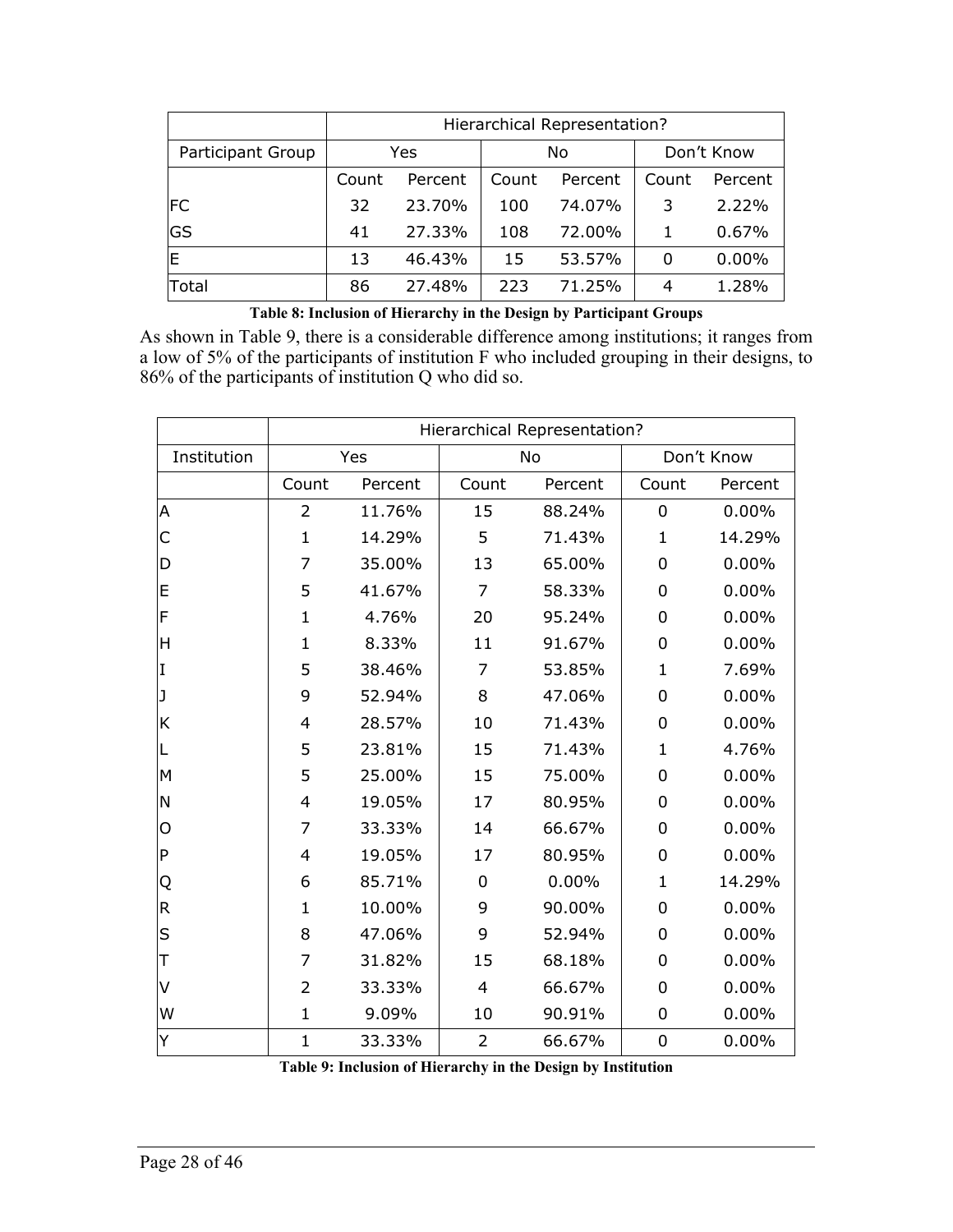| | Hierarchical Representation? | | | | | |
|---|---|---|---|---|---|---|
| Participant Group | Yes | | No | | Don't Know | |
| | Count | Percent | Count | Percent | Count | Percent |
| FC | 32 | 23.70% | 100 | 74.07% | 3 | 2.22% |
| GS | 41 | 27.33% | 108 | 72.00% | 1 | 0.67% |
| E | 13 | 46.43% | 15 | 53.57% | 0 | 0.00% |
| Total | 86 | 27.48% | 223 | 71.25% | 4 | 1.28% |

**Table 8: Inclusion of Hierarchy in the Design by Participant Groups**

As shown in Table 9, there is a considerable difference among institutions; it ranges from a low of 5% of the participants of institution F who included grouping in their designs, to 86% of the participants of institution Q who did so.

| | Hierarchical Representation? | | | | | |
|---|---|---|---|---|---|---|
| Institution | Yes | | No | | Don't Know | |
| | Count | Percent | Count | Percent | Count | Percent |
| A | 2 | 11.76% | 15 | 88.24% | 0 | 0.00% |
| C | 1 | 14.29% | 5 | 71.43% | 1 | 14.29% |
| D | 7 | 35.00% | 13 | 65.00% | 0 | 0.00% |
| E | 5 | 41.67% | 7 | 58.33% | 0 | 0.00% |
| F | 1 | 4.76% | 20 | 95.24% | 0 | 0.00% |
| H | 1 | 8.33% | 11 | 91.67% | 0 | 0.00% |
| I | 5 | 38.46% | 7 | 53.85% | 1 | 7.69% |
| J | 9 | 52.94% | 8 | 47.06% | 0 | 0.00% |
| K | 4 | 28.57% | 10 | 71.43% | 0 | 0.00% |
| L | 5 | 23.81% | 15 | 71.43% | 1 | 4.76% |
| M | 5 | 25.00% | 15 | 75.00% | 0 | 0.00% |
| N | 4 | 19.05% | 17 | 80.95% | 0 | 0.00% |
| O | 7 | 33.33% | 14 | 66.67% | 0 | 0.00% |
| P | 4 | 19.05% | 17 | 80.95% | 0 | 0.00% |
| Q | 6 | 85.71% | 0 | 0.00% | 1 | 14.29% |
| R | 1 | 10.00% | 9 | 90.00% | 0 | 0.00% |
| S | 8 | 47.06% | 9 | 52.94% | 0 | 0.00% |
| T | 7 | 31.82% | 15 | 68.18% | 0 | 0.00% |
| V | 2 | 33.33% | 4 | 66.67% | 0 | 0.00% |
| W | 1 | 9.09% | 10 | 90.91% | 0 | 0.00% |
| Y | 1 | 33.33% | 2 | 66.67% | 0 | 0.00% |

**Table 9: Inclusion of Hierarchy in the Design by Institution**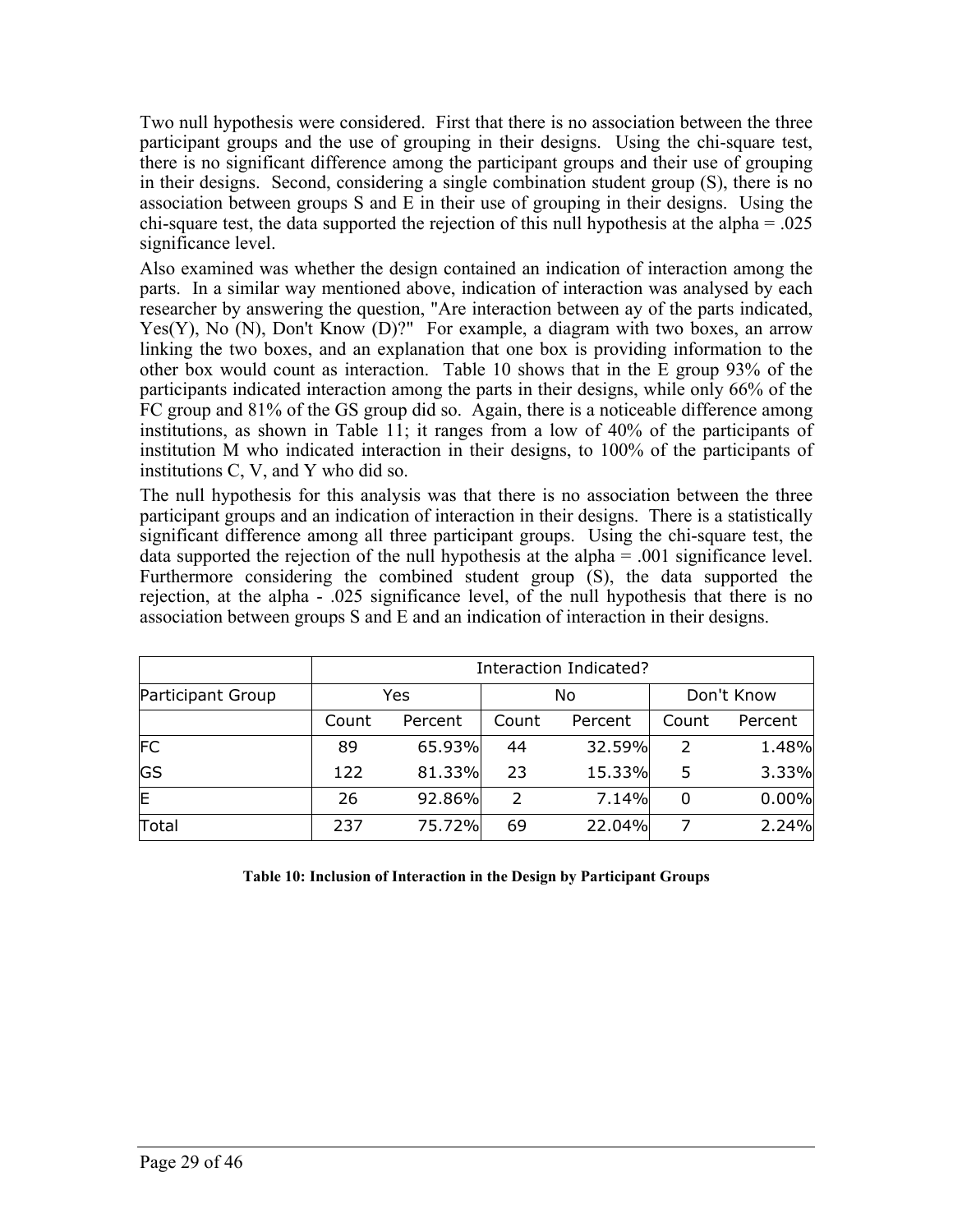Two null hypothesis were considered. First that there is no association between the three participant groups and the use of grouping in their designs. Using the chi-square test, there is no significant difference among the participant groups and their use of grouping in their designs. Second, considering a single combination student group (S), there is no association between groups S and E in their use of grouping in their designs. Using the chi-square test, the data supported the rejection of this null hypothesis at the alpha = .025 significance level.

Also examined was whether the design contained an indication of interaction among the parts. In a similar way mentioned above, indication of interaction was analysed by each researcher by answering the question, "Are interaction between ay of the parts indicated, Yes(Y), No (N), Don't Know (D)?" For example, a diagram with two boxes, an arrow linking the two boxes, and an explanation that one box is providing information to the other box would count as interaction. Table 10 shows that in the E group 93% of the participants indicated interaction among the parts in their designs, while only 66% of the FC group and 81% of the GS group did so. Again, there is a noticeable difference among institutions, as shown in Table 11; it ranges from a low of 40% of the participants of institution M who indicated interaction in their designs, to 100% of the participants of institutions C, V, and Y who did so.

The null hypothesis for this analysis was that there is no association between the three participant groups and an indication of interaction in their designs. There is a statistically significant difference among all three participant groups. Using the chi-square test, the data supported the rejection of the null hypothesis at the alpha = .001 significance level. Furthermore considering the combined student group (S), the data supported the rejection, at the alpha - .025 significance level, of the null hypothesis that there is no association between groups S and E and an indication of interaction in their designs.

| | Interaction Indicated? | | | | | |
|---|---|---|---|---|---|---|
| Participant Group | Yes | | No | | Don't Know | |
| | Count | Percent | Count | Percent | Count | Percent |
| FC | 89 | 65.93% | 44 | 32.59% | 2 | 1.48% |
| GS | 122 | 81.33% | 23 | 15.33% | 5 | 3.33% |
| E | 26 | 92.86% | 2 | 7.14% | 0 | 0.00% |
| Total | 237 | 75.72% | 69 | 22.04% | 7 | 2.24% |

**Table 10: Inclusion of Interaction in the Design by Participant Groups**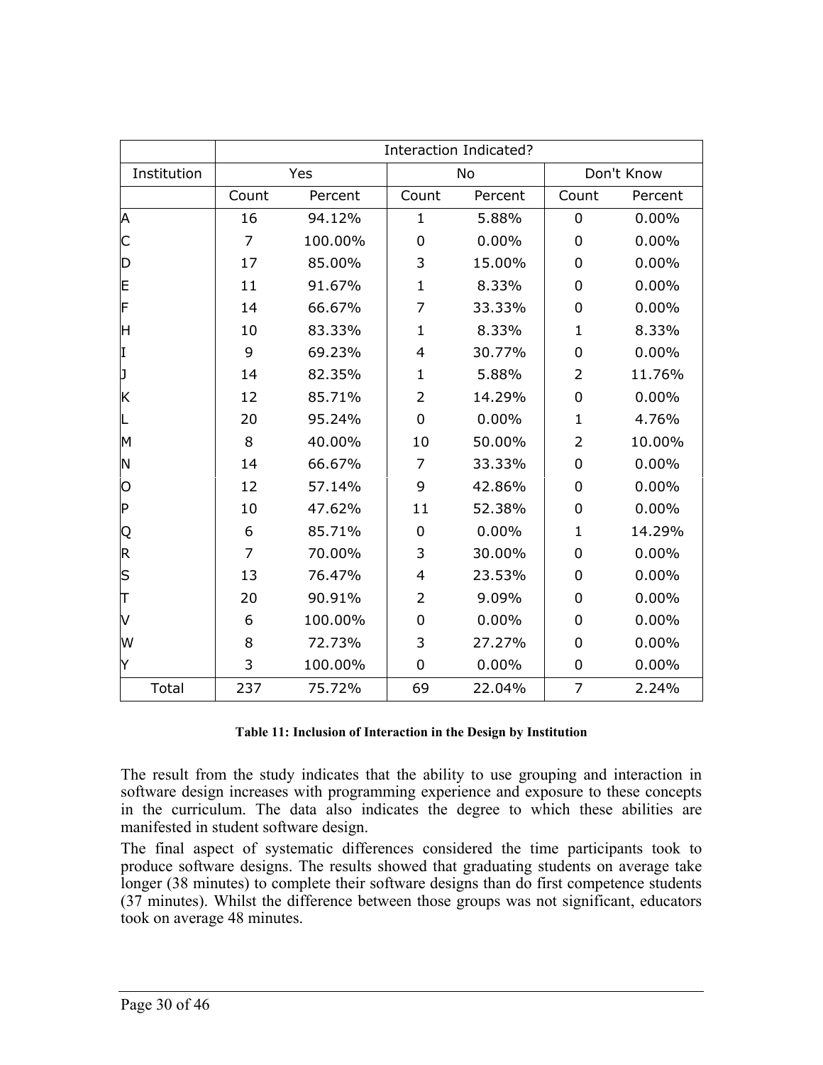| | Interaction Indicated? | | | | | |
|---|---|---|---|---|---|---|
| Institution | Yes | | No | | Don't Know | |
| | Count | Percent | Count | Percent | Count | Percent |
| A | 16 | 94.12% | 1 | 5.88% | 0 | 0.00% |
| C | 7 | 100.00% | 0 | 0.00% | 0 | 0.00% |
| D | 17 | 85.00% | 3 | 15.00% | 0 | 0.00% |
| E | 11 | 91.67% | 1 | 8.33% | 0 | 0.00% |
| F | 14 | 66.67% | 7 | 33.33% | 0 | 0.00% |
| H | 10 | 83.33% | 1 | 8.33% | 1 | 8.33% |
| I | 9 | 69.23% | 4 | 30.77% | 0 | 0.00% |
| J | 14 | 82.35% | 1 | 5.88% | 2 | 11.76% |
| K | 12 | 85.71% | 2 | 14.29% | 0 | 0.00% |
| L | 20 | 95.24% | 0 | 0.00% | 1 | 4.76% |
| M | 8 | 40.00% | 10 | 50.00% | 2 | 10.00% |
| N | 14 | 66.67% | 7 | 33.33% | 0 | 0.00% |
| O | 12 | 57.14% | 9 | 42.86% | 0 | 0.00% |
| P | 10 | 47.62% | 11 | 52.38% | 0 | 0.00% |
| Q | 6 | 85.71% | 0 | 0.00% | 1 | 14.29% |
| R | 7 | 70.00% | 3 | 30.00% | 0 | 0.00% |
| S | 13 | 76.47% | 4 | 23.53% | 0 | 0.00% |
| T | 20 | 90.91% | 2 | 9.09% | 0 | 0.00% |
| V | 6 | 100.00% | 0 | 0.00% | 0 | 0.00% |
| W | 8 | 72.73% | 3 | 27.27% | 0 | 0.00% |
| Y | 3 | 100.00% | 0 | 0.00% | 0 | 0.00% |
| Total | 237 | 75.72% | 69 | 22.04% | 7 | 2.24% |

**Table 11: Inclusion of Interaction in the Design by Institution**

The result from the study indicates that the ability to use grouping and interaction in software design increases with programming experience and exposure to these concepts in the curriculum. The data also indicates the degree to which these abilities are manifested in student software design.

The final aspect of systematic differences considered the time participants took to produce software designs. The results showed that graduating students on average take longer (38 minutes) to complete their software designs than do first competence students (37 minutes). Whilst the difference between those groups was not significant, educators took on average 48 minutes.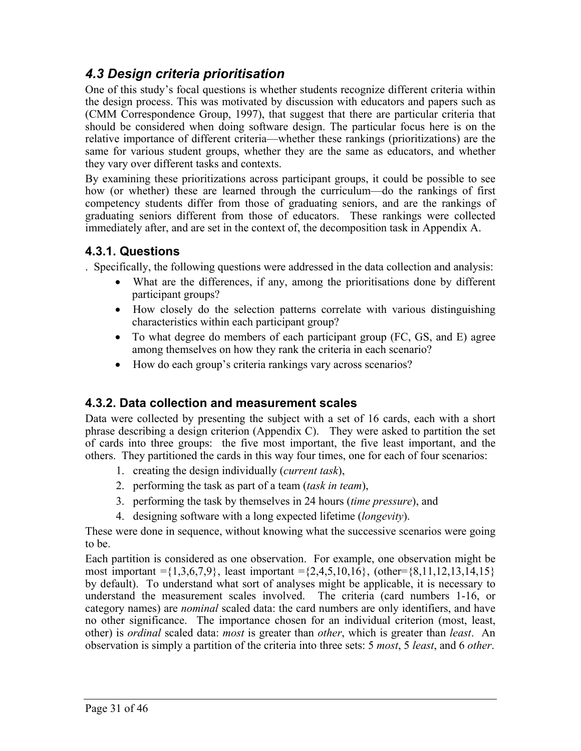## *4.3 Design criteria prioritisation*

One of this study's focal questions is whether students recognize different criteria within the design process. This was motivated by discussion with educators and papers such as (CMM Correspondence Group, 1997), that suggest that there are particular criteria that should be considered when doing software design. The particular focus here is on the relative importance of different criteria—whether these rankings (prioritizations) are the same for various student groups, whether they are the same as educators, and whether they vary over different tasks and contexts.

By examining these prioritizations across participant groups, it could be possible to see how (or whether) these are learned through the curriculum—do the rankings of first competency students differ from those of graduating seniors, and are the rankings of graduating seniors different from those of educators. These rankings were collected immediately after, and are set in the context of, the decomposition task in Appendix A.

### 4.3.1. Questions

. Specifically, the following questions were addressed in the data collection and analysis:

- What are the differences, if any, among the prioritisations done by different participant groups?
- How closely do the selection patterns correlate with various distinguishing characteristics within each participant group?
- To what degree do members of each participant group (FC, GS, and E) agree among themselves on how they rank the criteria in each scenario?
- How do each group's criteria rankings vary across scenarios?

### 4.3.2. Data collection and measurement scales

Data were collected by presenting the subject with a set of 16 cards, each with a short phrase describing a design criterion (Appendix C). They were asked to partition the set of cards into three groups: the five most important, the five least important, and the others. They partitioned the cards in this way four times, one for each of four scenarios:

1. creating the design individually (*current task*),
2. performing the task as part of a team (*task in team*),
3. performing the task by themselves in 24 hours (*time pressure*), and
4. designing software with a long expected lifetime (*longevity*).

These were done in sequence, without knowing what the successive scenarios were going to be.

Each partition is considered as one observation. For example, one observation might be most important ={1,3,6,7,9}, least important ={2,4,5,10,16}, (other={8,11,12,13,14,15} by default). To understand what sort of analyses might be applicable, it is necessary to understand the measurement scales involved. The criteria (card numbers 1-16, or category names) are *nominal* scaled data: the card numbers are only identifiers, and have no other significance. The importance chosen for an individual criterion (most, least, other) is *ordinal* scaled data: *most* is greater than *other*, which is greater than *least*. An observation is simply a partition of the criteria into three sets: 5 *most*, 5 *least*, and 6 *other*.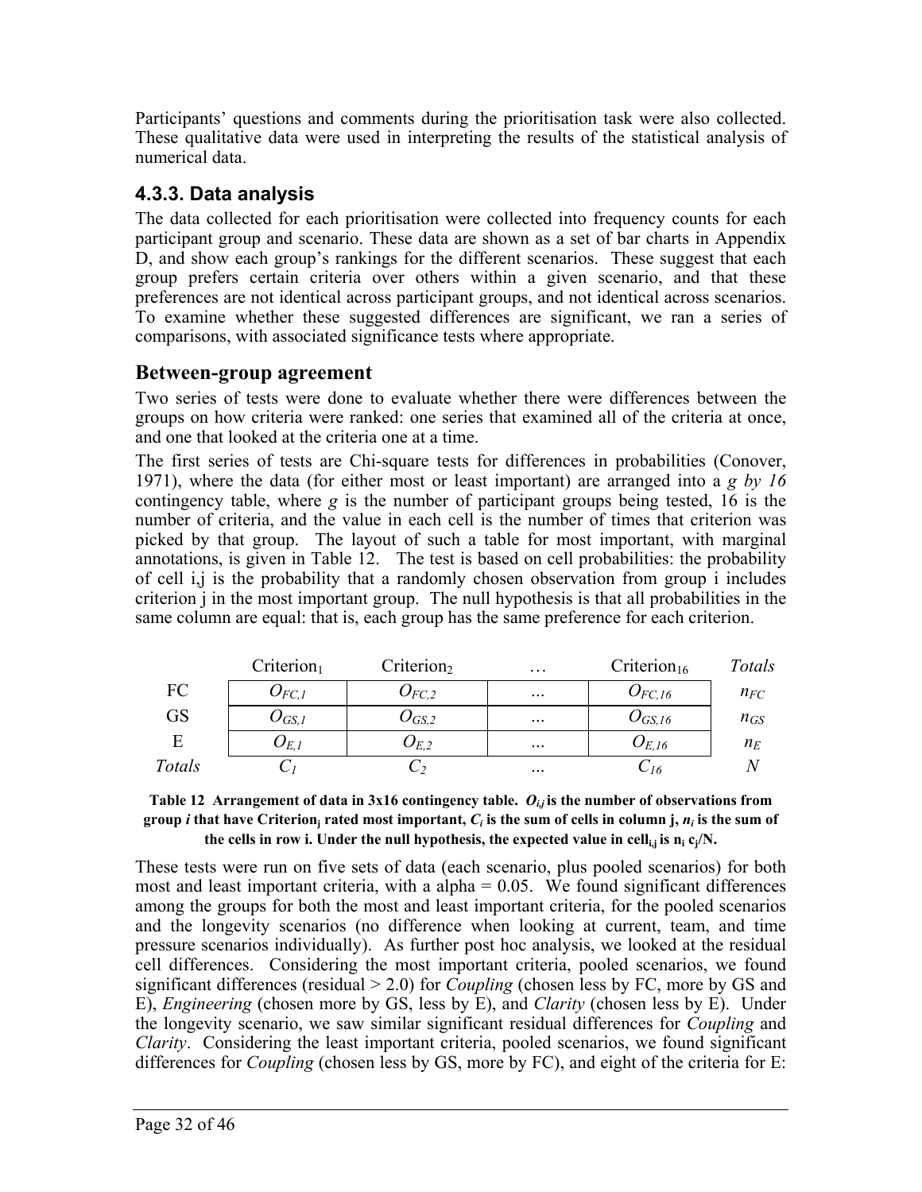Participants' questions and comments during the prioritisation task were also collected. These qualitative data were used in interpreting the results of the statistical analysis of numerical data.

### 4.3.3. Data analysis

The data collected for each prioritisation were collected into frequency counts for each participant group and scenario. These data are shown as a set of bar charts in Appendix D, and show each group's rankings for the different scenarios. These suggest that each group prefers certain criteria over others within a given scenario, and that these preferences are not identical across participant groups, and not identical across scenarios. To examine whether these suggested differences are significant, we ran a series of comparisons, with associated significance tests where appropriate.

## Between-group agreement

Two series of tests were done to evaluate whether there were differences between the groups on how criteria were ranked: one series that examined all of the criteria at once, and one that looked at the criteria one at a time.

The first series of tests are Chi-square tests for differences in probabilities (Conover, 1971), where the data (for either most or least important) are arranged into a *g by 16* contingency table, where *g* is the number of participant groups being tested, 16 is the number of criteria, and the value in each cell is the number of times that criterion was picked by that group. The layout of such a table for most important, with marginal annotations, is given in Table 12. The test is based on cell probabilities: the probability of cell i,j is the probability that a randomly chosen observation from group i includes criterion j in the most important group. The null hypothesis is that all probabilities in the same column are equal: that is, each group has the same preference for each criterion.

| | Criterion$_1$ | Criterion$_2$ | … | Criterion$_{16}$ | *Totals* |
|---|---|---|---|---|---|
| FC | $O_{FC,1}$ | $O_{FC,2}$ | … | $O_{FC,16}$ | $n_{FC}$ |
| GS | $O_{GS,1}$ | $O_{GS,2}$ | … | $O_{GS,16}$ | $n_{GS}$ |
| E | $O_{E,1}$ | $O_{E,2}$ | … | $O_{E,16}$ | $n_E$ |
| *Totals* | $C_1$ | $C_2$ | … | $C_{16}$ | $N$ |

**Table 12 Arrangement of data in 3x16 contingency table. $O_{i,j}$ is the number of observations from group $i$ that have Criterion$_j$ rated most important, $C_i$ is the sum of cells in column j, $n_i$ is the sum of the cells in row i. Under the null hypothesis, the expected value in cell$_{i,j}$ is $n_i\, c_j/N$.**

These tests were run on five sets of data (each scenario, plus pooled scenarios) for both most and least important criteria, with a alpha = 0.05. We found significant differences among the groups for both the most and least important criteria, for the pooled scenarios and the longevity scenarios (no difference when looking at current, team, and time pressure scenarios individually). As further post hoc analysis, we looked at the residual cell differences. Considering the most important criteria, pooled scenarios, we found significant differences (residual > 2.0) for *Coupling* (chosen less by FC, more by GS and E), *Engineering* (chosen more by GS, less by E), and *Clarity* (chosen less by E). Under the longevity scenario, we saw similar significant residual differences for *Coupling* and *Clarity*. Considering the least important criteria, pooled scenarios, we found significant differences for *Coupling* (chosen less by GS, more by FC), and eight of the criteria for E: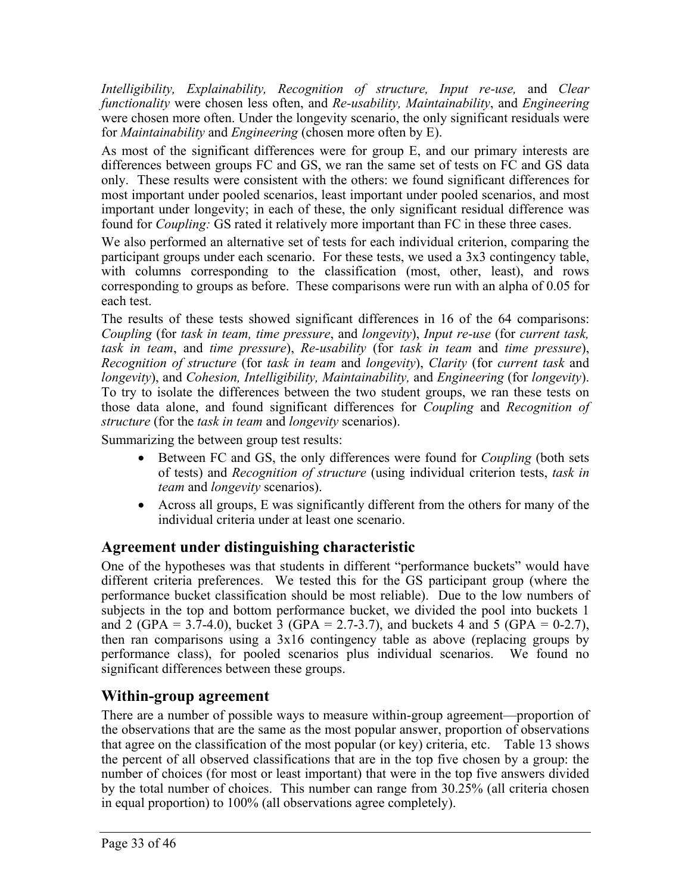*Intelligibility, Explainability, Recognition of structure, Input re-use,* and *Clear functionality* were chosen less often, and *Re-usability, Maintainability*, and *Engineering* were chosen more often. Under the longevity scenario, the only significant residuals were for *Maintainability* and *Engineering* (chosen more often by E).

As most of the significant differences were for group E, and our primary interests are differences between groups FC and GS, we ran the same set of tests on FC and GS data only. These results were consistent with the others: we found significant differences for most important under pooled scenarios, least important under pooled scenarios, and most important under longevity; in each of these, the only significant residual difference was found for *Coupling:* GS rated it relatively more important than FC in these three cases.

We also performed an alternative set of tests for each individual criterion, comparing the participant groups under each scenario. For these tests, we used a 3x3 contingency table, with columns corresponding to the classification (most, other, least), and rows corresponding to groups as before. These comparisons were run with an alpha of 0.05 for each test.

The results of these tests showed significant differences in 16 of the 64 comparisons: *Coupling* (for *task in team, time pressure*, and *longevity*), *Input re-use* (for *current task, task in team*, and *time pressure*), *Re-usability* (for *task in team* and *time pressure*), *Recognition of structure* (for *task in team* and *longevity*), *Clarity* (for *current task* and *longevity*), and *Cohesion, Intelligibility, Maintainability,* and *Engineering* (for *longevity*). To try to isolate the differences between the two student groups, we ran these tests on those data alone, and found significant differences for *Coupling* and *Recognition of structure* (for the *task in team* and *longevity* scenarios).

Summarizing the between group test results:

- Between FC and GS, the only differences were found for *Coupling* (both sets of tests) and *Recognition of structure* (using individual criterion tests, *task in team* and *longevity* scenarios).
- Across all groups, E was significantly different from the others for many of the individual criteria under at least one scenario.

## Agreement under distinguishing characteristic

One of the hypotheses was that students in different "performance buckets" would have different criteria preferences. We tested this for the GS participant group (where the performance bucket classification should be most reliable). Due to the low numbers of subjects in the top and bottom performance bucket, we divided the pool into buckets 1 and 2 (GPA = 3.7-4.0), bucket 3 (GPA = 2.7-3.7), and buckets 4 and 5 (GPA = 0-2.7), then ran comparisons using a 3x16 contingency table as above (replacing groups by performance class), for pooled scenarios plus individual scenarios. We found no significant differences between these groups.

## Within-group agreement

There are a number of possible ways to measure within-group agreement—proportion of the observations that are the same as the most popular answer, proportion of observations that agree on the classification of the most popular (or key) criteria, etc. Table 13 shows the percent of all observed classifications that are in the top five chosen by a group: the number of choices (for most or least important) that were in the top five answers divided by the total number of choices. This number can range from 30.25% (all criteria chosen in equal proportion) to 100% (all observations agree completely).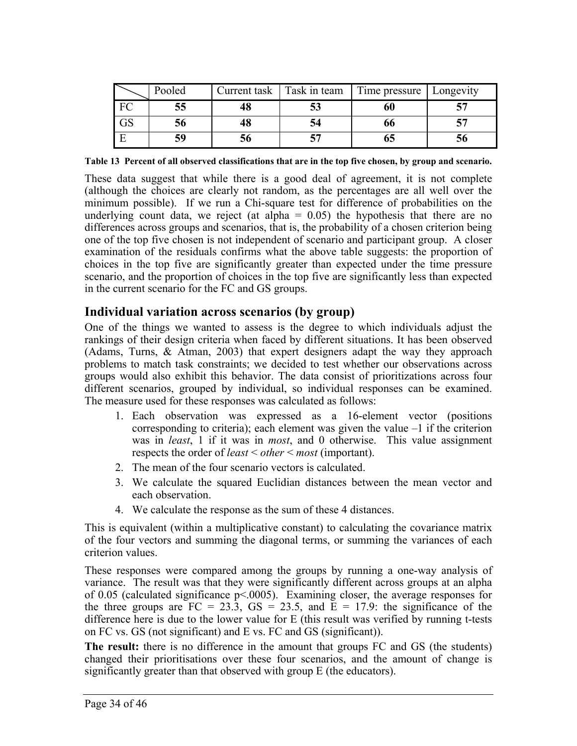| | Pooled | Current task | Task in team | Time pressure | Longevity |
|---|---|---|---|---|---|
| FC | **55** | **48** | **53** | **60** | **57** |
| GS | **56** | **48** | **54** | **66** | **57** |
| E | **59** | **56** | **57** | **65** | **56** |

**Table 13 Percent of all observed classifications that are in the top five chosen, by group and scenario.**

These data suggest that while there is a good deal of agreement, it is not complete (although the choices are clearly not random, as the percentages are all well over the minimum possible). If we run a Chi-square test for difference of probabilities on the underlying count data, we reject (at alpha = 0.05) the hypothesis that there are no differences across groups and scenarios, that is, the probability of a chosen criterion being one of the top five chosen is not independent of scenario and participant group. A closer examination of the residuals confirms what the above table suggests: the proportion of choices in the top five are significantly greater than expected under the time pressure scenario, and the proportion of choices in the top five are significantly less than expected in the current scenario for the FC and GS groups.

## Individual variation across scenarios (by group)

One of the things we wanted to assess is the degree to which individuals adjust the rankings of their design criteria when faced by different situations. It has been observed (Adams, Turns, & Atman, 2003) that expert designers adapt the way they approach problems to match task constraints; we decided to test whether our observations across groups would also exhibit this behavior. The data consist of prioritizations across four different scenarios, grouped by individual, so individual responses can be examined. The measure used for these responses was calculated as follows:

1. Each observation was expressed as a 16-element vector (positions corresponding to criteria); each element was given the value –1 if the criterion was in *least*, 1 if it was in *most*, and 0 otherwise. This value assignment respects the order of *least* < *other* < *most* (important).
2. The mean of the four scenario vectors is calculated.
3. We calculate the squared Euclidian distances between the mean vector and each observation.
4. We calculate the response as the sum of these 4 distances.

This is equivalent (within a multiplicative constant) to calculating the covariance matrix of the four vectors and summing the diagonal terms, or summing the variances of each criterion values.

These responses were compared among the groups by running a one-way analysis of variance. The result was that they were significantly different across groups at an alpha of 0.05 (calculated significance $p<.0005$). Examining closer, the average responses for the three groups are FC = 23.3, GS = 23.5, and E = 17.9: the significance of the difference here is due to the lower value for E (this result was verified by running t-tests on FC vs. GS (not significant) and E vs. FC and GS (significant)).

**The result:** there is no difference in the amount that groups FC and GS (the students) changed their prioritisations over these four scenarios, and the amount of change is significantly greater than that observed with group E (the educators).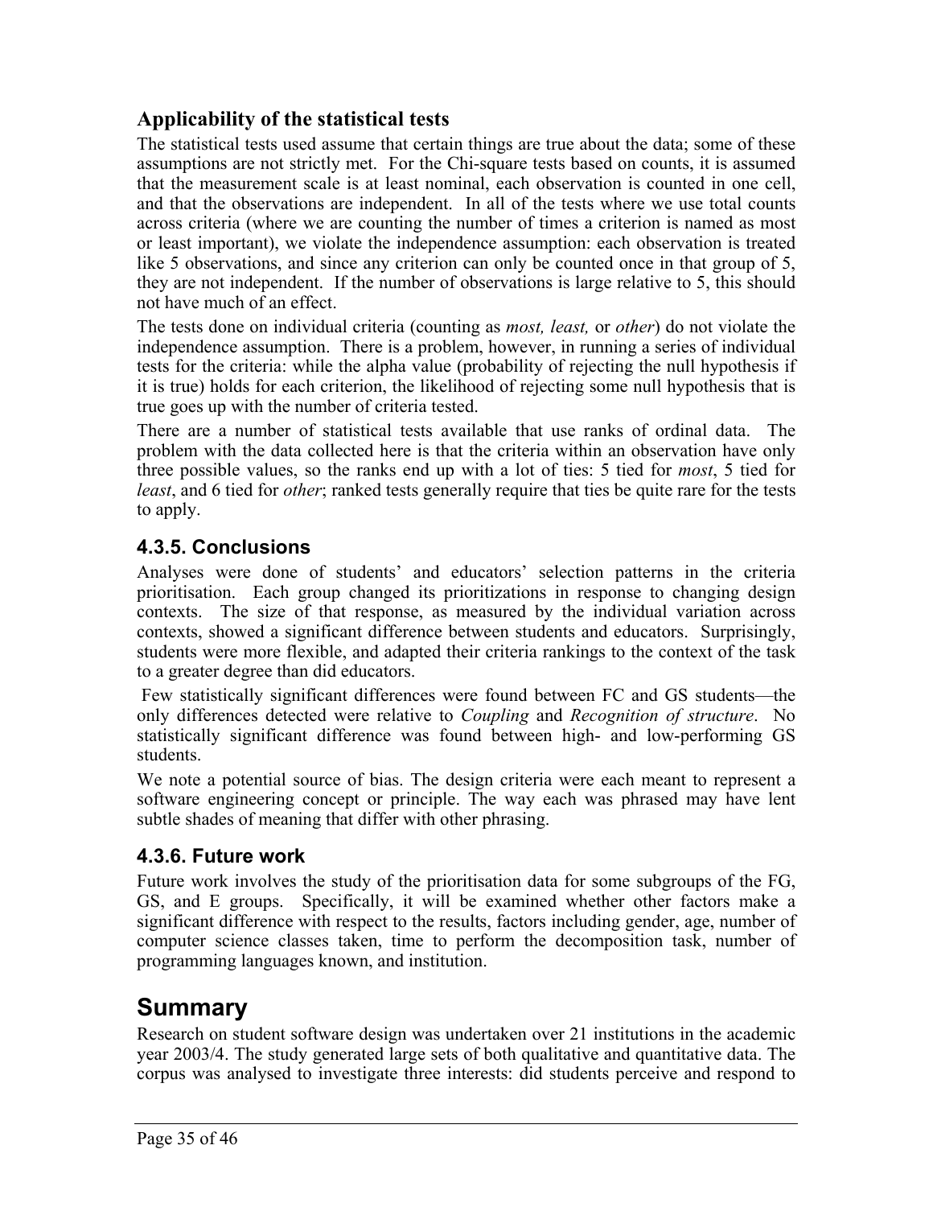### Applicability of the statistical tests

The statistical tests used assume that certain things are true about the data; some of these assumptions are not strictly met. For the Chi-square tests based on counts, it is assumed that the measurement scale is at least nominal, each observation is counted in one cell, and that the observations are independent. In all of the tests where we use total counts across criteria (where we are counting the number of times a criterion is named as most or least important), we violate the independence assumption: each observation is treated like 5 observations, and since any criterion can only be counted once in that group of 5, they are not independent. If the number of observations is large relative to 5, this should not have much of an effect.

The tests done on individual criteria (counting as *most, least,* or *other*) do not violate the independence assumption. There is a problem, however, in running a series of individual tests for the criteria: while the alpha value (probability of rejecting the null hypothesis if it is true) holds for each criterion, the likelihood of rejecting some null hypothesis that is true goes up with the number of criteria tested.

There are a number of statistical tests available that use ranks of ordinal data. The problem with the data collected here is that the criteria within an observation have only three possible values, so the ranks end up with a lot of ties: 5 tied for *most*, 5 tied for *least*, and 6 tied for *other*; ranked tests generally require that ties be quite rare for the tests to apply.

### 4.3.5. Conclusions

Analyses were done of students' and educators' selection patterns in the criteria prioritisation. Each group changed its prioritizations in response to changing design contexts. The size of that response, as measured by the individual variation across contexts, showed a significant difference between students and educators. Surprisingly, students were more flexible, and adapted their criteria rankings to the context of the task to a greater degree than did educators.

Few statistically significant differences were found between FC and GS students—the only differences detected were relative to *Coupling* and *Recognition of structure*. No statistically significant difference was found between high- and low-performing GS students.

We note a potential source of bias. The design criteria were each meant to represent a software engineering concept or principle. The way each was phrased may have lent subtle shades of meaning that differ with other phrasing.

### 4.3.6. Future work

Future work involves the study of the prioritisation data for some subgroups of the FG, GS, and E groups. Specifically, it will be examined whether other factors make a significant difference with respect to the results, factors including gender, age, number of computer science classes taken, time to perform the decomposition task, number of programming languages known, and institution.

# Summary

Research on student software design was undertaken over 21 institutions in the academic year 2003/4. The study generated large sets of both qualitative and quantitative data. The corpus was analysed to investigate three interests: did students perceive and respond to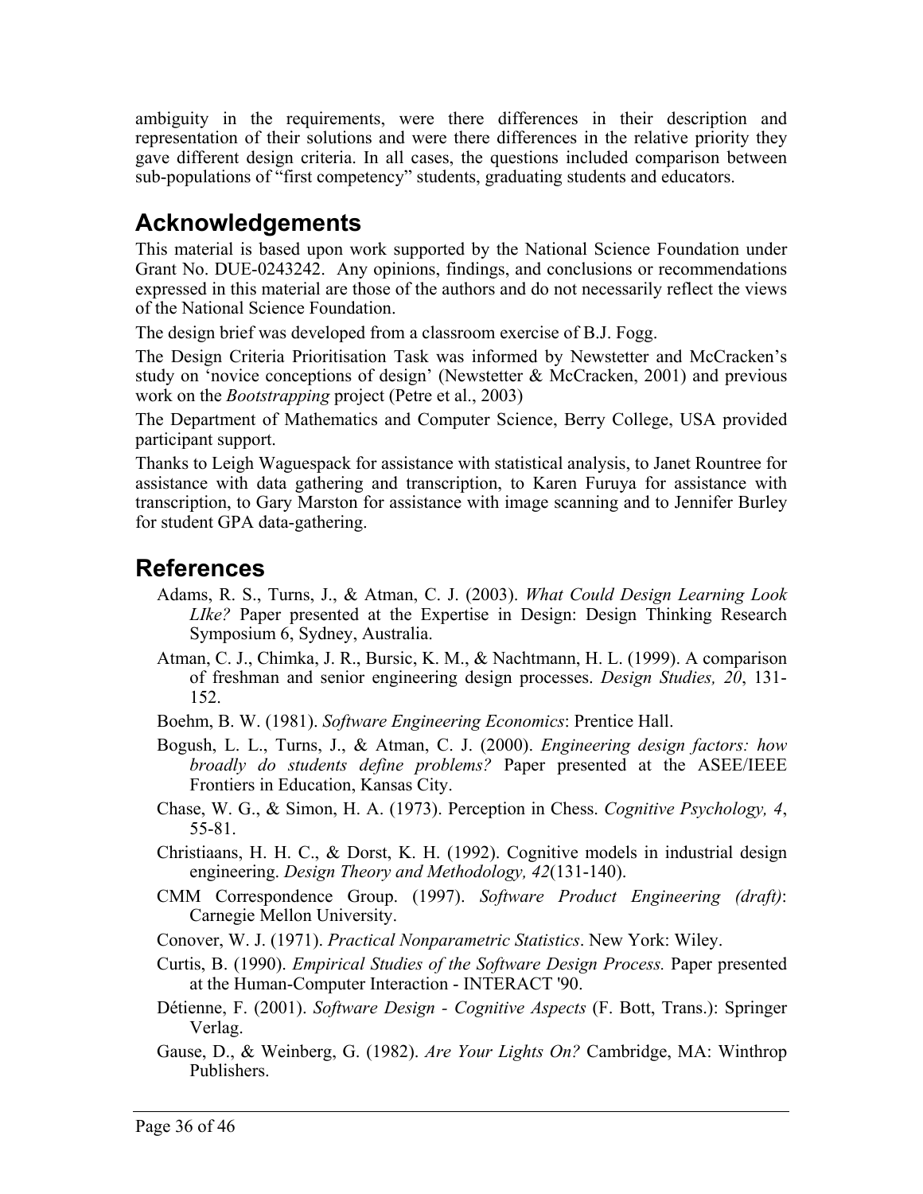ambiguity in the requirements, were there differences in their description and representation of their solutions and were there differences in the relative priority they gave different design criteria. In all cases, the questions included comparison between sub-populations of "first competency" students, graduating students and educators.

## Acknowledgements

This material is based upon work supported by the National Science Foundation under Grant No. DUE-0243242. Any opinions, findings, and conclusions or recommendations expressed in this material are those of the authors and do not necessarily reflect the views of the National Science Foundation.

The design brief was developed from a classroom exercise of B.J. Fogg.

The Design Criteria Prioritisation Task was informed by Newstetter and McCracken's study on 'novice conceptions of design' (Newstetter & McCracken, 2001) and previous work on the *Bootstrapping* project (Petre et al., 2003)

The Department of Mathematics and Computer Science, Berry College, USA provided participant support.

Thanks to Leigh Waguespack for assistance with statistical analysis, to Janet Rountree for assistance with data gathering and transcription, to Karen Furuya for assistance with transcription, to Gary Marston for assistance with image scanning and to Jennifer Burley for student GPA data-gathering.

## References

Adams, R. S., Turns, J., & Atman, C. J. (2003). *What Could Design Learning Look LIke?* Paper presented at the Expertise in Design: Design Thinking Research Symposium 6, Sydney, Australia.

Atman, C. J., Chimka, J. R., Bursic, K. M., & Nachtmann, H. L. (1999). A comparison of freshman and senior engineering design processes. *Design Studies, 20*, 131-152.

Boehm, B. W. (1981). *Software Engineering Economics*: Prentice Hall.

Bogush, L. L., Turns, J., & Atman, C. J. (2000). *Engineering design factors: how broadly do students define problems?* Paper presented at the ASEE/IEEE Frontiers in Education, Kansas City.

Chase, W. G., & Simon, H. A. (1973). Perception in Chess. *Cognitive Psychology, 4*, 55-81.

Christiaans, H. H. C., & Dorst, K. H. (1992). Cognitive models in industrial design engineering. *Design Theory and Methodology, 42*(131-140).

CMM Correspondence Group. (1997). *Software Product Engineering (draft)*: Carnegie Mellon University.

Conover, W. J. (1971). *Practical Nonparametric Statistics*. New York: Wiley.

Curtis, B. (1990). *Empirical Studies of the Software Design Process.* Paper presented at the Human-Computer Interaction - INTERACT '90.

Détienne, F. (2001). *Software Design - Cognitive Aspects* (F. Bott, Trans.): Springer Verlag.

Gause, D., & Weinberg, G. (1982). *Are Your Lights On?* Cambridge, MA: Winthrop Publishers.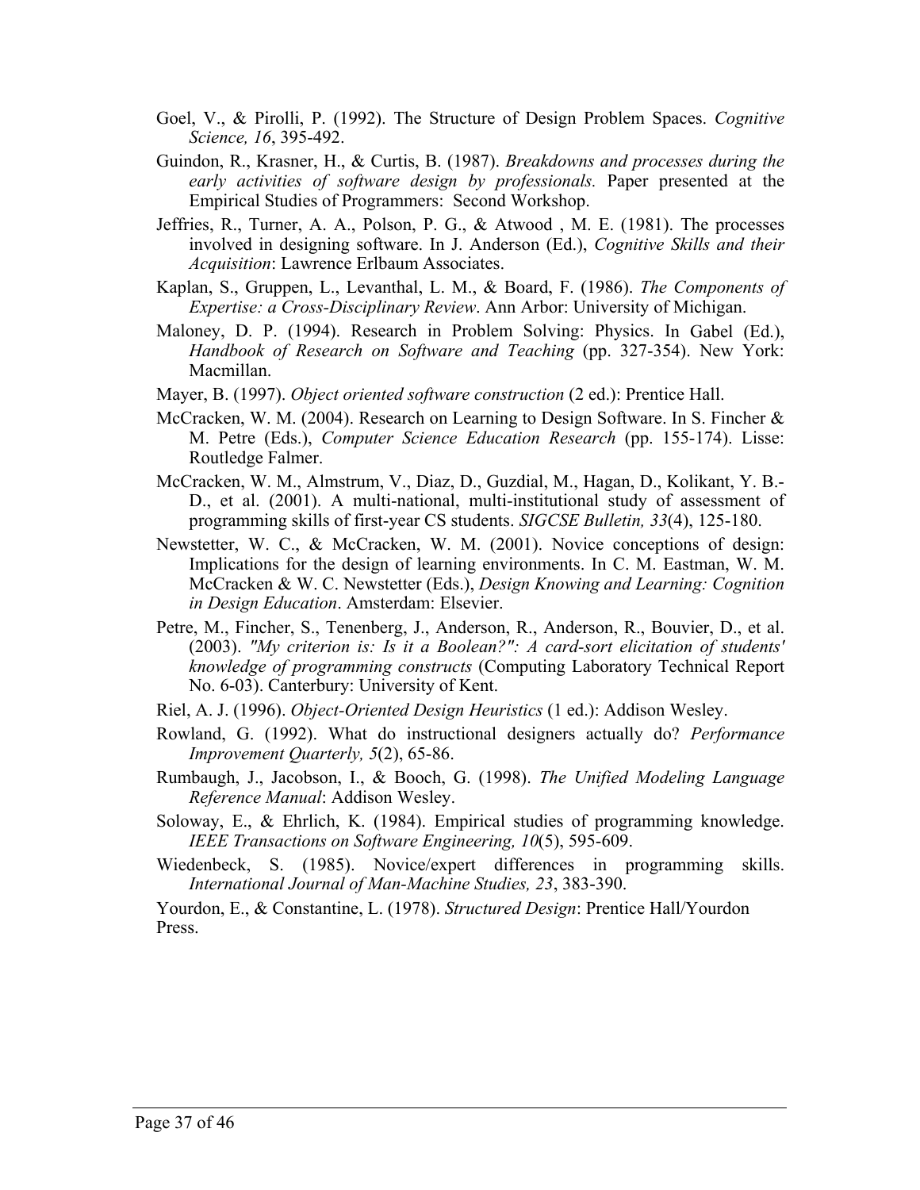Goel, V., & Pirolli, P. (1992). The Structure of Design Problem Spaces. *Cognitive Science, 16*, 395-492.

Guindon, R., Krasner, H., & Curtis, B. (1987). *Breakdowns and processes during the early activities of software design by professionals.* Paper presented at the Empirical Studies of Programmers: Second Workshop.

Jeffries, R., Turner, A. A., Polson, P. G., & Atwood , M. E. (1981). The processes involved in designing software. In J. Anderson (Ed.), *Cognitive Skills and their Acquisition*: Lawrence Erlbaum Associates.

Kaplan, S., Gruppen, L., Levanthal, L. M., & Board, F. (1986). *The Components of Expertise: a Cross-Disciplinary Review*. Ann Arbor: University of Michigan.

Maloney, D. P. (1994). Research in Problem Solving: Physics. In Gabel (Ed.), *Handbook of Research on Software and Teaching* (pp. 327-354). New York: Macmillan.

Mayer, B. (1997). *Object oriented software construction* (2 ed.): Prentice Hall.

McCracken, W. M. (2004). Research on Learning to Design Software. In S. Fincher & M. Petre (Eds.), *Computer Science Education Research* (pp. 155-174). Lisse: Routledge Falmer.

McCracken, W. M., Almstrum, V., Diaz, D., Guzdial, M., Hagan, D., Kolikant, Y. B.-D., et al. (2001). A multi-national, multi-institutional study of assessment of programming skills of first-year CS students. *SIGCSE Bulletin, 33*(4), 125-180.

Newstetter, W. C., & McCracken, W. M. (2001). Novice conceptions of design: Implications for the design of learning environments. In C. M. Eastman, W. M. McCracken & W. C. Newstetter (Eds.), *Design Knowing and Learning: Cognition in Design Education*. Amsterdam: Elsevier.

Petre, M., Fincher, S., Tenenberg, J., Anderson, R., Anderson, R., Bouvier, D., et al. (2003). *"My criterion is: Is it a Boolean?": A card-sort elicitation of students' knowledge of programming constructs* (Computing Laboratory Technical Report No. 6-03). Canterbury: University of Kent.

Riel, A. J. (1996). *Object-Oriented Design Heuristics* (1 ed.): Addison Wesley.

Rowland, G. (1992). What do instructional designers actually do? *Performance Improvement Quarterly, 5*(2), 65-86.

Rumbaugh, J., Jacobson, I., & Booch, G. (1998). *The Unified Modeling Language Reference Manual*: Addison Wesley.

Soloway, E., & Ehrlich, K. (1984). Empirical studies of programming knowledge. *IEEE Transactions on Software Engineering, 10*(5), 595-609.

Wiedenbeck, S. (1985). Novice/expert differences in programming skills. *International Journal of Man-Machine Studies, 23*, 383-390.

Yourdon, E., & Constantine, L. (1978). *Structured Design*: Prentice Hall/Yourdon Press.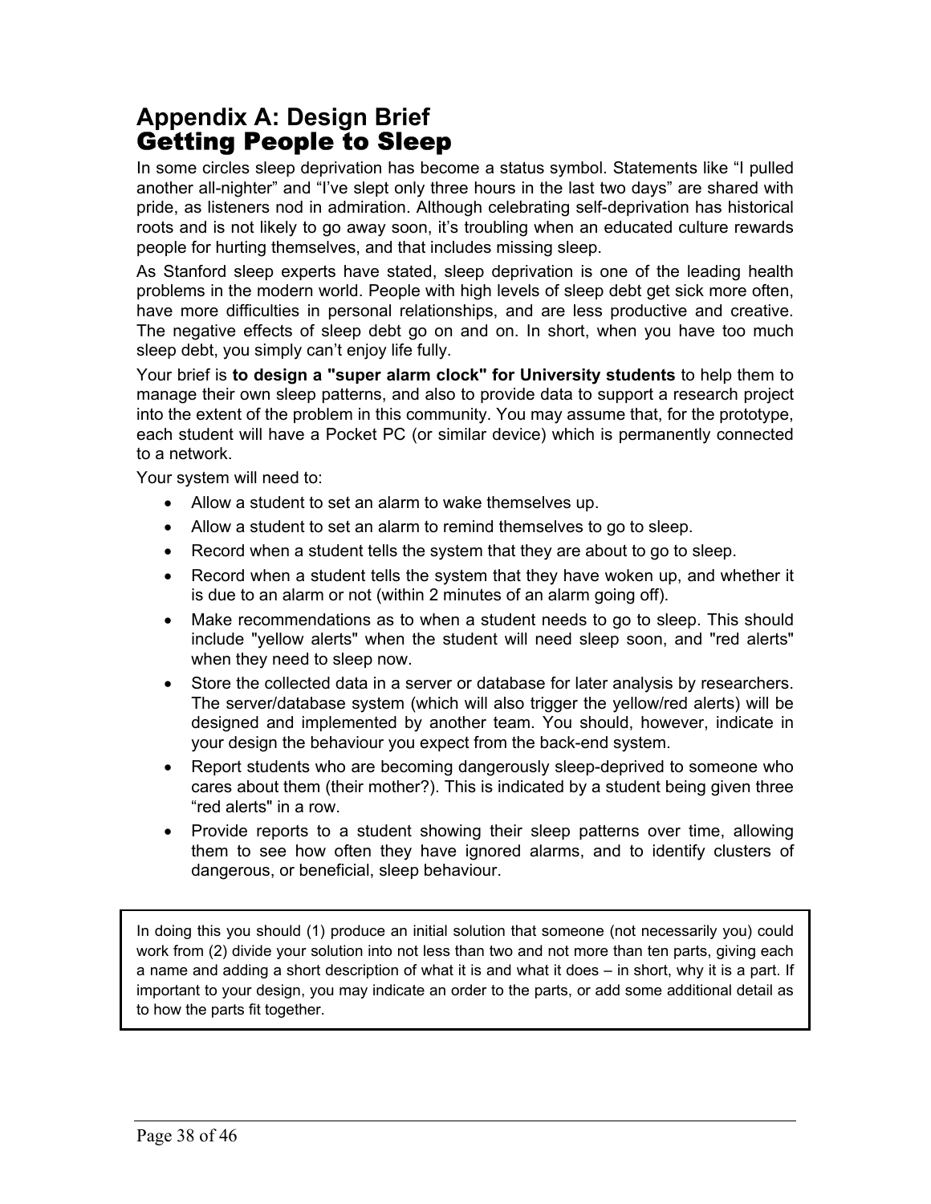# Appendix A: Design Brief

## Getting People to Sleep

In some circles sleep deprivation has become a status symbol. Statements like "I pulled another all-nighter" and "I've slept only three hours in the last two days" are shared with pride, as listeners nod in admiration. Although celebrating self-deprivation has historical roots and is not likely to go away soon, it's troubling when an educated culture rewards people for hurting themselves, and that includes missing sleep.

As Stanford sleep experts have stated, sleep deprivation is one of the leading health problems in the modern world. People with high levels of sleep debt get sick more often, have more difficulties in personal relationships, and are less productive and creative. The negative effects of sleep debt go on and on. In short, when you have too much sleep debt, you simply can't enjoy life fully.

Your brief is **to design a "super alarm clock" for University students** to help them to manage their own sleep patterns, and also to provide data to support a research project into the extent of the problem in this community. You may assume that, for the prototype, each student will have a Pocket PC (or similar device) which is permanently connected to a network.

Your system will need to:

- Allow a student to set an alarm to wake themselves up.
- Allow a student to set an alarm to remind themselves to go to sleep.
- Record when a student tells the system that they are about to go to sleep.
- Record when a student tells the system that they have woken up, and whether it is due to an alarm or not (within 2 minutes of an alarm going off).
- Make recommendations as to when a student needs to go to sleep. This should include "yellow alerts" when the student will need sleep soon, and "red alerts" when they need to sleep now.
- Store the collected data in a server or database for later analysis by researchers. The server/database system (which will also trigger the yellow/red alerts) will be designed and implemented by another team. You should, however, indicate in your design the behaviour you expect from the back-end system.
- Report students who are becoming dangerously sleep-deprived to someone who cares about them (their mother?). This is indicated by a student being given three "red alerts" in a row.
- Provide reports to a student showing their sleep patterns over time, allowing them to see how often they have ignored alarms, and to identify clusters of dangerous, or beneficial, sleep behaviour.

In doing this you should (1) produce an initial solution that someone (not necessarily you) could work from (2) divide your solution into not less than two and not more than ten parts, giving each a name and adding a short description of what it is and what it does – in short, why it is a part. If important to your design, you may indicate an order to the parts, or add some additional detail as to how the parts fit together.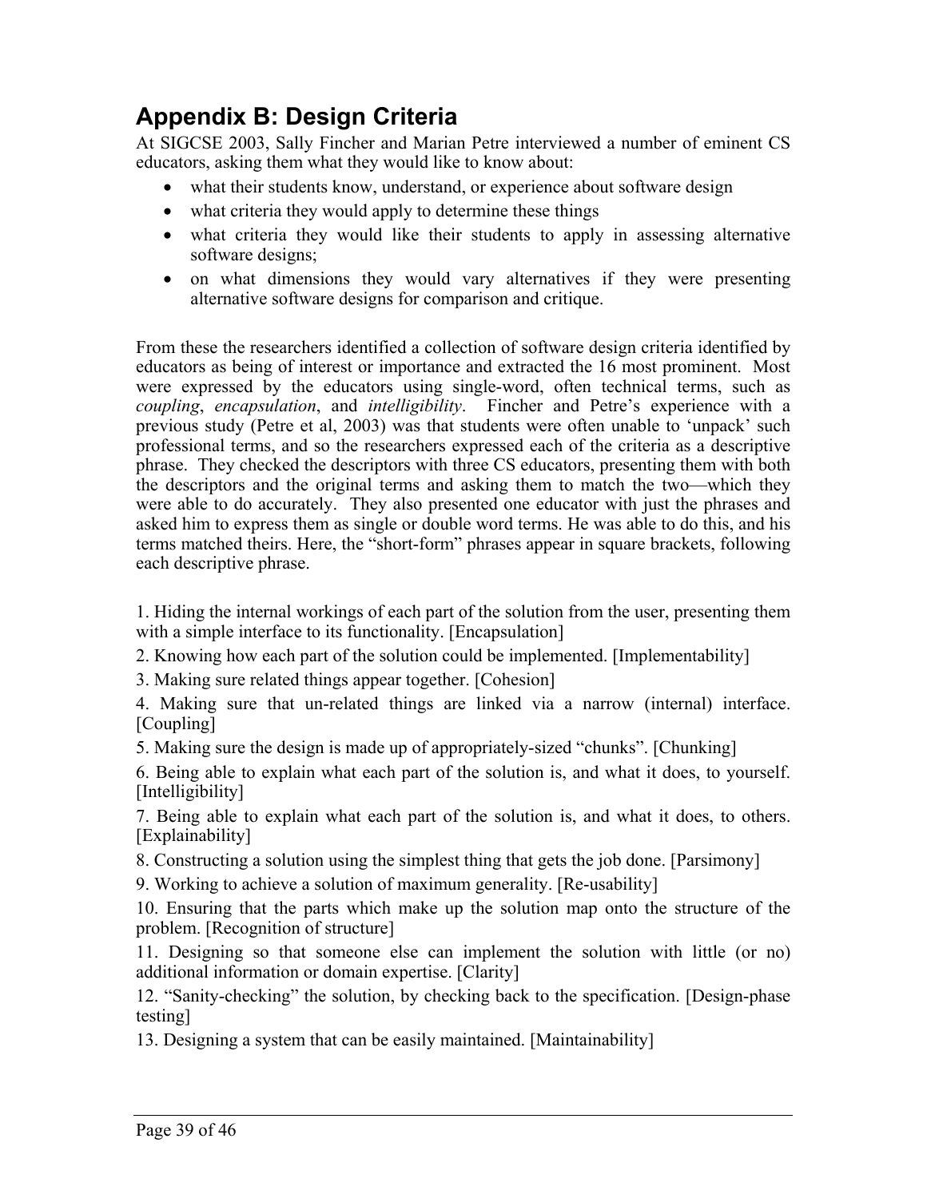# Appendix B: Design Criteria

At SIGCSE 2003, Sally Fincher and Marian Petre interviewed a number of eminent CS educators, asking them what they would like to know about:

- what their students know, understand, or experience about software design
- what criteria they would apply to determine these things
- what criteria they would like their students to apply in assessing alternative software designs;
- on what dimensions they would vary alternatives if they were presenting alternative software designs for comparison and critique.

From these the researchers identified a collection of software design criteria identified by educators as being of interest or importance and extracted the 16 most prominent. Most were expressed by the educators using single-word, often technical terms, such as *coupling*, *encapsulation*, and *intelligibility*. Fincher and Petre's experience with a previous study (Petre et al, 2003) was that students were often unable to 'unpack' such professional terms, and so the researchers expressed each of the criteria as a descriptive phrase. They checked the descriptors with three CS educators, presenting them with both the descriptors and the original terms and asking them to match the two—which they were able to do accurately. They also presented one educator with just the phrases and asked him to express them as single or double word terms. He was able to do this, and his terms matched theirs. Here, the "short-form" phrases appear in square brackets, following each descriptive phrase.

1. Hiding the internal workings of each part of the solution from the user, presenting them with a simple interface to its functionality. [Encapsulation]

2. Knowing how each part of the solution could be implemented. [Implementability]

3. Making sure related things appear together. [Cohesion]

4. Making sure that un-related things are linked via a narrow (internal) interface. [Coupling]

5. Making sure the design is made up of appropriately-sized "chunks". [Chunking]

6. Being able to explain what each part of the solution is, and what it does, to yourself. [Intelligibility]

7. Being able to explain what each part of the solution is, and what it does, to others. [Explainability]

8. Constructing a solution using the simplest thing that gets the job done. [Parsimony]

9. Working to achieve a solution of maximum generality. [Re-usability]

10. Ensuring that the parts which make up the solution map onto the structure of the problem. [Recognition of structure]

11. Designing so that someone else can implement the solution with little (or no) additional information or domain expertise. [Clarity]

12. "Sanity-checking" the solution, by checking back to the specification. [Design-phase testing]

13. Designing a system that can be easily maintained. [Maintainability]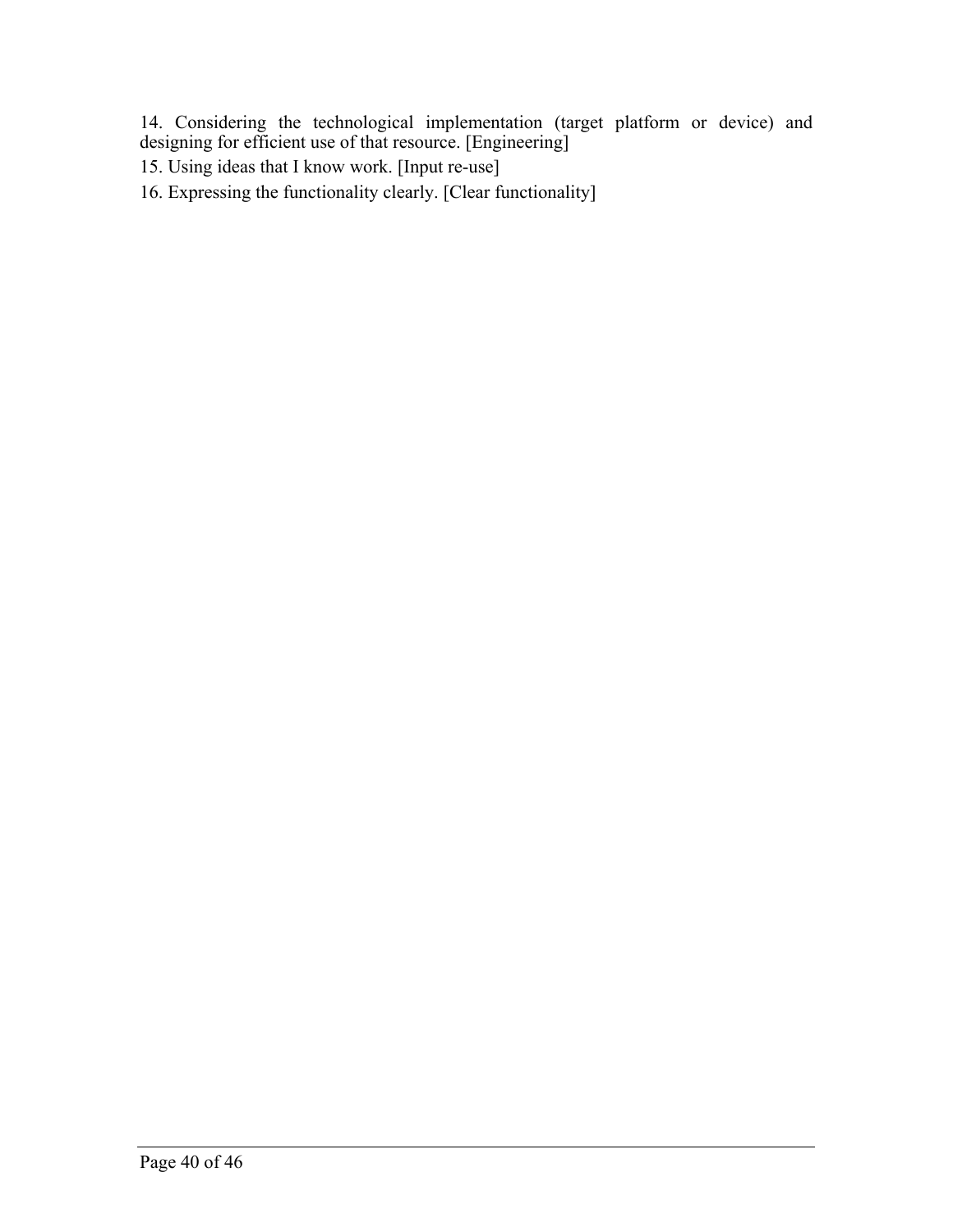14. Considering the technological implementation (target platform or device) and designing for efficient use of that resource. [Engineering]

15. Using ideas that I know work. [Input re-use]

16. Expressing the functionality clearly. [Clear functionality]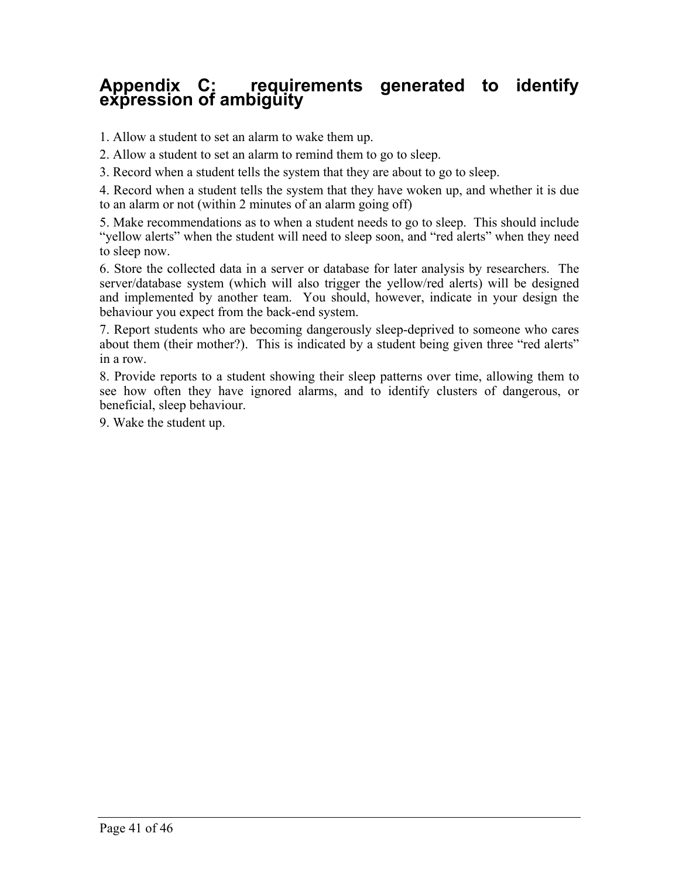## Appendix C: requirements generated to identify expression of ambiguity

1. Allow a student to set an alarm to wake them up.

2. Allow a student to set an alarm to remind them to go to sleep.

3. Record when a student tells the system that they are about to go to sleep.

4. Record when a student tells the system that they have woken up, and whether it is due to an alarm or not (within 2 minutes of an alarm going off)

5. Make recommendations as to when a student needs to go to sleep. This should include "yellow alerts" when the student will need to sleep soon, and "red alerts" when they need to sleep now.

6. Store the collected data in a server or database for later analysis by researchers. The server/database system (which will also trigger the yellow/red alerts) will be designed and implemented by another team. You should, however, indicate in your design the behaviour you expect from the back-end system.

7. Report students who are becoming dangerously sleep-deprived to someone who cares about them (their mother?). This is indicated by a student being given three "red alerts" in a row.

8. Provide reports to a student showing their sleep patterns over time, allowing them to see how often they have ignored alarms, and to identify clusters of dangerous, or beneficial, sleep behaviour.

9. Wake the student up.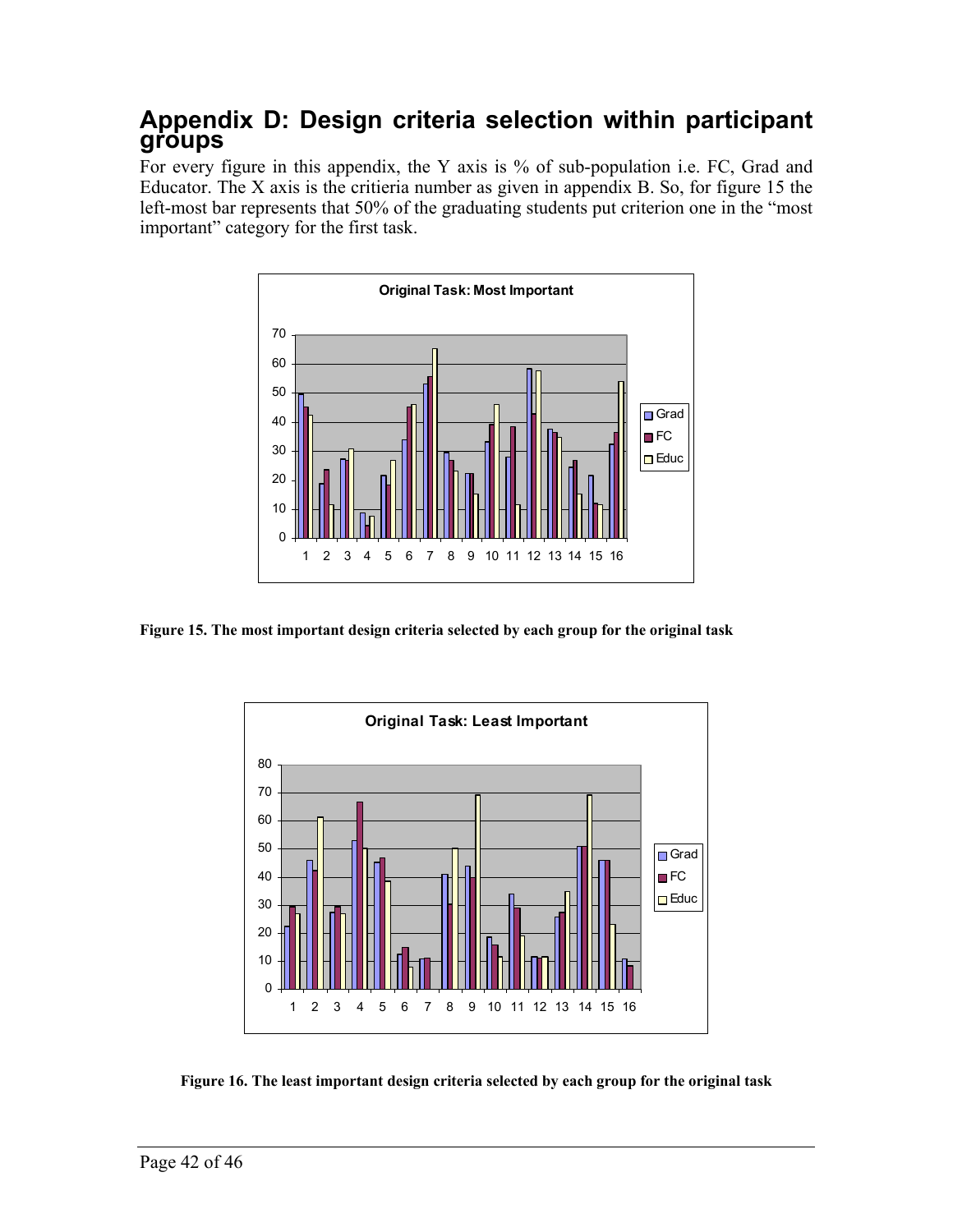## Appendix D: Design criteria selection within participant groups

For every figure in this appendix, the Y axis is % of sub-population i.e. FC, Grad and Educator. The X axis is the critieria number as given in appendix B. So, for figure 15 the left-most bar represents that 50% of the graduating students put criterion one in the "most important" category for the first task.

**Figure 15. The most important design criteria selected by each group for the original task**

**Figure 16. The least important design criteria selected by each group for the original task**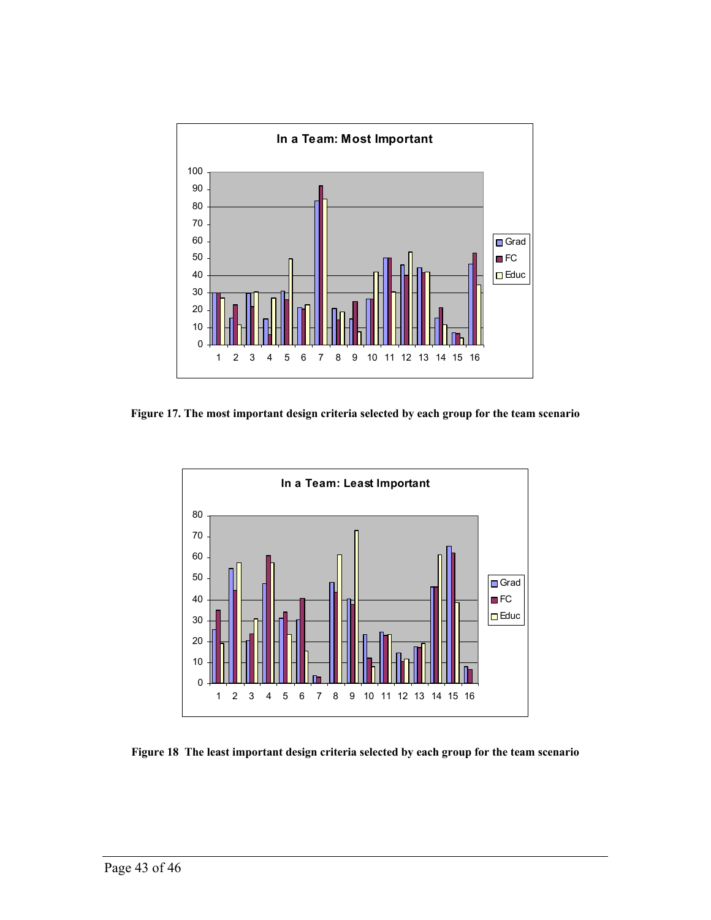Figure 17. The most important design criteria selected by each group for the team scenario

Figure 18 The least important design criteria selected by each group for the team scenario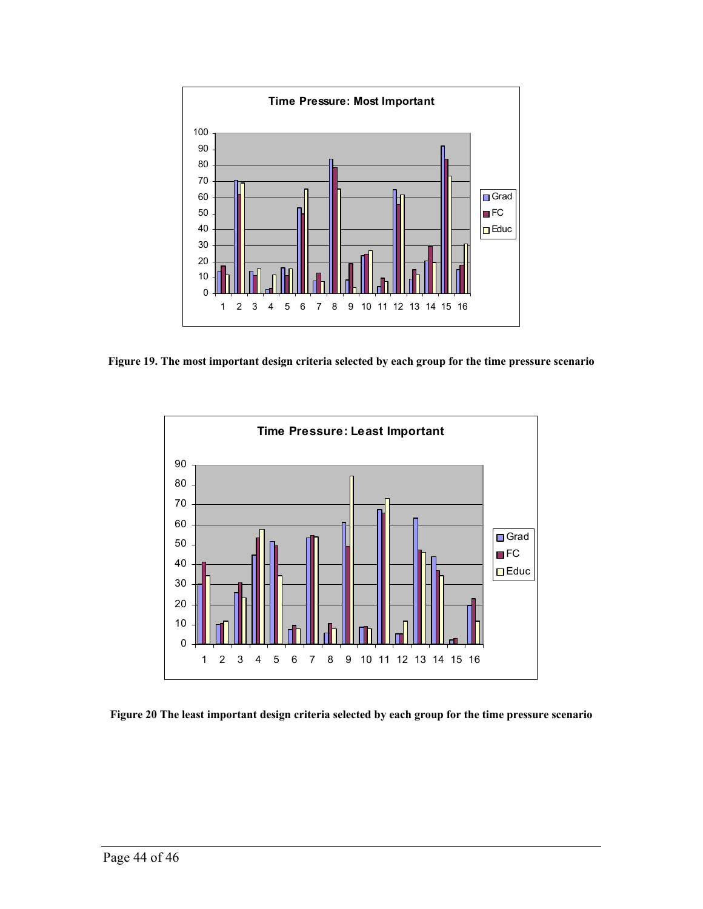Figure 19. The most important design criteria selected by each group for the time pressure scenario

Figure 20 The least important design criteria selected by each group for the time pressure scenario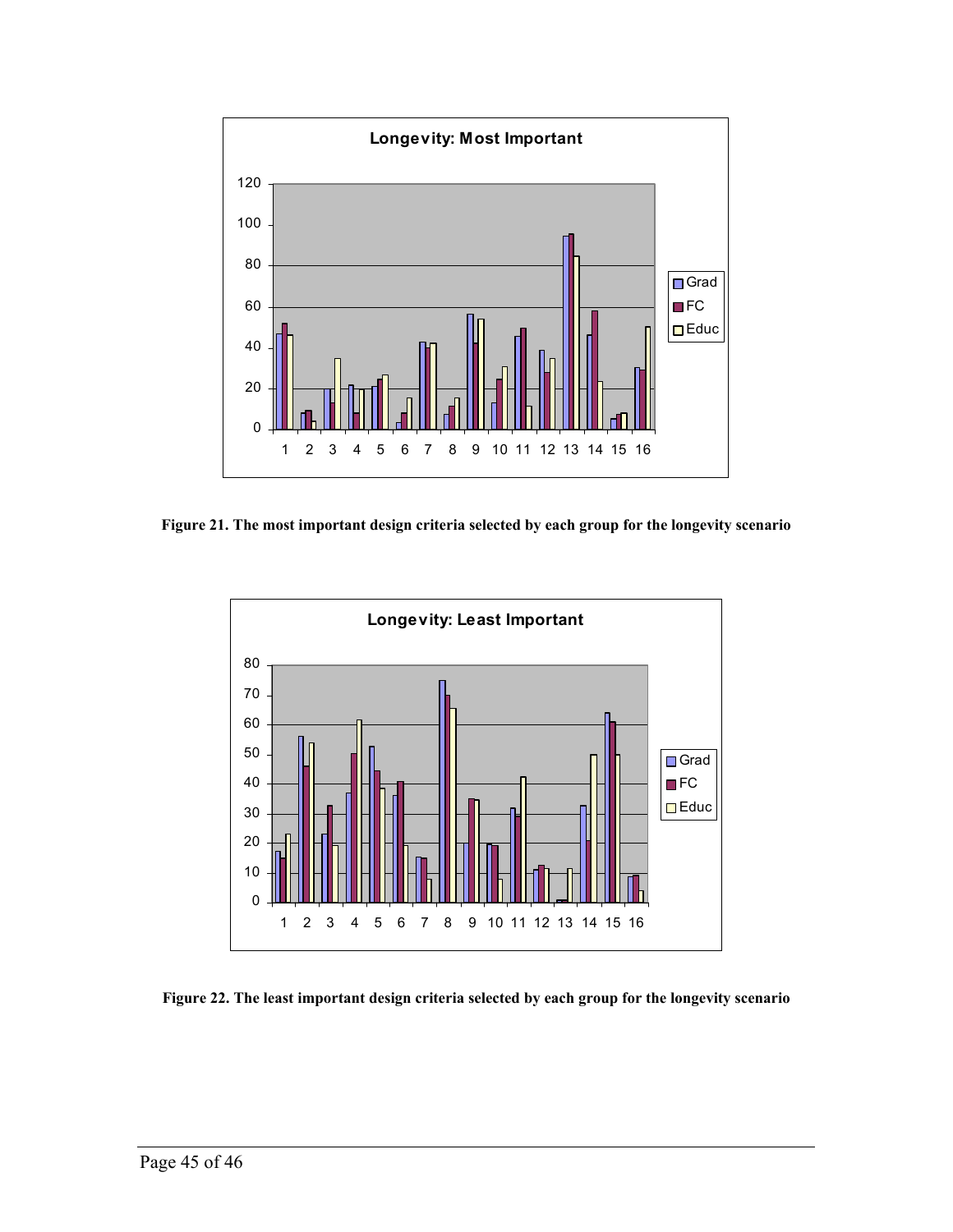**Figure 21. The most important design criteria selected by each group for the longevity scenario**

**Figure 22. The least important design criteria selected by each group for the longevity scenario**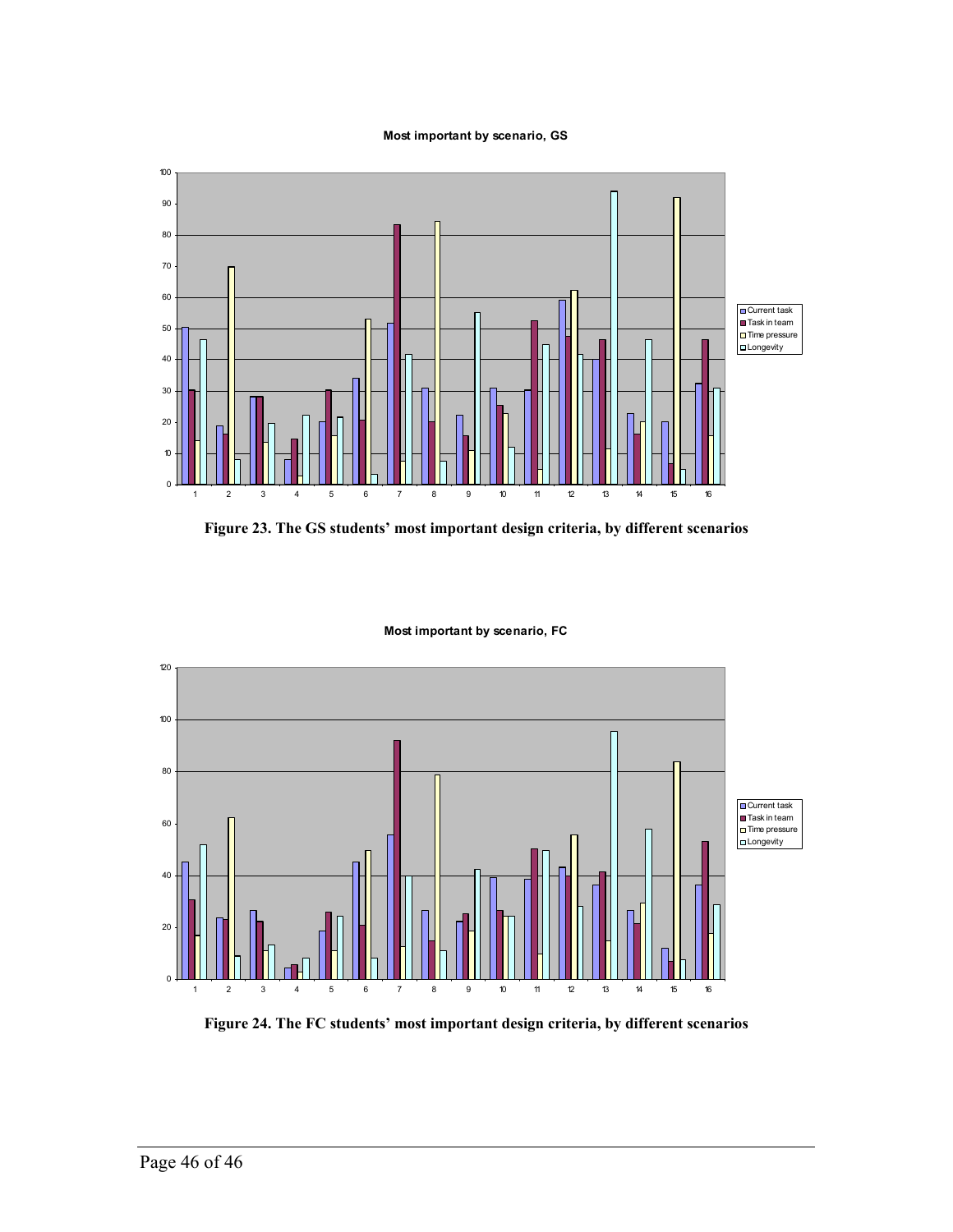Most important by scenario, GS

100
90
80
70
60
50
40
30
20
10
0

1 2 3 4 5 6 7 8 9 10 11 12 13 14 15 16

Current task
Task in team
Time pressure
Longevity

**Figure 23. The GS students' most important design criteria, by different scenarios**

Most important by scenario, FC

120
100
80
60
40
20
0

1 2 3 4 5 6 7 8 9 10 11 12 13 14 15 16

Current task
Task in team
Time pressure
Longevity

**Figure 24. The FC students' most important design criteria, by different scenarios**